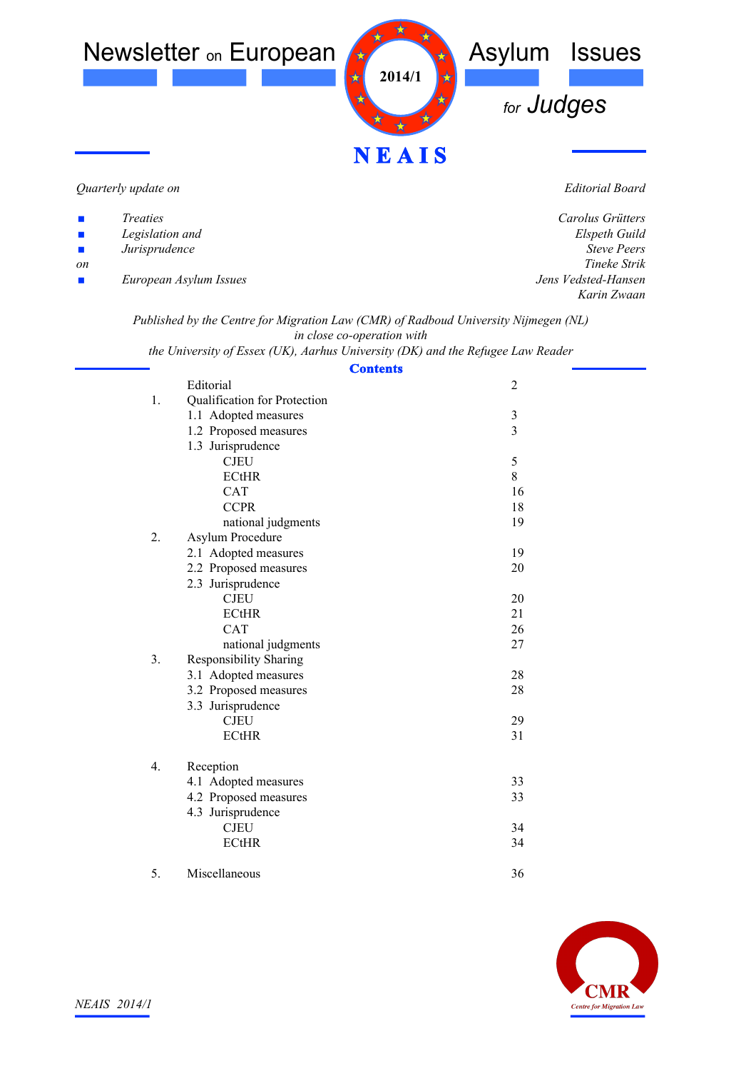# Newsletter on European Asylum Issues for Judges

2014/1

**NEAIS**

*Quarterly update on*

- *Treaties*
- *Legislation and*
- *Jurisprudence*

*on*

- *European Asylum Issues*

*Editorial Board*

*Carolus Grütters*
*Elspeth Guild*
*Steve Peers*
*Tineke Strik*
*Jens Vedsted-Hansen*
*Karin Zwaan*

*Published by the Centre for Migration Law (CMR) of Radboud University Nijmegen (NL)*
*in close co-operation with*
*the University of Essex (UK), Aarhus University (DK) and the Refugee Law Reader*

## Contents

| | | |
|---|---|---|
| | Editorial | 2 |
| 1. | Qualification for Protection | |
| | 1.1 Adopted measures | 3 |
| | 1.2 Proposed measures | 3 |
| | 1.3 Jurisprudence | |
| | CJEU | 5 |
| | ECtHR | 8 |
| | CAT | 16 |
| | CCPR | 18 |
| | national judgments | 19 |
| 2. | Asylum Procedure | |
| | 2.1 Adopted measures | 19 |
| | 2.2 Proposed measures | 20 |
| | 2.3 Jurisprudence | |
| | CJEU | 20 |
| | ECtHR | 21 |
| | CAT | 26 |
| | national judgments | 27 |
| 3. | Responsibility Sharing | |
| | 3.1 Adopted measures | 28 |
| | 3.2 Proposed measures | 28 |
| | 3.3 Jurisprudence | |
| | CJEU | 29 |
| | ECtHR | 31 |
| 4. | Reception | |
| | 4.1 Adopted measures | 33 |
| | 4.2 Proposed measures | 33 |
| | 4.3 Jurisprudence | |
| | CJEU | 34 |
| | ECtHR | 34 |
| 5. | Miscellaneous | 36 |

CMR
Centre for Migration Law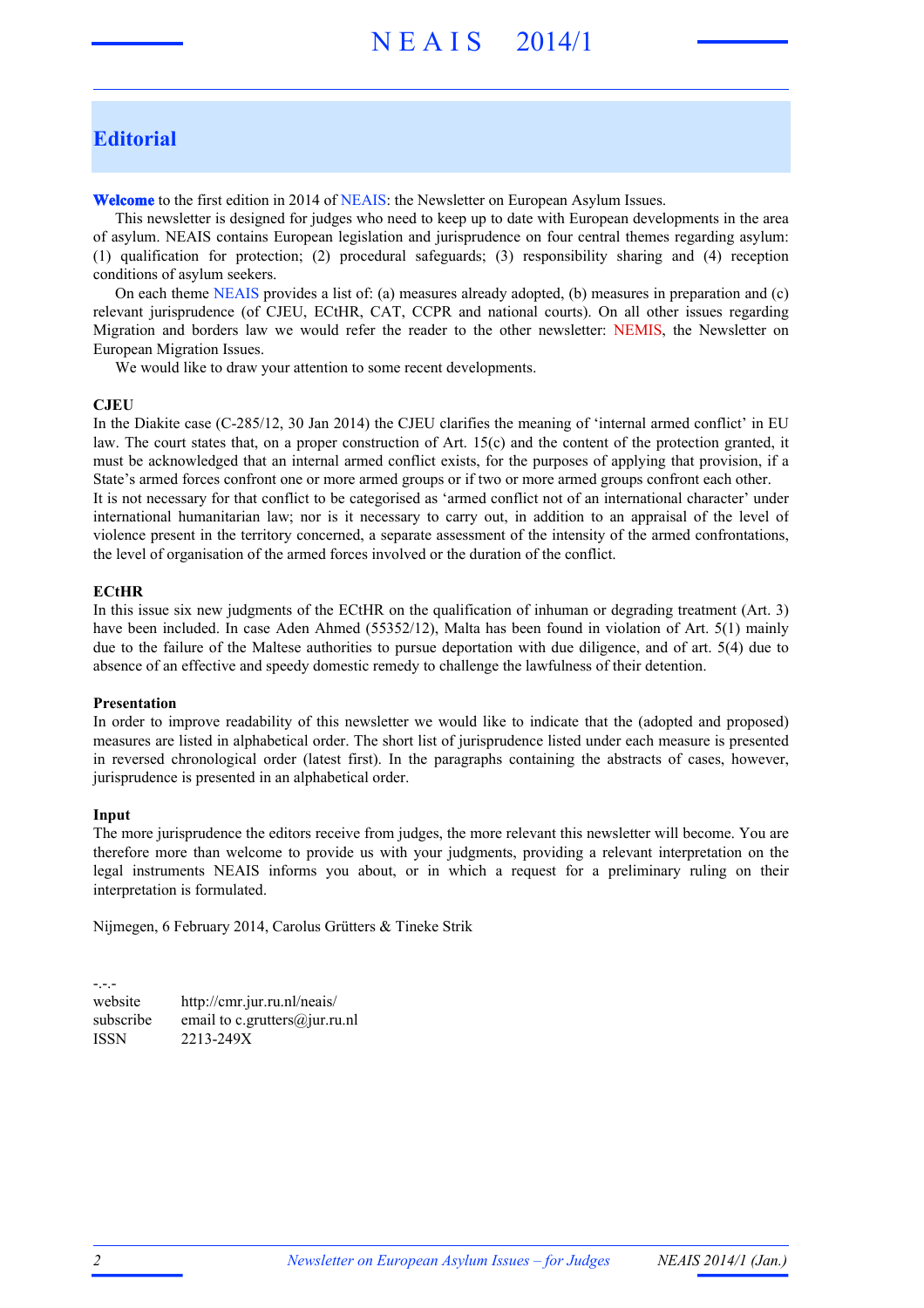# Editorial

**Welcome** to the first edition in 2014 of NEAIS: the Newsletter on European Asylum Issues.

This newsletter is designed for judges who need to keep up to date with European developments in the area of asylum. NEAIS contains European legislation and jurisprudence on four central themes regarding asylum: (1) qualification for protection; (2) procedural safeguards; (3) responsibility sharing and (4) reception conditions of asylum seekers.

On each theme NEAIS provides a list of: (a) measures already adopted, (b) measures in preparation and (c) relevant jurisprudence (of CJEU, ECtHR, CAT, CCPR and national courts). On all other issues regarding Migration and borders law we would refer the reader to the other newsletter: NEMIS, the Newsletter on European Migration Issues.

We would like to draw your attention to some recent developments.

**CJEU**

In the Diakite case (C-285/12, 30 Jan 2014) the CJEU clarifies the meaning of 'internal armed conflict' in EU law. The court states that, on a proper construction of Art. 15(c) and the content of the protection granted, it must be acknowledged that an internal armed conflict exists, for the purposes of applying that provision, if a State's armed forces confront one or more armed groups or if two or more armed groups confront each other.

It is not necessary for that conflict to be categorised as 'armed conflict not of an international character' under international humanitarian law; nor is it necessary to carry out, in addition to an appraisal of the level of violence present in the territory concerned, a separate assessment of the intensity of the armed confrontations, the level of organisation of the armed forces involved or the duration of the conflict.

**ECtHR**

In this issue six new judgments of the ECtHR on the qualification of inhuman or degrading treatment (Art. 3) have been included. In case Aden Ahmed (55352/12), Malta has been found in violation of Art. 5(1) mainly due to the failure of the Maltese authorities to pursue deportation with due diligence, and of art. 5(4) due to absence of an effective and speedy domestic remedy to challenge the lawfulness of their detention.

**Presentation**

In order to improve readability of this newsletter we would like to indicate that the (adopted and proposed) measures are listed in alphabetical order. The short list of jurisprudence listed under each measure is presented in reversed chronological order (latest first). In the paragraphs containing the abstracts of cases, however, jurisprudence is presented in an alphabetical order.

**Input**

The more jurisprudence the editors receive from judges, the more relevant this newsletter will become. You are therefore more than welcome to provide us with your judgments, providing a relevant interpretation on the legal instruments NEAIS informs you about, or in which a request for a preliminary ruling on their interpretation is formulated.

Nijmegen, 6 February 2014, Carolus Grütters & Tineke Strik

-.-.-

| | |
|---|---|
| website | http://cmr.jur.ru.nl/neais/ |
| subscribe | email to c.grutters@jur.ru.nl |
| ISSN | 2213-249X |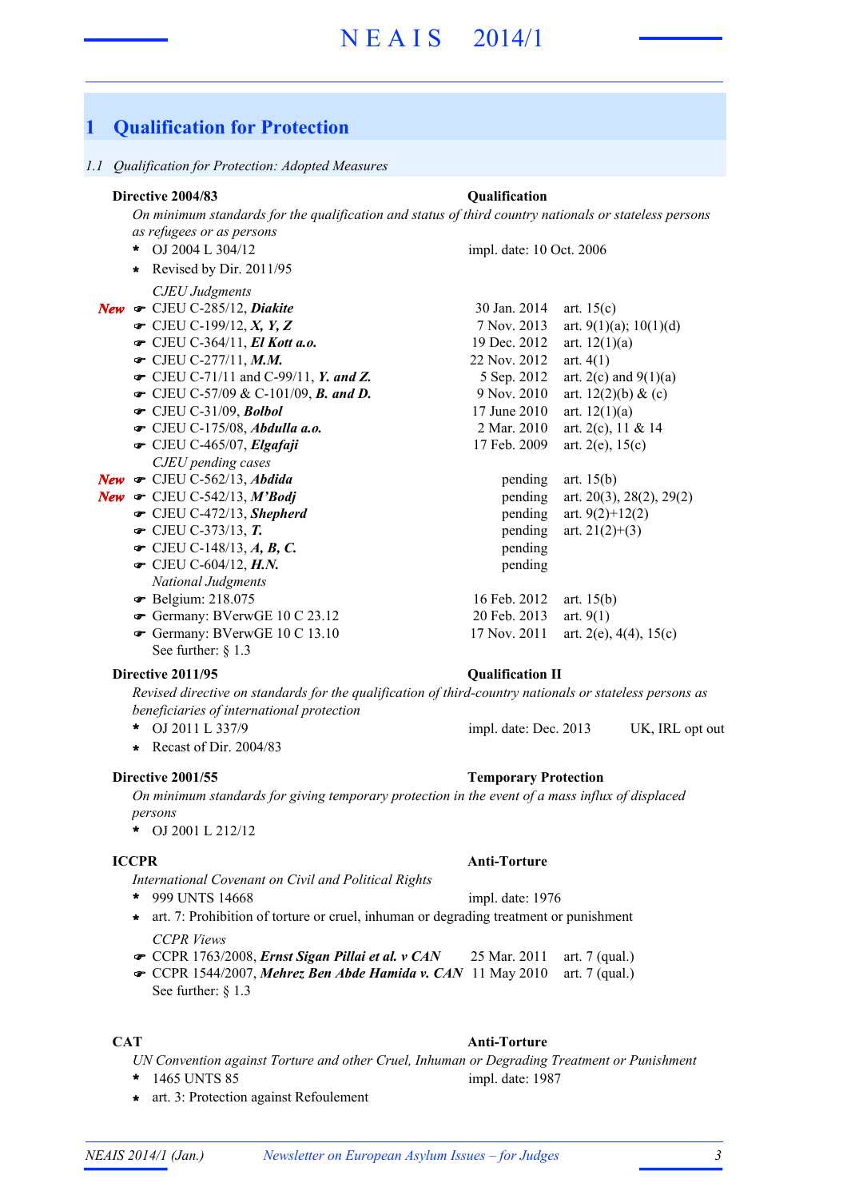# 1 Qualification for Protection

## 1.1 Qualification for Protection: Adopted Measures

**Directive 2004/83** — **Qualification**

*On minimum standards for the qualification and status of third country nationals or stateless persons as refugees or as persons*

- OJ 2004 L 304/12 — impl. date: 10 Oct. 2006
- Revised by Dir. 2011/95

*CJEU Judgments*

| | Case | Date | Articles |
|---|---|---|---|
| *New* | CJEU C-285/12, ***Diakite*** | 30 Jan. 2014 | art. 15(c) |
| | CJEU C-199/12, ***X, Y, Z*** | 7 Nov. 2013 | art. 9(1)(a); 10(1)(d) |
| | CJEU C-364/11, ***El Kott a.o.*** | 19 Dec. 2012 | art. 12(1)(a) |
| | CJEU C-277/11, ***M.M.*** | 22 Nov. 2012 | art. 4(1) |
| | CJEU C-71/11 and C-99/11, ***Y. and Z.*** | 5 Sep. 2012 | art. 2(c) and 9(1)(a) |
| | CJEU C-57/09 & C-101/09, ***B. and D.*** | 9 Nov. 2010 | art. 12(2)(b) & (c) |
| | CJEU C-31/09, ***Bolbol*** | 17 June 2010 | art. 12(1)(a) |
| | CJEU C-175/08, ***Abdulla a.o.*** | 2 Mar. 2010 | art. 2(c), 11 & 14 |
| | CJEU C-465/07, ***Elgafaji*** | 17 Feb. 2009 | art. 2(e), 15(c) |

*CJEU pending cases*

| | Case | Status | Articles |
|---|---|---|---|
| *New* | CJEU C-562/13, ***Abdida*** | pending | art. 15(b) |
| *New* | CJEU C-542/13, ***M'Bodj*** | pending | art. 20(3), 28(2), 29(2) |
| | CJEU C-472/13, ***Shepherd*** | pending | art. 9(2)+12(2) |
| | CJEU C-373/13, ***T.*** | pending | art. 21(2)+(3) |
| | CJEU C-148/13, ***A, B, C.*** | pending | |
| | CJEU C-604/12, ***H.N.*** | pending | |

*National Judgments*

| Case | Date | Articles |
|---|---|---|
| Belgium: 218.075 | 16 Feb. 2012 | art. 15(b) |
| Germany: BVerwGE 10 C 23.12 | 20 Feb. 2013 | art. 9(1) |
| Germany: BVerwGE 10 C 13.10 | 17 Nov. 2011 | art. 2(e), 4(4), 15(c) |

See further: § 1.3

**Directive 2011/95** — **Qualification II**

*Revised directive on standards for the qualification of third-country nationals or stateless persons as beneficiaries of international protection*

- OJ 2011 L 337/9 — impl. date: Dec. 2013 — UK, IRL opt out
- Recast of Dir. 2004/83

**Directive 2001/55** — **Temporary Protection**

*On minimum standards for giving temporary protection in the event of a mass influx of displaced persons*

- OJ 2001 L 212/12

**ICCPR** — **Anti-Torture**

*International Covenant on Civil and Political Rights*

- 999 UNTS 14668 — impl. date: 1976
- art. 7: Prohibition of torture or cruel, inhuman or degrading treatment or punishment

*CCPR Views*

| Case | Date | Articles |
|---|---|---|
| CCPR 1763/2008, ***Ernst Sigan Pillai et al. v CAN*** | 25 Mar. 2011 | art. 7 (qual.) |
| CCPR 1544/2007, ***Mehrez Ben Abde Hamida v. CAN*** | 11 May 2010 | art. 7 (qual.) |

See further: § 1.3

**CAT** — **Anti-Torture**

*UN Convention against Torture and other Cruel, Inhuman or Degrading Treatment or Punishment*

- 1465 UNTS 85 — impl. date: 1987
- art. 3: Protection against Refoulement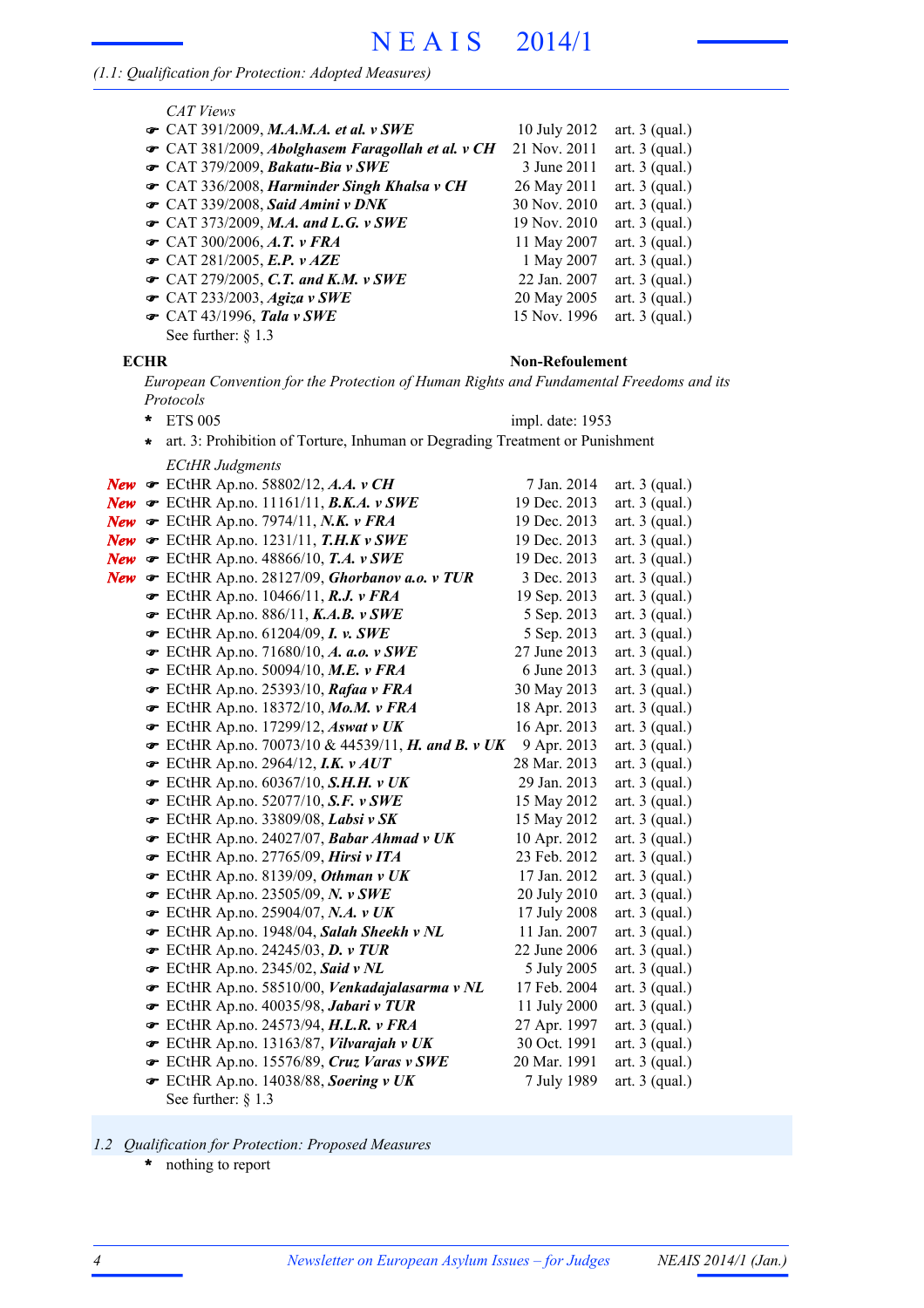*(1.1: Qualification for Protection: Adopted Measures)*

*CAT Views*

- ☛ CAT 391/2009, ***M.A.M.A. et al. v SWE*** — 10 July 2012 — art. 3 (qual.)
- ☛ CAT 381/2009, ***Abolghasem Faragollah et al. v CH*** — 21 Nov. 2011 — art. 3 (qual.)
- ☛ CAT 379/2009, ***Bakatu-Bia v SWE*** — 3 June 2011 — art. 3 (qual.)
- ☛ CAT 336/2008, ***Harminder Singh Khalsa v CH*** — 26 May 2011 — art. 3 (qual.)
- ☛ CAT 339/2008, ***Said Amini v DNK*** — 30 Nov. 2010 — art. 3 (qual.)
- ☛ CAT 373/2009, ***M.A. and L.G. v SWE*** — 19 Nov. 2010 — art. 3 (qual.)
- ☛ CAT 300/2006, ***A.T. v FRA*** — 11 May 2007 — art. 3 (qual.)
- ☛ CAT 281/2005, ***E.P. v AZE*** — 1 May 2007 — art. 3 (qual.)
- ☛ CAT 279/2005, ***C.T. and K.M. v SWE*** — 22 Jan. 2007 — art. 3 (qual.)
- ☛ CAT 233/2003, ***Agiza v SWE*** — 20 May 2005 — art. 3 (qual.)
- ☛ CAT 43/1996, ***Tala v SWE*** — 15 Nov. 1996 — art. 3 (qual.)

See further: § 1.3

**ECHR** — **Non-Refoulement**

*European Convention for the Protection of Human Rights and Fundamental Freedoms and its Protocols*

- \* ETS 005 — impl. date: 1953
- \* art. 3: Prohibition of Torture, Inhuman or Degrading Treatment or Punishment

*ECtHR Judgments*

- ***New*** ☛ ECtHR Ap.no. 58802/12, ***A.A. v CH*** — 7 Jan. 2014 — art. 3 (qual.)
- ***New*** ☛ ECtHR Ap.no. 11161/11, ***B.K.A. v SWE*** — 19 Dec. 2013 — art. 3 (qual.)
- ***New*** ☛ ECtHR Ap.no. 7974/11, ***N.K. v FRA*** — 19 Dec. 2013 — art. 3 (qual.)
- ***New*** ☛ ECtHR Ap.no. 1231/11, ***T.H.K v SWE*** — 19 Dec. 2013 — art. 3 (qual.)
- ***New*** ☛ ECtHR Ap.no. 48866/10, ***T.A. v SWE*** — 19 Dec. 2013 — art. 3 (qual.)
- ***New*** ☛ ECtHR Ap.no. 28127/09, ***Ghorbanov a.o. v TUR*** — 3 Dec. 2013 — art. 3 (qual.)
- ☛ ECtHR Ap.no. 10466/11, ***R.J. v FRA*** — 19 Sep. 2013 — art. 3 (qual.)
- ☛ ECtHR Ap.no. 886/11, ***K.A.B. v SWE*** — 5 Sep. 2013 — art. 3 (qual.)
- ☛ ECtHR Ap.no. 61204/09, ***I. v. SWE*** — 5 Sep. 2013 — art. 3 (qual.)
- ☛ ECtHR Ap.no. 71680/10, ***A. a.o. v SWE*** — 27 June 2013 — art. 3 (qual.)
- ☛ ECtHR Ap.no. 50094/10, ***M.E. v FRA*** — 6 June 2013 — art. 3 (qual.)
- ☛ ECtHR Ap.no. 25393/10, ***Rafaa v FRA*** — 30 May 2013 — art. 3 (qual.)
- ☛ ECtHR Ap.no. 18372/10, ***Mo.M. v FRA*** — 18 Apr. 2013 — art. 3 (qual.)
- ☛ ECtHR Ap.no. 17299/12, ***Aswat v UK*** — 16 Apr. 2013 — art. 3 (qual.)
- ☛ ECtHR Ap.no. 70073/10 & 44539/11, ***H. and B. v UK*** — 9 Apr. 2013 — art. 3 (qual.)
- ☛ ECtHR Ap.no. 2964/12, ***I.K. v AUT*** — 28 Mar. 2013 — art. 3 (qual.)
- ☛ ECtHR Ap.no. 60367/10, ***S.H.H. v UK*** — 29 Jan. 2013 — art. 3 (qual.)
- ☛ ECtHR Ap.no. 52077/10, ***S.F. v SWE*** — 15 May 2012 — art. 3 (qual.)
- ☛ ECtHR Ap.no. 33809/08, ***Labsi v SK*** — 15 May 2012 — art. 3 (qual.)
- ☛ ECtHR Ap.no. 24027/07, ***Babar Ahmad v UK*** — 10 Apr. 2012 — art. 3 (qual.)
- ☛ ECtHR Ap.no. 27765/09, ***Hirsi v ITA*** — 23 Feb. 2012 — art. 3 (qual.)
- ☛ ECtHR Ap.no. 8139/09, ***Othman v UK*** — 17 Jan. 2012 — art. 3 (qual.)
- ☛ ECtHR Ap.no. 23505/09, ***N. v SWE*** — 20 July 2010 — art. 3 (qual.)
- ☛ ECtHR Ap.no. 25904/07, ***N.A. v UK*** — 17 July 2008 — art. 3 (qual.)
- ☛ ECtHR Ap.no. 1948/04, ***Salah Sheekh v NL*** — 11 Jan. 2007 — art. 3 (qual.)
- ☛ ECtHR Ap.no. 24245/03, ***D. v TUR*** — 22 June 2006 — art. 3 (qual.)
- ☛ ECtHR Ap.no. 2345/02, ***Said v NL*** — 5 July 2005 — art. 3 (qual.)
- ☛ ECtHR Ap.no. 58510/00, ***Venkadajalasarma v NL*** — 17 Feb. 2004 — art. 3 (qual.)
- ☛ ECtHR Ap.no. 40035/98, ***Jabari v TUR*** — 11 July 2000 — art. 3 (qual.)
- ☛ ECtHR Ap.no. 24573/94, ***H.L.R. v FRA*** — 27 Apr. 1997 — art. 3 (qual.)
- ☛ ECtHR Ap.no. 13163/87, ***Vilvarajah v UK*** — 30 Oct. 1991 — art. 3 (qual.)
- ☛ ECtHR Ap.no. 15576/89, ***Cruz Varas v SWE*** — 20 Mar. 1991 — art. 3 (qual.)
- ☛ ECtHR Ap.no. 14038/88, ***Soering v UK*** — 7 July 1989 — art. 3 (qual.)

See further: § 1.3

## *1.2 Qualification for Protection: Proposed Measures*

- \* nothing to report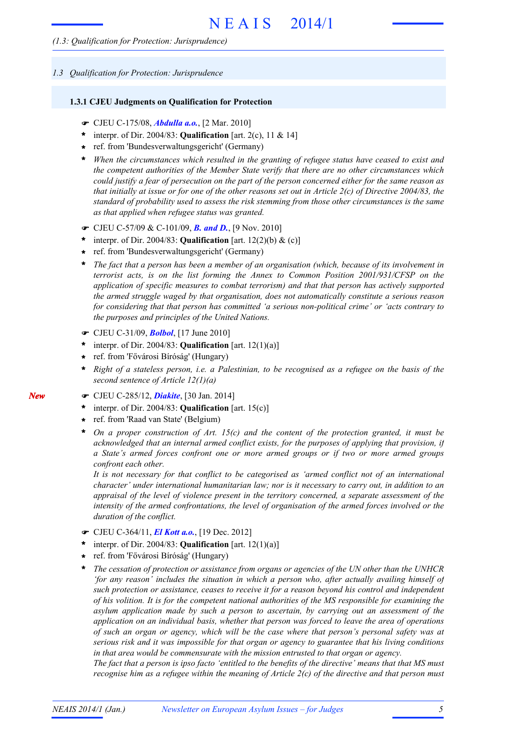## 1.3 Qualification for Protection: Jurisprudence

### 1.3.1 CJEU Judgments on Qualification for Protection

- ☛ CJEU C-175/08, ***Abdulla a.o.***, [2 Mar. 2010]
- * interpr. of Dir. 2004/83: **Qualification** [art. 2(c), 11 & 14]
- * ref. from 'Bundesverwaltungsgericht' (Germany)
- * *When the circumstances which resulted in the granting of refugee status have ceased to exist and the competent authorities of the Member State verify that there are no other circumstances which could justify a fear of persecution on the part of the person concerned either for the same reason as that initially at issue or for one of the other reasons set out in Article 2(c) of Directive 2004/83, the standard of probability used to assess the risk stemming from those other circumstances is the same as that applied when refugee status was granted.*

- ☛ CJEU C-57/09 & C-101/09, ***B. and D.***, [9 Nov. 2010]
- * interpr. of Dir. 2004/83: **Qualification** [art. 12(2)(b) & (c)]
- * ref. from 'Bundesverwaltungsgericht' (Germany)
- * *The fact that a person has been a member of an organisation (which, because of its involvement in terrorist acts, is on the list forming the Annex to Common Position 2001/931/CFSP on the application of specific measures to combat terrorism) and that that person has actively supported the armed struggle waged by that organisation, does not automatically constitute a serious reason for considering that that person has committed 'a serious non-political crime' or 'acts contrary to the purposes and principles of the United Nations.*

- ☛ CJEU C-31/09, ***Bolbol***, [17 June 2010]
- * interpr. of Dir. 2004/83: **Qualification** [art. 12(1)(a)]
- * ref. from 'Fővárosi Bíróság' (Hungary)
- * *Right of a stateless person, i.e. a Palestinian, to be recognised as a refugee on the basis of the second sentence of Article 12(1)(a)*

***New***

- ☛ CJEU C-285/12, ***Diakite***, [30 Jan. 2014]
- * interpr. of Dir. 2004/83: **Qualification** [art. 15(c)]
- * ref. from 'Raad van State' (Belgium)
- * *On a proper construction of Art. 15(c) and the content of the protection granted, it must be acknowledged that an internal armed conflict exists, for the purposes of applying that provision, if a State's armed forces confront one or more armed groups or if two or more armed groups confront each other.*
  *It is not necessary for that conflict to be categorised as 'armed conflict not of an international character' under international humanitarian law; nor is it necessary to carry out, in addition to an appraisal of the level of violence present in the territory concerned, a separate assessment of the intensity of the armed confrontations, the level of organisation of the armed forces involved or the duration of the conflict.*

- ☛ CJEU C-364/11, ***El Kott a.o.***, [19 Dec. 2012]
- * interpr. of Dir. 2004/83: **Qualification** [art. 12(1)(a)]
- * ref. from 'Fővárosi Bíróság' (Hungary)
- * *The cessation of protection or assistance from organs or agencies of the UN other than the UNHCR 'for any reason' includes the situation in which a person who, after actually availing himself of such protection or assistance, ceases to receive it for a reason beyond his control and independent of his volition. It is for the competent national authorities of the MS responsible for examining the asylum application made by such a person to ascertain, by carrying out an assessment of the application on an individual basis, whether that person was forced to leave the area of operations of such an organ or agency, which will be the case where that person's personal safety was at serious risk and it was impossible for that organ or agency to guarantee that his living conditions in that area would be commensurate with the mission entrusted to that organ or agency.*
  *The fact that a person is ipso facto 'entitled to the benefits of the directive' means that that MS must recognise him as a refugee within the meaning of Article 2(c) of the directive and that person must*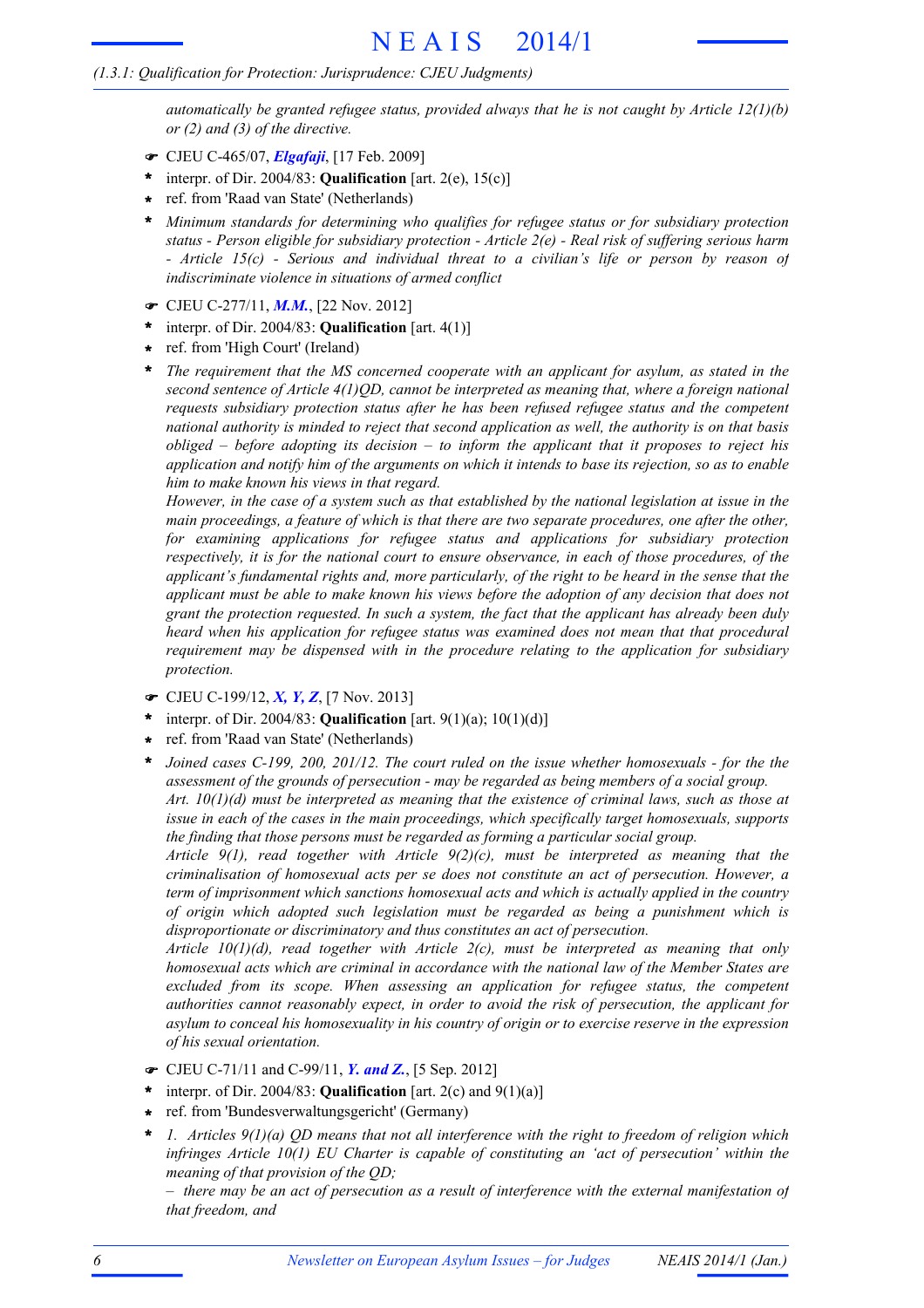*automatically be granted refugee status, provided always that he is not caught by Article 12(1)(b) or (2) and (3) of the directive.*

- ☛ CJEU C-465/07, ***Elgafaji***, [17 Feb. 2009]
- \* interpr. of Dir. 2004/83: **Qualification** [art. 2(e), 15(c)]
- \* ref. from 'Raad van State' (Netherlands)
- \* *Minimum standards for determining who qualifies for refugee status or for subsidiary protection status - Person eligible for subsidiary protection - Article 2(e) - Real risk of suffering serious harm - Article 15(c) - Serious and individual threat to a civilian's life or person by reason of indiscriminate violence in situations of armed conflict*

- ☛ CJEU C-277/11, ***M.M.***, [22 Nov. 2012]
- \* interpr. of Dir. 2004/83: **Qualification** [art. 4(1)]
- \* ref. from 'High Court' (Ireland)
- \* *The requirement that the MS concerned cooperate with an applicant for asylum, as stated in the second sentence of Article 4(1)QD, cannot be interpreted as meaning that, where a foreign national requests subsidiary protection status after he has been refused refugee status and the competent national authority is minded to reject that second application as well, the authority is on that basis obliged – before adopting its decision – to inform the applicant that it proposes to reject his application and notify him of the arguments on which it intends to base its rejection, so as to enable him to make known his views in that regard.*

  *However, in the case of a system such as that established by the national legislation at issue in the main proceedings, a feature of which is that there are two separate procedures, one after the other, for examining applications for refugee status and applications for subsidiary protection respectively, it is for the national court to ensure observance, in each of those procedures, of the applicant's fundamental rights and, more particularly, of the right to be heard in the sense that the applicant must be able to make known his views before the adoption of any decision that does not grant the protection requested. In such a system, the fact that the applicant has already been duly heard when his application for refugee status was examined does not mean that that procedural requirement may be dispensed with in the procedure relating to the application for subsidiary protection.*

- ☛ CJEU C-199/12, ***X, Y, Z***, [7 Nov. 2013]
- \* interpr. of Dir. 2004/83: **Qualification** [art. 9(1)(a); 10(1)(d)]
- \* ref. from 'Raad van State' (Netherlands)
- \* *Joined cases C-199, 200, 201/12. The court ruled on the issue whether homosexuals - for the the assessment of the grounds of persecution - may be regarded as being members of a social group.*

  *Art. 10(1)(d) must be interpreted as meaning that the existence of criminal laws, such as those at issue in each of the cases in the main proceedings, which specifically target homosexuals, supports the finding that those persons must be regarded as forming a particular social group.*

  *Article 9(1), read together with Article 9(2)(c), must be interpreted as meaning that the criminalisation of homosexual acts per se does not constitute an act of persecution. However, a term of imprisonment which sanctions homosexual acts and which is actually applied in the country of origin which adopted such legislation must be regarded as being a punishment which is disproportionate or discriminatory and thus constitutes an act of persecution.*

  *Article 10(1)(d), read together with Article 2(c), must be interpreted as meaning that only homosexual acts which are criminal in accordance with the national law of the Member States are excluded from its scope. When assessing an application for refugee status, the competent authorities cannot reasonably expect, in order to avoid the risk of persecution, the applicant for asylum to conceal his homosexuality in his country of origin or to exercise reserve in the expression of his sexual orientation.*

- ☛ CJEU C-71/11 and C-99/11, ***Y. and Z.***, [5 Sep. 2012]
- \* interpr. of Dir. 2004/83: **Qualification** [art. 2(c) and 9(1)(a)]
- \* ref. from 'Bundesverwaltungsgericht' (Germany)
- \* *1. Articles 9(1)(a) QD means that not all interference with the right to freedom of religion which infringes Article 10(1) EU Charter is capable of constituting an 'act of persecution' within the meaning of that provision of the QD;*

  *– there may be an act of persecution as a result of interference with the external manifestation of that freedom, and*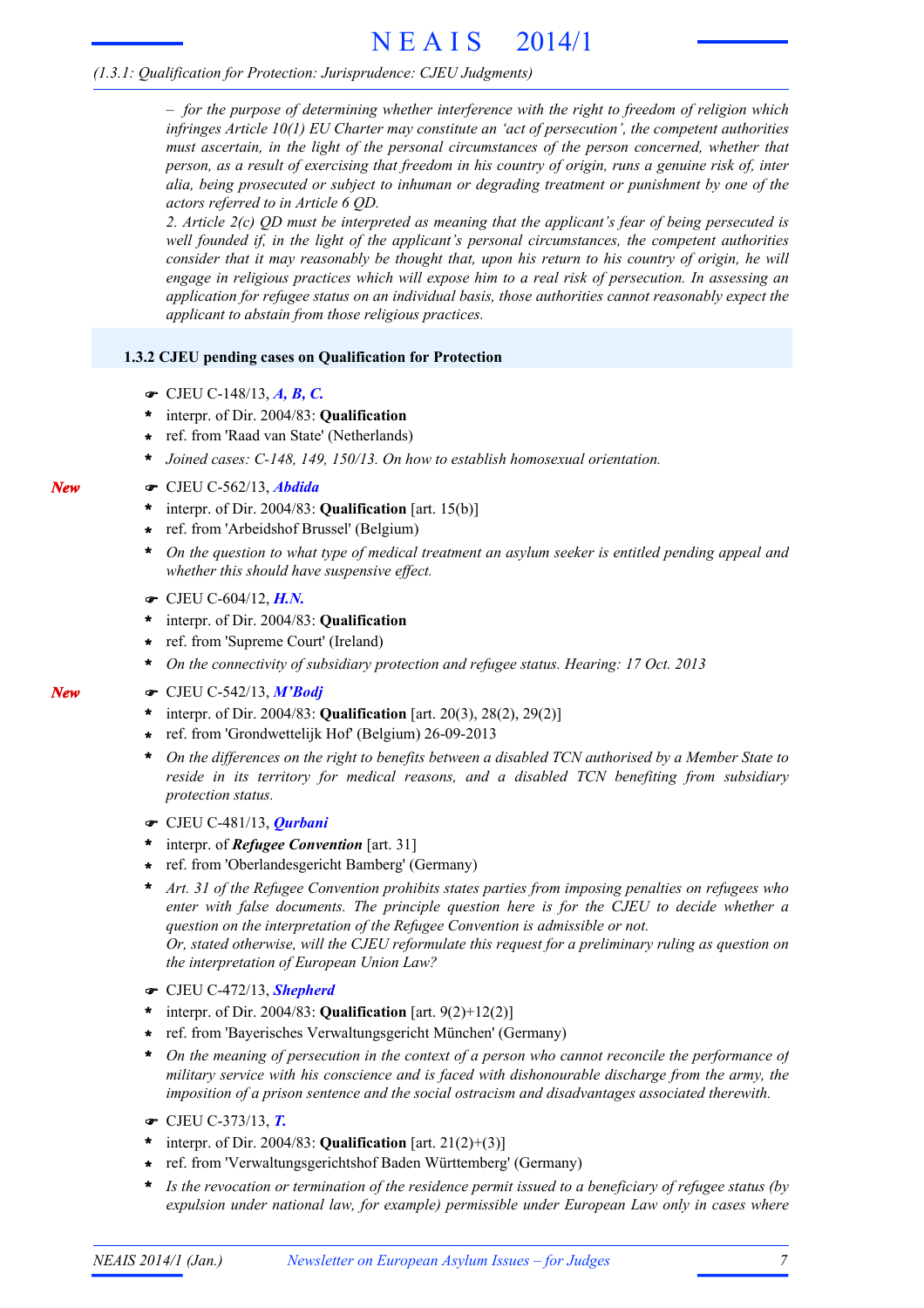*– for the purpose of determining whether interference with the right to freedom of religion which infringes Article 10(1) EU Charter may constitute an 'act of persecution', the competent authorities must ascertain, in the light of the personal circumstances of the person concerned, whether that person, as a result of exercising that freedom in his country of origin, runs a genuine risk of, inter alia, being prosecuted or subject to inhuman or degrading treatment or punishment by one of the actors referred to in Article 6 QD.*

*2. Article 2(c) QD must be interpreted as meaning that the applicant's fear of being persecuted is well founded if, in the light of the applicant's personal circumstances, the competent authorities consider that it may reasonably be thought that, upon his return to his country of origin, he will engage in religious practices which will expose him to a real risk of persecution. In assessing an application for refugee status on an individual basis, those authorities cannot reasonably expect the applicant to abstain from those religious practices.*

### 1.3.2 CJEU pending cases on Qualification for Protection

☛ CJEU C-148/13, ***A, B, C.***
- interpr. of Dir. 2004/83: **Qualification**
- ref. from 'Raad van State' (Netherlands)
- *Joined cases: C-148, 149, 150/13. On how to establish homosexual orientation.*

*New* ☛ CJEU C-562/13, ***Abdida***
- interpr. of Dir. 2004/83: **Qualification** [art. 15(b)]
- ref. from 'Arbeidshof Brussel' (Belgium)
- *On the question to what type of medical treatment an asylum seeker is entitled pending appeal and whether this should have suspensive effect.*

☛ CJEU C-604/12, ***H.N.***
- interpr. of Dir. 2004/83: **Qualification**
- ref. from 'Supreme Court' (Ireland)
- *On the connectivity of subsidiary protection and refugee status. Hearing: 17 Oct. 2013*

*New* ☛ CJEU C-542/13, ***M'Bodj***
- interpr. of Dir. 2004/83: **Qualification** [art. 20(3), 28(2), 29(2)]
- ref. from 'Grondwettelijk Hof' (Belgium) 26-09-2013
- *On the differences on the right to benefits between a disabled TCN authorised by a Member State to reside in its territory for medical reasons, and a disabled TCN benefiting from subsidiary protection status.*

☛ CJEU C-481/13, ***Qurbani***
- interpr. of ***Refugee Convention*** [art. 31]
- ref. from 'Oberlandesgericht Bamberg' (Germany)
- *Art. 31 of the Refugee Convention prohibits states parties from imposing penalties on refugees who enter with false documents. The principle question here is for the CJEU to decide whether a question on the interpretation of the Refugee Convention is admissible or not.*
  *Or, stated otherwise, will the CJEU reformulate this request for a preliminary ruling as question on the interpretation of European Union Law?*

☛ CJEU C-472/13, ***Shepherd***
- interpr. of Dir. 2004/83: **Qualification** [art. 9(2)+12(2)]
- ref. from 'Bayerisches Verwaltungsgericht München' (Germany)
- *On the meaning of persecution in the context of a person who cannot reconcile the performance of military service with his conscience and is faced with dishonourable discharge from the army, the imposition of a prison sentence and the social ostracism and disadvantages associated therewith.*

☛ CJEU C-373/13, ***T.***
- interpr. of Dir. 2004/83: **Qualification** [art. 21(2)+(3)]
- ref. from 'Verwaltungsgerichtshof Baden Württemberg' (Germany)
- *Is the revocation or termination of the residence permit issued to a beneficiary of refugee status (by expulsion under national law, for example) permissible under European Law only in cases where*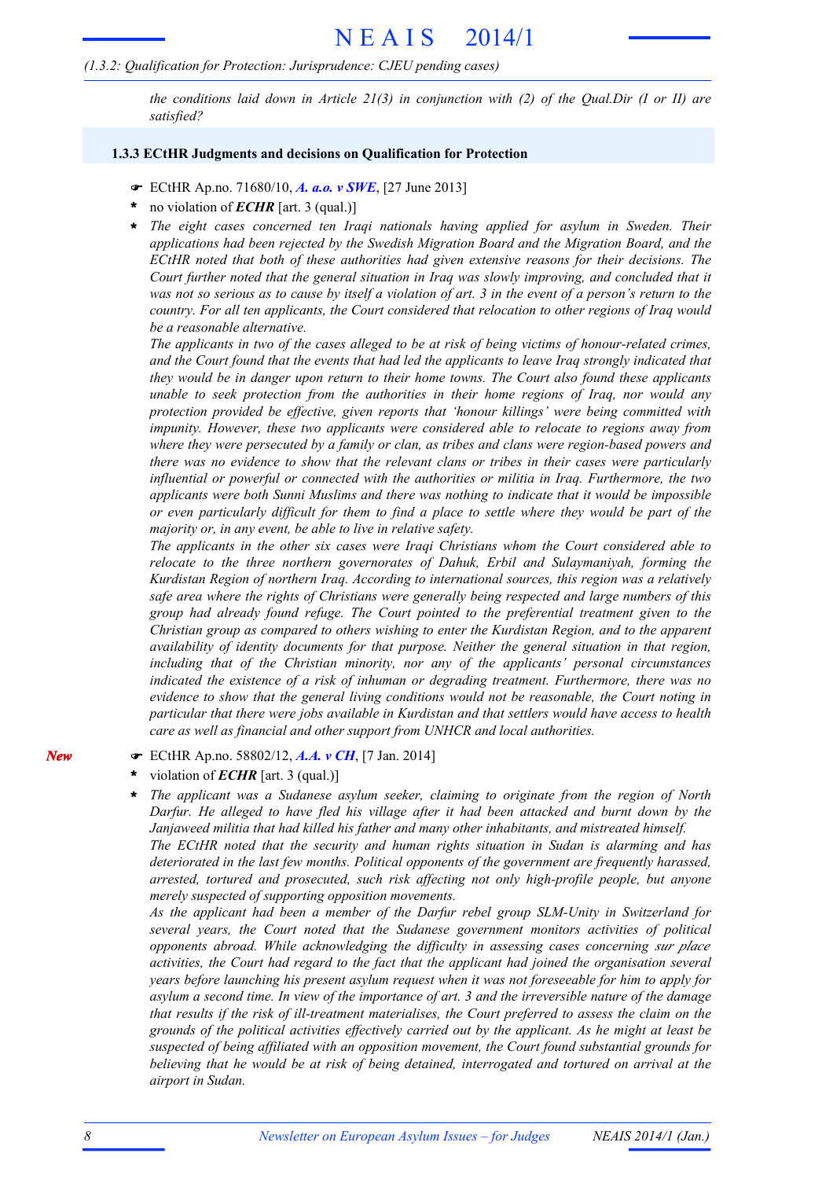*the conditions laid down in Article 21(3) in conjunction with (2) of the Qual.Dir (I or II) are satisfied?*

### 1.3.3 ECtHR Judgments and decisions on Qualification for Protection

☛ ECtHR Ap.no. 71680/10, ***A. a.o. v SWE***, [27 June 2013]

- \* no violation of ***ECHR*** [art. 3 (qual.)]
- \* *The eight cases concerned ten Iraqi nationals having applied for asylum in Sweden. Their applications had been rejected by the Swedish Migration Board and the Migration Board, and the ECtHR noted that both of these authorities had given extensive reasons for their decisions. The Court further noted that the general situation in Iraq was slowly improving, and concluded that it was not so serious as to cause by itself a violation of art. 3 in the event of a person's return to the country. For all ten applicants, the Court considered that relocation to other regions of Iraq would be a reasonable alternative.*
  *The applicants in two of the cases alleged to be at risk of being victims of honour-related crimes, and the Court found that the events that had led the applicants to leave Iraq strongly indicated that they would be in danger upon return to their home towns. The Court also found these applicants unable to seek protection from the authorities in their home regions of Iraq, nor would any protection provided be effective, given reports that 'honour killings' were being committed with impunity. However, these two applicants were considered able to relocate to regions away from where they were persecuted by a family or clan, as tribes and clans were region-based powers and there was no evidence to show that the relevant clans or tribes in their cases were particularly influential or powerful or connected with the authorities or militia in Iraq. Furthermore, the two applicants were both Sunni Muslims and there was nothing to indicate that it would be impossible or even particularly difficult for them to find a place to settle where they would be part of the majority or, in any event, be able to live in relative safety.*
  *The applicants in the other six cases were Iraqi Christians whom the Court considered able to relocate to the three northern governorates of Dahuk, Erbil and Sulaymaniyah, forming the Kurdistan Region of northern Iraq. According to international sources, this region was a relatively safe area where the rights of Christians were generally being respected and large numbers of this group had already found refuge. The Court pointed to the preferential treatment given to the Christian group as compared to others wishing to enter the Kurdistan Region, and to the apparent availability of identity documents for that purpose. Neither the general situation in that region, including that of the Christian minority, nor any of the applicants' personal circumstances indicated the existence of a risk of inhuman or degrading treatment. Furthermore, there was no evidence to show that the general living conditions would not be reasonable, the Court noting in particular that there were jobs available in Kurdistan and that settlers would have access to health care as well as financial and other support from UNHCR and local authorities.*

***New***

☛ ECtHR Ap.no. 58802/12, ***A.A. v CH***, [7 Jan. 2014]

- \* violation of ***ECHR*** [art. 3 (qual.)]
- \* *The applicant was a Sudanese asylum seeker, claiming to originate from the region of North Darfur. He alleged to have fled his village after it had been attacked and burnt down by the Janjaweed militia that had killed his father and many other inhabitants, and mistreated himself.*
  *The ECtHR noted that the security and human rights situation in Sudan is alarming and has deteriorated in the last few months. Political opponents of the government are frequently harassed, arrested, tortured and prosecuted, such risk affecting not only high-profile people, but anyone merely suspected of supporting opposition movements.*
  *As the applicant had been a member of the Darfur rebel group SLM-Unity in Switzerland for several years, the Court noted that the Sudanese government monitors activities of political opponents abroad. While acknowledging the difficulty in assessing cases concerning sur place activities, the Court had regard to the fact that the applicant had joined the organisation several years before launching his present asylum request when it was not foreseeable for him to apply for asylum a second time. In view of the importance of art. 3 and the irreversible nature of the damage that results if the risk of ill-treatment materialises, the Court preferred to assess the claim on the grounds of the political activities effectively carried out by the applicant. As he might at least be suspected of being affiliated with an opposition movement, the Court found substantial grounds for believing that he would be at risk of being detained, interrogated and tortured on arrival at the airport in Sudan.*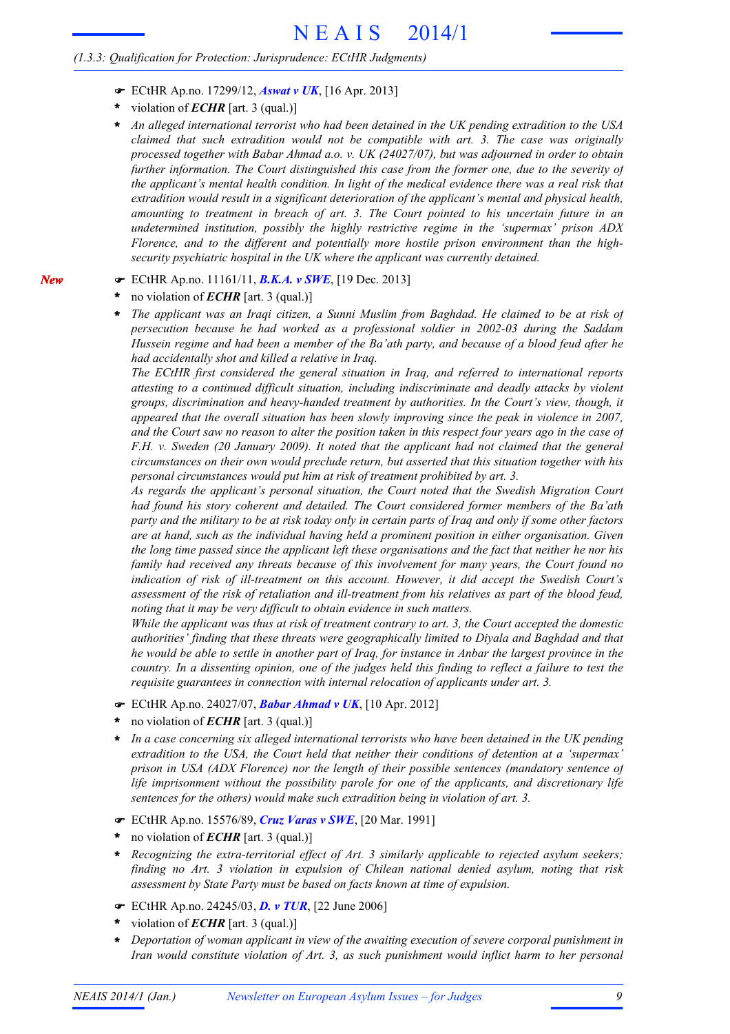- ☛ ECtHR Ap.no. 17299/12, ***Aswat v UK***, [16 Apr. 2013]
- * violation of ***ECHR*** [art. 3 (qual.)]
- * *An alleged international terrorist who had been detained in the UK pending extradition to the USA claimed that such extradition would not be compatible with art. 3. The case was originally processed together with Babar Ahmad a.o. v. UK (24027/07), but was adjourned in order to obtain further information. The Court distinguished this case from the former one, due to the severity of the applicant's mental health condition. In light of the medical evidence there was a real risk that extradition would result in a significant deterioration of the applicant's mental and physical health, amounting to treatment in breach of art. 3. The Court pointed to his uncertain future in an undetermined institution, possibly the highly restrictive regime in the 'supermax' prison ADX Florence, and to the different and potentially more hostile prison environment than the high-security psychiatric hospital in the UK where the applicant was currently detained.*

***New***

- ☛ ECtHR Ap.no. 11161/11, ***B.K.A. v SWE***, [19 Dec. 2013]
- * no violation of ***ECHR*** [art. 3 (qual.)]
- * *The applicant was an Iraqi citizen, a Sunni Muslim from Baghdad. He claimed to be at risk of persecution because he had worked as a professional soldier in 2002-03 during the Saddam Hussein regime and had been a member of the Ba'ath party, and because of a blood feud after he had accidentally shot and killed a relative in Iraq.*
  *The ECtHR first considered the general situation in Iraq, and referred to international reports attesting to a continued difficult situation, including indiscriminate and deadly attacks by violent groups, discrimination and heavy-handed treatment by authorities. In the Court's view, though, it appeared that the overall situation has been slowly improving since the peak in violence in 2007, and the Court saw no reason to alter the position taken in this respect four years ago in the case of F.H. v. Sweden (20 January 2009). It noted that the applicant had not claimed that the general circumstances on their own would preclude return, but asserted that this situation together with his personal circumstances would put him at risk of treatment prohibited by art. 3.*
  *As regards the applicant's personal situation, the Court noted that the Swedish Migration Court had found his story coherent and detailed. The Court considered former members of the Ba'ath party and the military to be at risk today only in certain parts of Iraq and only if some other factors are at hand, such as the individual having held a prominent position in either organisation. Given the long time passed since the applicant left these organisations and the fact that neither he nor his family had received any threats because of this involvement for many years, the Court found no indication of risk of ill-treatment on this account. However, it did accept the Swedish Court's assessment of the risk of retaliation and ill-treatment from his relatives as part of the blood feud, noting that it may be very difficult to obtain evidence in such matters.*
  *While the applicant was thus at risk of treatment contrary to art. 3, the Court accepted the domestic authorities' finding that these threats were geographically limited to Diyala and Baghdad and that he would be able to settle in another part of Iraq, for instance in Anbar the largest province in the country. In a dissenting opinion, one of the judges held this finding to reflect a failure to test the requisite guarantees in connection with internal relocation of applicants under art. 3.*
- ☛ ECtHR Ap.no. 24027/07, ***Babar Ahmad v UK***, [10 Apr. 2012]
- * no violation of ***ECHR*** [art. 3 (qual.)]
- * *In a case concerning six alleged international terrorists who have been detained in the UK pending extradition to the USA, the Court held that neither their conditions of detention at a 'supermax' prison in USA (ADX Florence) nor the length of their possible sentences (mandatory sentence of life imprisonment without the possibility parole for one of the applicants, and discretionary life sentences for the others) would make such extradition being in violation of art. 3.*
- ☛ ECtHR Ap.no. 15576/89, ***Cruz Varas v SWE***, [20 Mar. 1991]
- * no violation of ***ECHR*** [art. 3 (qual.)]
- * *Recognizing the extra-territorial effect of Art. 3 similarly applicable to rejected asylum seekers; finding no Art. 3 violation in expulsion of Chilean national denied asylum, noting that risk assessment by State Party must be based on facts known at time of expulsion.*
- ☛ ECtHR Ap.no. 24245/03, ***D. v TUR***, [22 June 2006]
- * violation of ***ECHR*** [art. 3 (qual.)]
- * *Deportation of woman applicant in view of the awaiting execution of severe corporal punishment in Iran would constitute violation of Art. 3, as such punishment would inflict harm to her personal*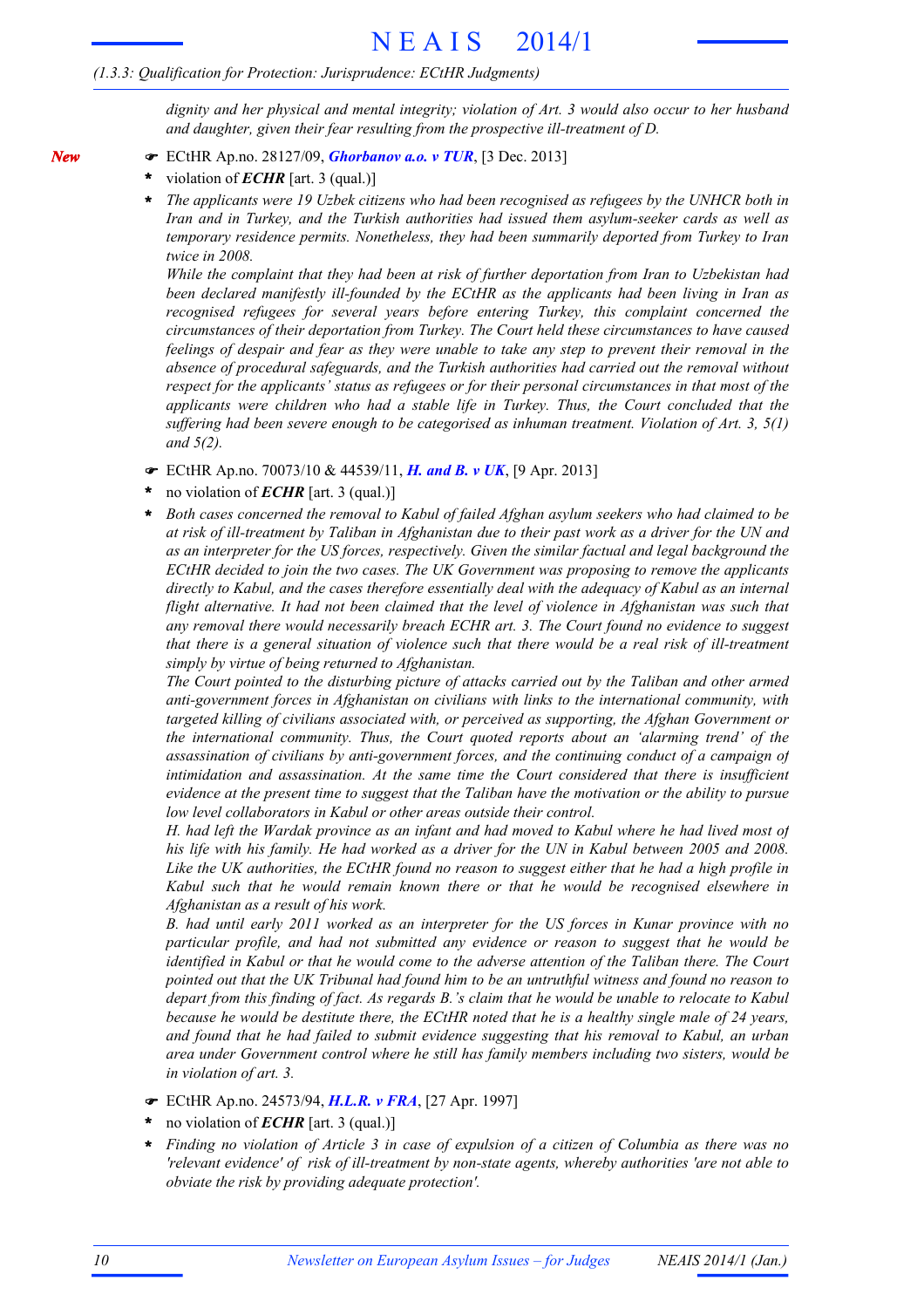*dignity and her physical and mental integrity; violation of Art. 3 would also occur to her husband and daughter, given their fear resulting from the prospective ill-treatment of D.*

***New***

☛ ECtHR Ap.no. 28127/09, ***Ghorbanov a.o. v TUR***, [3 Dec. 2013]

* violation of ***ECHR*** [art. 3 (qual.)]
* *The applicants were 19 Uzbek citizens who had been recognised as refugees by the UNHCR both in Iran and in Turkey, and the Turkish authorities had issued them asylum-seeker cards as well as temporary residence permits. Nonetheless, they had been summarily deported from Turkey to Iran twice in 2008.*
  *While the complaint that they had been at risk of further deportation from Iran to Uzbekistan had been declared manifestly ill-founded by the ECtHR as the applicants had been living in Iran as recognised refugees for several years before entering Turkey, this complaint concerned the circumstances of their deportation from Turkey. The Court held these circumstances to have caused feelings of despair and fear as they were unable to take any step to prevent their removal in the absence of procedural safeguards, and the Turkish authorities had carried out the removal without respect for the applicants' status as refugees or for their personal circumstances in that most of the applicants were children who had a stable life in Turkey. Thus, the Court concluded that the suffering had been severe enough to be categorised as inhuman treatment. Violation of Art. 3, 5(1) and 5(2).*

☛ ECtHR Ap.no. 70073/10 & 44539/11, ***H. and B. v UK***, [9 Apr. 2013]

* no violation of ***ECHR*** [art. 3 (qual.)]
* *Both cases concerned the removal to Kabul of failed Afghan asylum seekers who had claimed to be at risk of ill-treatment by Taliban in Afghanistan due to their past work as a driver for the UN and as an interpreter for the US forces, respectively. Given the similar factual and legal background the ECtHR decided to join the two cases. The UK Government was proposing to remove the applicants directly to Kabul, and the cases therefore essentially deal with the adequacy of Kabul as an internal flight alternative. It had not been claimed that the level of violence in Afghanistan was such that any removal there would necessarily breach ECHR art. 3. The Court found no evidence to suggest that there is a general situation of violence such that there would be a real risk of ill-treatment simply by virtue of being returned to Afghanistan.*
  *The Court pointed to the disturbing picture of attacks carried out by the Taliban and other armed anti-government forces in Afghanistan on civilians with links to the international community, with targeted killing of civilians associated with, or perceived as supporting, the Afghan Government or the international community. Thus, the Court quoted reports about an 'alarming trend' of the assassination of civilians by anti-government forces, and the continuing conduct of a campaign of intimidation and assassination. At the same time the Court considered that there is insufficient evidence at the present time to suggest that the Taliban have the motivation or the ability to pursue low level collaborators in Kabul or other areas outside their control.*
  *H. had left the Wardak province as an infant and had moved to Kabul where he had lived most of his life with his family. He had worked as a driver for the UN in Kabul between 2005 and 2008. Like the UK authorities, the ECtHR found no reason to suggest either that he had a high profile in Kabul such that he would remain known there or that he would be recognised elsewhere in Afghanistan as a result of his work.*
  *B. had until early 2011 worked as an interpreter for the US forces in Kunar province with no particular profile, and had not submitted any evidence or reason to suggest that he would be identified in Kabul or that he would come to the adverse attention of the Taliban there. The Court pointed out that the UK Tribunal had found him to be an untruthful witness and found no reason to depart from this finding of fact. As regards B.'s claim that he would be unable to relocate to Kabul because he would be destitute there, the ECtHR noted that he is a healthy single male of 24 years, and found that he had failed to submit evidence suggesting that his removal to Kabul, an urban area under Government control where he still has family members including two sisters, would be in violation of art. 3.*

☛ ECtHR Ap.no. 24573/94, ***H.L.R. v FRA***, [27 Apr. 1997]

* no violation of ***ECHR*** [art. 3 (qual.)]
* *Finding no violation of Article 3 in case of expulsion of a citizen of Columbia as there was no 'relevant evidence' of risk of ill-treatment by non-state agents, whereby authorities 'are not able to obviate the risk by providing adequate protection'.*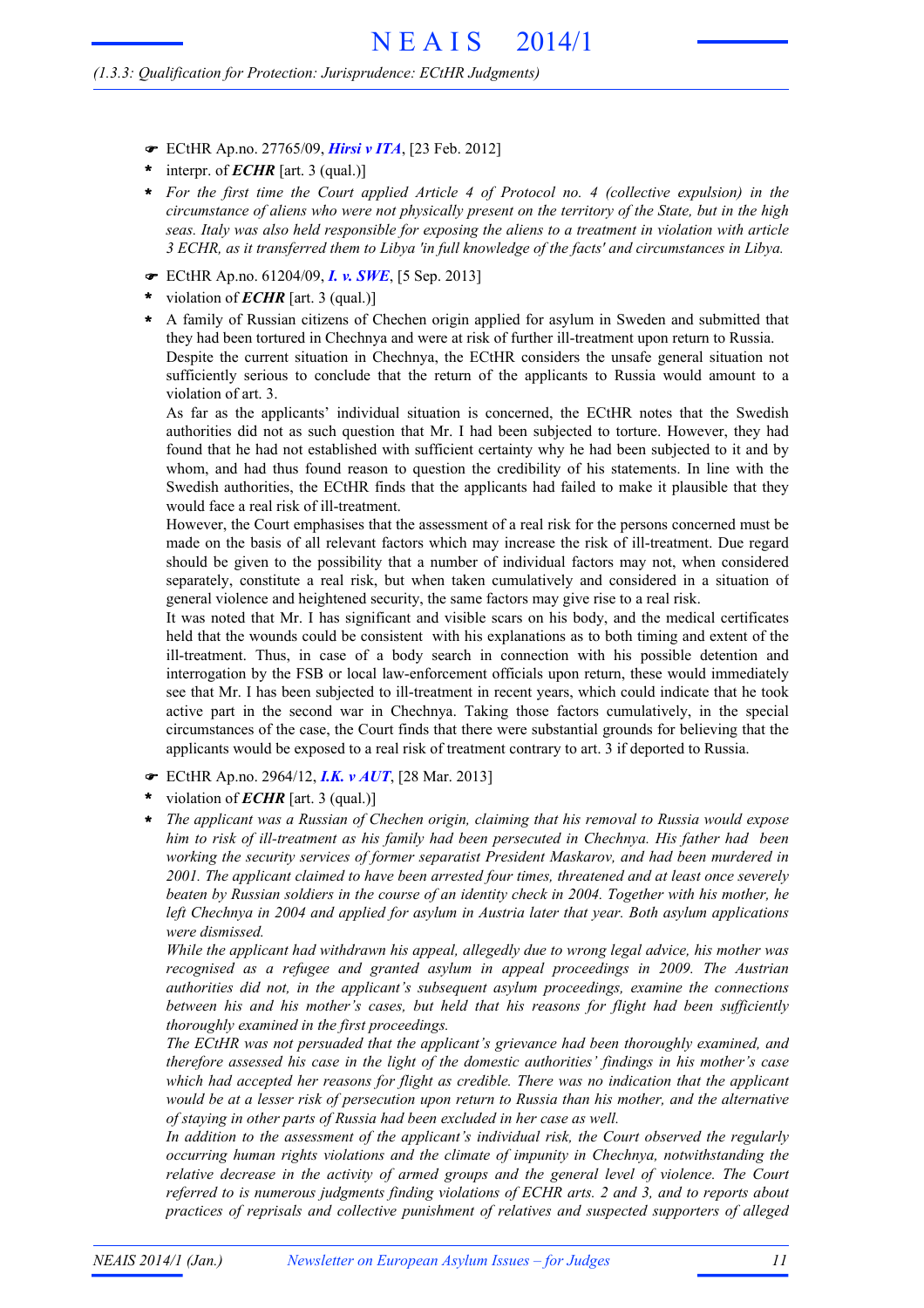- ☛ ECtHR Ap.no. 27765/09, ***Hirsi v ITA***, [23 Feb. 2012]
- \* interpr. of ***ECHR*** [art. 3 (qual.)]
- \* *For the first time the Court applied Article 4 of Protocol no. 4 (collective expulsion) in the circumstance of aliens who were not physically present on the territory of the State, but in the high seas. Italy was also held responsible for exposing the aliens to a treatment in violation with article 3 ECHR, as it transferred them to Libya 'in full knowledge of the facts' and circumstances in Libya.*

- ☛ ECtHR Ap.no. 61204/09, ***I. v. SWE***, [5 Sep. 2013]
- \* violation of ***ECHR*** [art. 3 (qual.)]
- \* A family of Russian citizens of Chechen origin applied for asylum in Sweden and submitted that they had been tortured in Chechnya and were at risk of further ill-treatment upon return to Russia.

  Despite the current situation in Chechnya, the ECtHR considers the unsafe general situation not sufficiently serious to conclude that the return of the applicants to Russia would amount to a violation of art. 3.

  As far as the applicants' individual situation is concerned, the ECtHR notes that the Swedish authorities did not as such question that Mr. I had been subjected to torture. However, they had found that he had not established with sufficient certainty why he had been subjected to it and by whom, and had thus found reason to question the credibility of his statements. In line with the Swedish authorities, the ECtHR finds that the applicants had failed to make it plausible that they would face a real risk of ill-treatment.

  However, the Court emphasises that the assessment of a real risk for the persons concerned must be made on the basis of all relevant factors which may increase the risk of ill-treatment. Due regard should be given to the possibility that a number of individual factors may not, when considered separately, constitute a real risk, but when taken cumulatively and considered in a situation of general violence and heightened security, the same factors may give rise to a real risk.

  It was noted that Mr. I has significant and visible scars on his body, and the medical certificates held that the wounds could be consistent with his explanations as to both timing and extent of the ill-treatment. Thus, in case of a body search in connection with his possible detention and interrogation by the FSB or local law-enforcement officials upon return, these would immediately see that Mr. I has been subjected to ill-treatment in recent years, which could indicate that he took active part in the second war in Chechnya. Taking those factors cumulatively, in the special circumstances of the case, the Court finds that there were substantial grounds for believing that the applicants would be exposed to a real risk of treatment contrary to art. 3 if deported to Russia.

- ☛ ECtHR Ap.no. 2964/12, ***I.K. v AUT***, [28 Mar. 2013]
- \* violation of ***ECHR*** [art. 3 (qual.)]
- \* *The applicant was a Russian of Chechen origin, claiming that his removal to Russia would expose him to risk of ill-treatment as his family had been persecuted in Chechnya. His father had been working the security services of former separatist President Maskarov, and had been murdered in 2001. The applicant claimed to have been arrested four times, threatened and at least once severely beaten by Russian soldiers in the course of an identity check in 2004. Together with his mother, he left Chechnya in 2004 and applied for asylum in Austria later that year. Both asylum applications were dismissed.*

  *While the applicant had withdrawn his appeal, allegedly due to wrong legal advice, his mother was recognised as a refugee and granted asylum in appeal proceedings in 2009. The Austrian authorities did not, in the applicant's subsequent asylum proceedings, examine the connections between his and his mother's cases, but held that his reasons for flight had been sufficiently thoroughly examined in the first proceedings.*

  *The ECtHR was not persuaded that the applicant's grievance had been thoroughly examined, and therefore assessed his case in the light of the domestic authorities' findings in his mother's case which had accepted her reasons for flight as credible. There was no indication that the applicant would be at a lesser risk of persecution upon return to Russia than his mother, and the alternative of staying in other parts of Russia had been excluded in her case as well.*

  *In addition to the assessment of the applicant's individual risk, the Court observed the regularly occurring human rights violations and the climate of impunity in Chechnya, notwithstanding the relative decrease in the activity of armed groups and the general level of violence. The Court referred to is numerous judgments finding violations of ECHR arts. 2 and 3, and to reports about practices of reprisals and collective punishment of relatives and suspected supporters of alleged*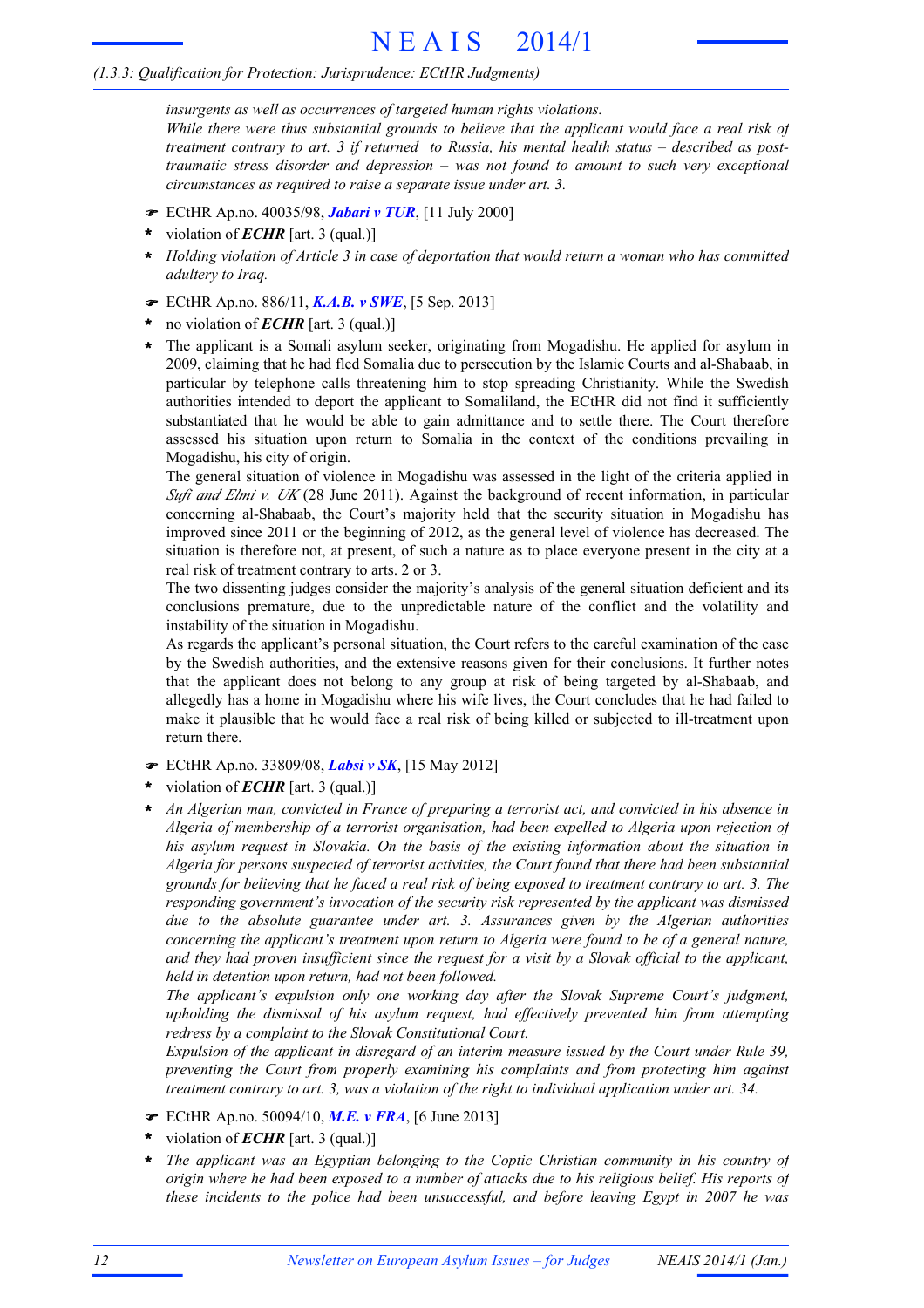*insurgents as well as occurrences of targeted human rights violations.*
*While there were thus substantial grounds to believe that the applicant would face a real risk of treatment contrary to art. 3 if returned to Russia, his mental health status – described as post-traumatic stress disorder and depression – was not found to amount to such very exceptional circumstances as required to raise a separate issue under art. 3.*

- ☛ ECtHR Ap.no. 40035/98, ***Jabari v TUR***, [11 July 2000]
- * violation of ***ECHR*** [art. 3 (qual.)]
- * *Holding violation of Article 3 in case of deportation that would return a woman who has committed adultery to Iraq.*

- ☛ ECtHR Ap.no. 886/11, ***K.A.B. v SWE***, [5 Sep. 2013]
- * no violation of ***ECHR*** [art. 3 (qual.)]
- * The applicant is a Somali asylum seeker, originating from Mogadishu. He applied for asylum in 2009, claiming that he had fled Somalia due to persecution by the Islamic Courts and al-Shabaab, in particular by telephone calls threatening him to stop spreading Christianity. While the Swedish authorities intended to deport the applicant to Somaliland, the ECtHR did not find it sufficiently substantiated that he would be able to gain admittance and to settle there. The Court therefore assessed his situation upon return to Somalia in the context of the conditions prevailing in Mogadishu, his city of origin.
  The general situation of violence in Mogadishu was assessed in the light of the criteria applied in *Sufi and Elmi v. UK* (28 June 2011). Against the background of recent information, in particular concerning al-Shabaab, the Court's majority held that the security situation in Mogadishu has improved since 2011 or the beginning of 2012, as the general level of violence has decreased. The situation is therefore not, at present, of such a nature as to place everyone present in the city at a real risk of treatment contrary to arts. 2 or 3.
  The two dissenting judges consider the majority's analysis of the general situation deficient and its conclusions premature, due to the unpredictable nature of the conflict and the volatility and instability of the situation in Mogadishu.
  As regards the applicant's personal situation, the Court refers to the careful examination of the case by the Swedish authorities, and the extensive reasons given for their conclusions. It further notes that the applicant does not belong to any group at risk of being targeted by al-Shabaab, and allegedly has a home in Mogadishu where his wife lives, the Court concludes that he had failed to make it plausible that he would face a real risk of being killed or subjected to ill-treatment upon return there.

- ☛ ECtHR Ap.no. 33809/08, ***Labsi v SK***, [15 May 2012]
- * violation of ***ECHR*** [art. 3 (qual.)]
- * *An Algerian man, convicted in France of preparing a terrorist act, and convicted in his absence in Algeria of membership of a terrorist organisation, had been expelled to Algeria upon rejection of his asylum request in Slovakia. On the basis of the existing information about the situation in Algeria for persons suspected of terrorist activities, the Court found that there had been substantial grounds for believing that he faced a real risk of being exposed to treatment contrary to art. 3. The responding government's invocation of the security risk represented by the applicant was dismissed due to the absolute guarantee under art. 3. Assurances given by the Algerian authorities concerning the applicant's treatment upon return to Algeria were found to be of a general nature, and they had proven insufficient since the request for a visit by a Slovak official to the applicant, held in detention upon return, had not been followed.*
  *The applicant's expulsion only one working day after the Slovak Supreme Court's judgment, upholding the dismissal of his asylum request, had effectively prevented him from attempting redress by a complaint to the Slovak Constitutional Court.*
  *Expulsion of the applicant in disregard of an interim measure issued by the Court under Rule 39, preventing the Court from properly examining his complaints and from protecting him against treatment contrary to art. 3, was a violation of the right to individual application under art. 34.*

- ☛ ECtHR Ap.no. 50094/10, ***M.E. v FRA***, [6 June 2013]
- * violation of ***ECHR*** [art. 3 (qual.)]
- * *The applicant was an Egyptian belonging to the Coptic Christian community in his country of origin where he had been exposed to a number of attacks due to his religious belief. His reports of these incidents to the police had been unsuccessful, and before leaving Egypt in 2007 he was*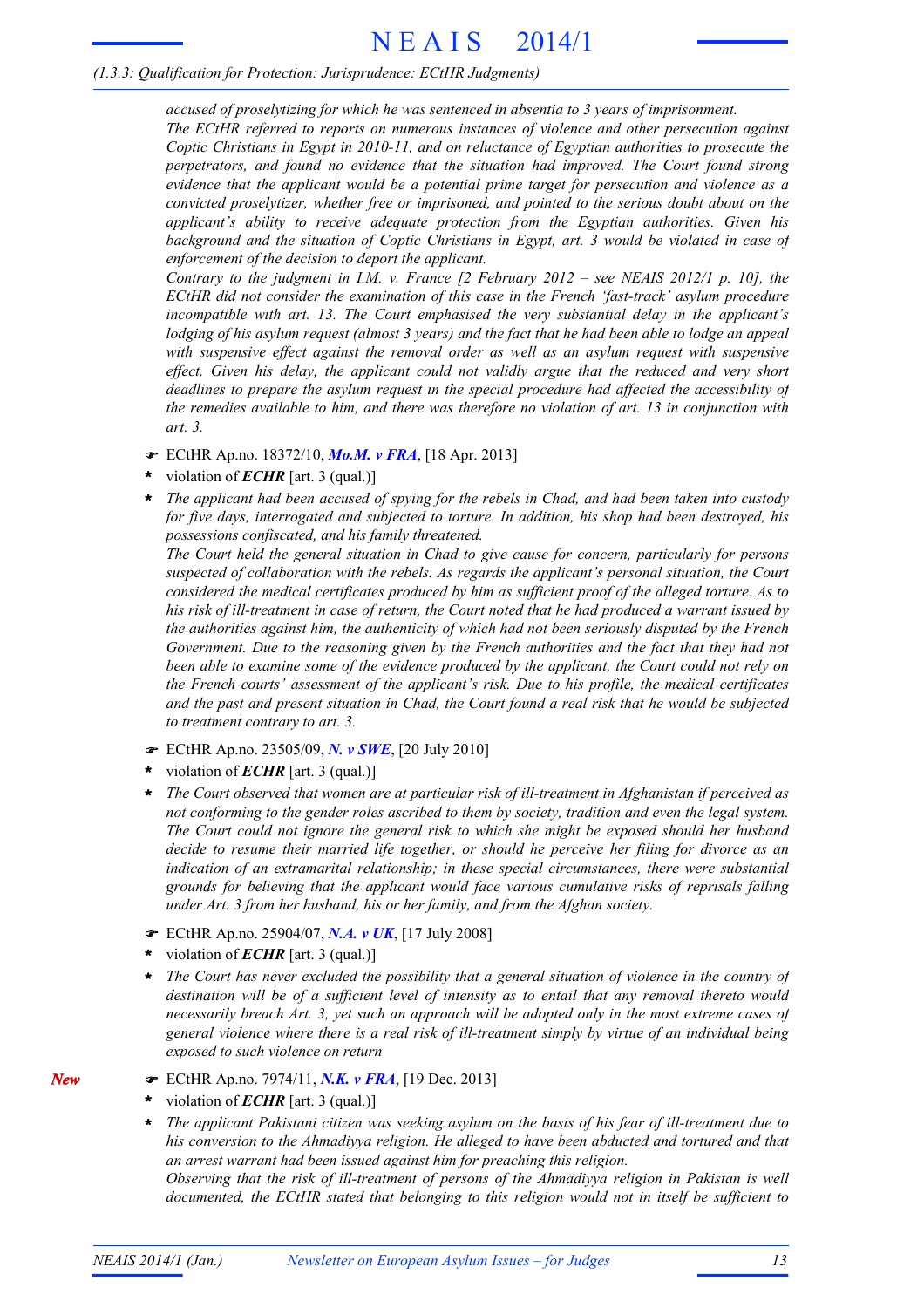*accused of proselytizing for which he was sentenced in absentia to 3 years of imprisonment.*

*The ECtHR referred to reports on numerous instances of violence and other persecution against Coptic Christians in Egypt in 2010-11, and on reluctance of Egyptian authorities to prosecute the perpetrators, and found no evidence that the situation had improved. The Court found strong evidence that the applicant would be a potential prime target for persecution and violence as a convicted proselytizer, whether free or imprisoned, and pointed to the serious doubt about on the applicant's ability to receive adequate protection from the Egyptian authorities. Given his background and the situation of Coptic Christians in Egypt, art. 3 would be violated in case of enforcement of the decision to deport the applicant.*

*Contrary to the judgment in I.M. v. France [2 February 2012 – see NEAIS 2012/1 p. 10], the ECtHR did not consider the examination of this case in the French 'fast-track' asylum procedure incompatible with art. 13. The Court emphasised the very substantial delay in the applicant's lodging of his asylum request (almost 3 years) and the fact that he had been able to lodge an appeal with suspensive effect against the removal order as well as an asylum request with suspensive effect. Given his delay, the applicant could not validly argue that the reduced and very short deadlines to prepare the asylum request in the special procedure had affected the accessibility of the remedies available to him, and there was therefore no violation of art. 13 in conjunction with art. 3.*

☛ ECtHR Ap.no. 18372/10, ***Mo.M. v FRA***, [18 Apr. 2013]

\* violation of ***ECHR*** [art. 3 (qual.)]

\* *The applicant had been accused of spying for the rebels in Chad, and had been taken into custody for five days, interrogated and subjected to torture. In addition, his shop had been destroyed, his possessions confiscated, and his family threatened.*

*The Court held the general situation in Chad to give cause for concern, particularly for persons suspected of collaboration with the rebels. As regards the applicant's personal situation, the Court considered the medical certificates produced by him as sufficient proof of the alleged torture. As to his risk of ill-treatment in case of return, the Court noted that he had produced a warrant issued by the authorities against him, the authenticity of which had not been seriously disputed by the French Government. Due to the reasoning given by the French authorities and the fact that they had not been able to examine some of the evidence produced by the applicant, the Court could not rely on the French courts' assessment of the applicant's risk. Due to his profile, the medical certificates and the past and present situation in Chad, the Court found a real risk that he would be subjected to treatment contrary to art. 3.*

☛ ECtHR Ap.no. 23505/09, ***N. v SWE***, [20 July 2010]

\* violation of ***ECHR*** [art. 3 (qual.)]

\* *The Court observed that women are at particular risk of ill-treatment in Afghanistan if perceived as not conforming to the gender roles ascribed to them by society, tradition and even the legal system. The Court could not ignore the general risk to which she might be exposed should her husband decide to resume their married life together, or should he perceive her filing for divorce as an indication of an extramarital relationship; in these special circumstances, there were substantial grounds for believing that the applicant would face various cumulative risks of reprisals falling under Art. 3 from her husband, his or her family, and from the Afghan society.*

☛ ECtHR Ap.no. 25904/07, ***N.A. v UK***, [17 July 2008]

\* violation of ***ECHR*** [art. 3 (qual.)]

\* *The Court has never excluded the possibility that a general situation of violence in the country of destination will be of a sufficient level of intensity as to entail that any removal thereto would necessarily breach Art. 3, yet such an approach will be adopted only in the most extreme cases of general violence where there is a real risk of ill-treatment simply by virtue of an individual being exposed to such violence on return*

***New*** ☛ ECtHR Ap.no. 7974/11, ***N.K. v FRA***, [19 Dec. 2013]

\* violation of ***ECHR*** [art. 3 (qual.)]

\* *The applicant Pakistani citizen was seeking asylum on the basis of his fear of ill-treatment due to his conversion to the Ahmadiyya religion. He alleged to have been abducted and tortured and that an arrest warrant had been issued against him for preaching this religion.*

*Observing that the risk of ill-treatment of persons of the Ahmadiyya religion in Pakistan is well documented, the ECtHR stated that belonging to this religion would not in itself be sufficient to*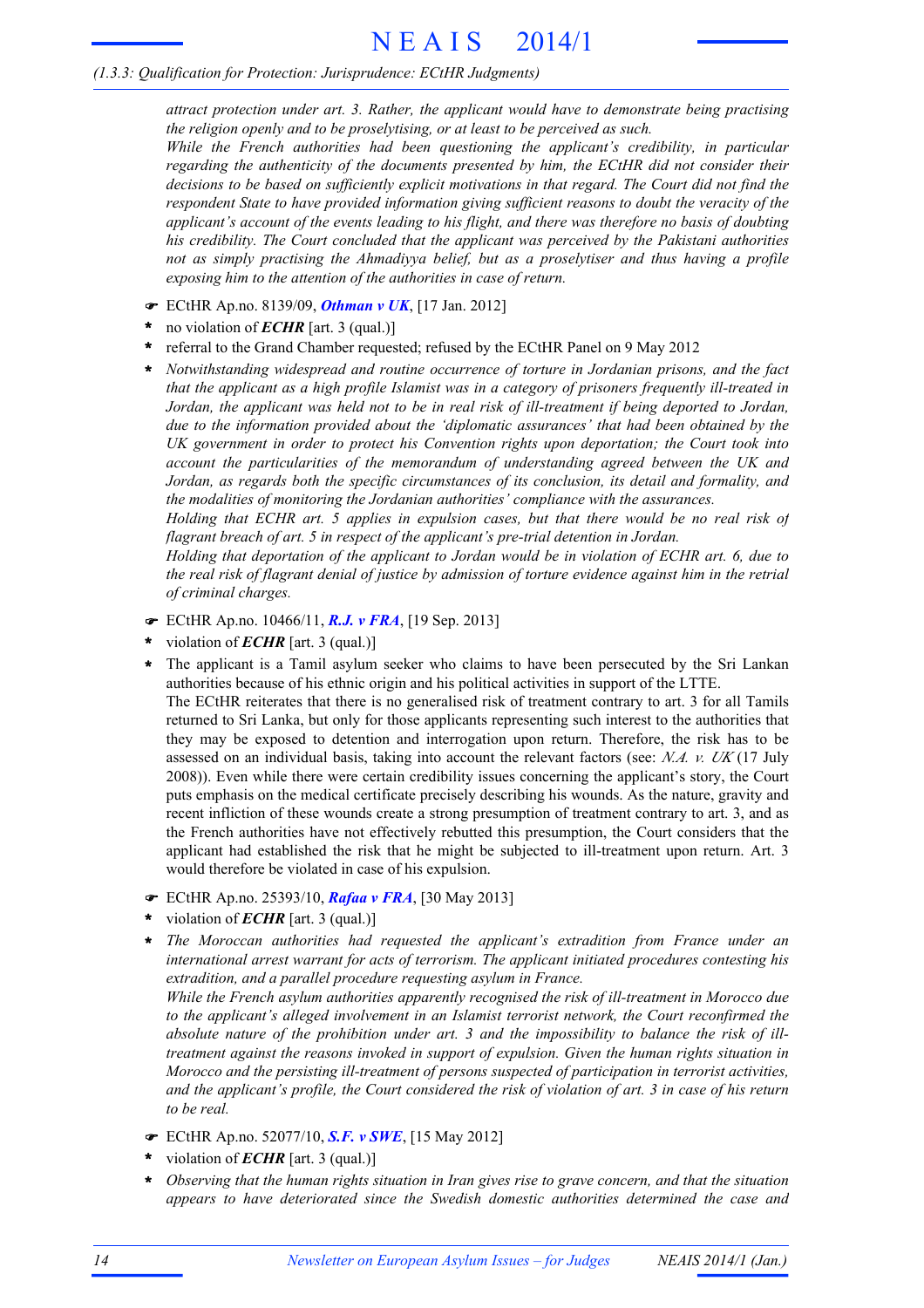*attract protection under art. 3. Rather, the applicant would have to demonstrate being practising the religion openly and to be proselytising, or at least to be perceived as such.*
*While the French authorities had been questioning the applicant's credibility, in particular regarding the authenticity of the documents presented by him, the ECtHR did not consider their decisions to be based on sufficiently explicit motivations in that regard. The Court did not find the respondent State to have provided information giving sufficient reasons to doubt the veracity of the applicant's account of the events leading to his flight, and there was therefore no basis of doubting his credibility. The Court concluded that the applicant was perceived by the Pakistani authorities not as simply practising the Ahmadiyya belief, but as a proselytiser and thus having a profile exposing him to the attention of the authorities in case of return.*

☛ ECtHR Ap.no. 8139/09, ***Othman v UK***, [17 Jan. 2012]

- no violation of ***ECHR*** [art. 3 (qual.)]
- referral to the Grand Chamber requested; refused by the ECtHR Panel on 9 May 2012
- *Notwithstanding widespread and routine occurrence of torture in Jordanian prisons, and the fact that the applicant as a high profile Islamist was in a category of prisoners frequently ill-treated in Jordan, the applicant was held not to be in real risk of ill-treatment if being deported to Jordan, due to the information provided about the 'diplomatic assurances' that had been obtained by the UK government in order to protect his Convention rights upon deportation; the Court took into account the particularities of the memorandum of understanding agreed between the UK and Jordan, as regards both the specific circumstances of its conclusion, its detail and formality, and the modalities of monitoring the Jordanian authorities' compliance with the assurances.*
*Holding that ECHR art. 5 applies in expulsion cases, but that there would be no real risk of flagrant breach of art. 5 in respect of the applicant's pre-trial detention in Jordan.*
*Holding that deportation of the applicant to Jordan would be in violation of ECHR art. 6, due to the real risk of flagrant denial of justice by admission of torture evidence against him in the retrial of criminal charges.*

☛ ECtHR Ap.no. 10466/11, ***R.J. v FRA***, [19 Sep. 2013]

- violation of ***ECHR*** [art. 3 (qual.)]
- The applicant is a Tamil asylum seeker who claims to have been persecuted by the Sri Lankan authorities because of his ethnic origin and his political activities in support of the LTTE.
The ECtHR reiterates that there is no generalised risk of treatment contrary to art. 3 for all Tamils returned to Sri Lanka, but only for those applicants representing such interest to the authorities that they may be exposed to detention and interrogation upon return. Therefore, the risk has to be assessed on an individual basis, taking into account the relevant factors (see: *N.A. v. UK* (17 July 2008)). Even while there were certain credibility issues concerning the applicant's story, the Court puts emphasis on the medical certificate precisely describing his wounds. As the nature, gravity and recent infliction of these wounds create a strong presumption of treatment contrary to art. 3, and as the French authorities have not effectively rebutted this presumption, the Court considers that the applicant had established the risk that he might be subjected to ill-treatment upon return. Art. 3 would therefore be violated in case of his expulsion.

☛ ECtHR Ap.no. 25393/10, ***Rafaa v FRA***, [30 May 2013]

- violation of ***ECHR*** [art. 3 (qual.)]
- *The Moroccan authorities had requested the applicant's extradition from France under an international arrest warrant for acts of terrorism. The applicant initiated procedures contesting his extradition, and a parallel procedure requesting asylum in France.*
*While the French asylum authorities apparently recognised the risk of ill-treatment in Morocco due to the applicant's alleged involvement in an Islamist terrorist network, the Court reconfirmed the absolute nature of the prohibition under art. 3 and the impossibility to balance the risk of ill-treatment against the reasons invoked in support of expulsion. Given the human rights situation in Morocco and the persisting ill-treatment of persons suspected of participation in terrorist activities, and the applicant's profile, the Court considered the risk of violation of art. 3 in case of his return to be real.*

☛ ECtHR Ap.no. 52077/10, ***S.F. v SWE***, [15 May 2012]

- violation of ***ECHR*** [art. 3 (qual.)]
- *Observing that the human rights situation in Iran gives rise to grave concern, and that the situation appears to have deteriorated since the Swedish domestic authorities determined the case and*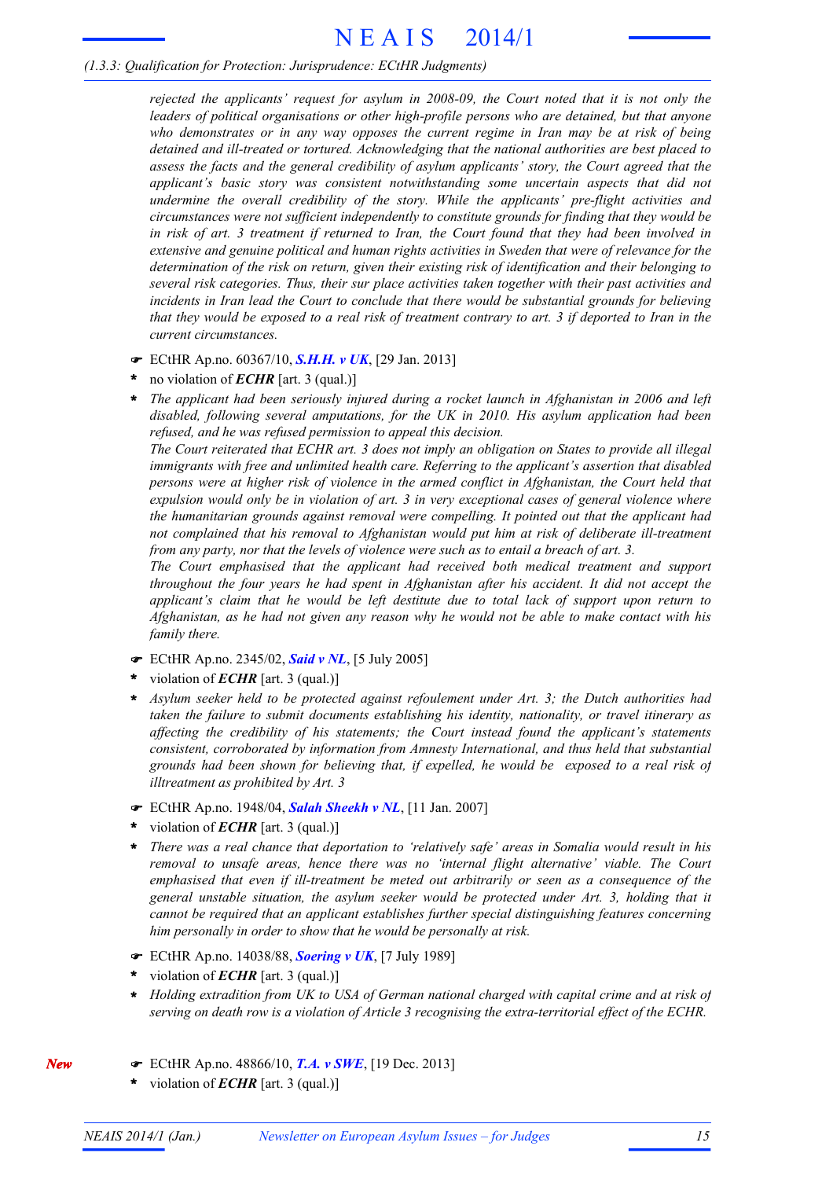*rejected the applicants' request for asylum in 2008-09, the Court noted that it is not only the leaders of political organisations or other high-profile persons who are detained, but that anyone who demonstrates or in any way opposes the current regime in Iran may be at risk of being detained and ill-treated or tortured. Acknowledging that the national authorities are best placed to assess the facts and the general credibility of asylum applicants' story, the Court agreed that the applicant's basic story was consistent notwithstanding some uncertain aspects that did not undermine the overall credibility of the story. While the applicants' pre-flight activities and circumstances were not sufficient independently to constitute grounds for finding that they would be in risk of art. 3 treatment if returned to Iran, the Court found that they had been involved in extensive and genuine political and human rights activities in Sweden that were of relevance for the determination of the risk on return, given their existing risk of identification and their belonging to several risk categories. Thus, their sur place activities taken together with their past activities and incidents in Iran lead the Court to conclude that there would be substantial grounds for believing that they would be exposed to a real risk of treatment contrary to art. 3 if deported to Iran in the current circumstances.*

☛ ECtHR Ap.no. 60367/10, ***S.H.H. v UK***, [29 Jan. 2013]

* no violation of ***ECHR*** [art. 3 (qual.)]
* *The applicant had been seriously injured during a rocket launch in Afghanistan in 2006 and left disabled, following several amputations, for the UK in 2010. His asylum application had been refused, and he was refused permission to appeal this decision.*
  *The Court reiterated that ECHR art. 3 does not imply an obligation on States to provide all illegal immigrants with free and unlimited health care. Referring to the applicant's assertion that disabled persons were at higher risk of violence in the armed conflict in Afghanistan, the Court held that expulsion would only be in violation of art. 3 in very exceptional cases of general violence where the humanitarian grounds against removal were compelling. It pointed out that the applicant had not complained that his removal to Afghanistan would put him at risk of deliberate ill-treatment from any party, nor that the levels of violence were such as to entail a breach of art. 3.*
  *The Court emphasised that the applicant had received both medical treatment and support throughout the four years he had spent in Afghanistan after his accident. It did not accept the applicant's claim that he would be left destitute due to total lack of support upon return to Afghanistan, as he had not given any reason why he would not be able to make contact with his family there.*

☛ ECtHR Ap.no. 2345/02, ***Said v NL***, [5 July 2005]

* violation of ***ECHR*** [art. 3 (qual.)]
* *Asylum seeker held to be protected against refoulement under Art. 3; the Dutch authorities had taken the failure to submit documents establishing his identity, nationality, or travel itinerary as affecting the credibility of his statements; the Court instead found the applicant's statements consistent, corroborated by information from Amnesty International, and thus held that substantial grounds had been shown for believing that, if expelled, he would be exposed to a real risk of illtreatment as prohibited by Art. 3*

☛ ECtHR Ap.no. 1948/04, ***Salah Sheekh v NL***, [11 Jan. 2007]

* violation of ***ECHR*** [art. 3 (qual.)]
* *There was a real chance that deportation to 'relatively safe' areas in Somalia would result in his removal to unsafe areas, hence there was no 'internal flight alternative' viable. The Court emphasised that even if ill-treatment be meted out arbitrarily or seen as a consequence of the general unstable situation, the asylum seeker would be protected under Art. 3, holding that it cannot be required that an applicant establishes further special distinguishing features concerning him personally in order to show that he would be personally at risk.*

☛ ECtHR Ap.no. 14038/88, ***Soering v UK***, [7 July 1989]

* violation of ***ECHR*** [art. 3 (qual.)]
* *Holding extradition from UK to USA of German national charged with capital crime and at risk of serving on death row is a violation of Article 3 recognising the extra-territorial effect of the ECHR.*

*New*

☛ ECtHR Ap.no. 48866/10, ***T.A. v SWE***, [19 Dec. 2013]

* violation of ***ECHR*** [art. 3 (qual.)]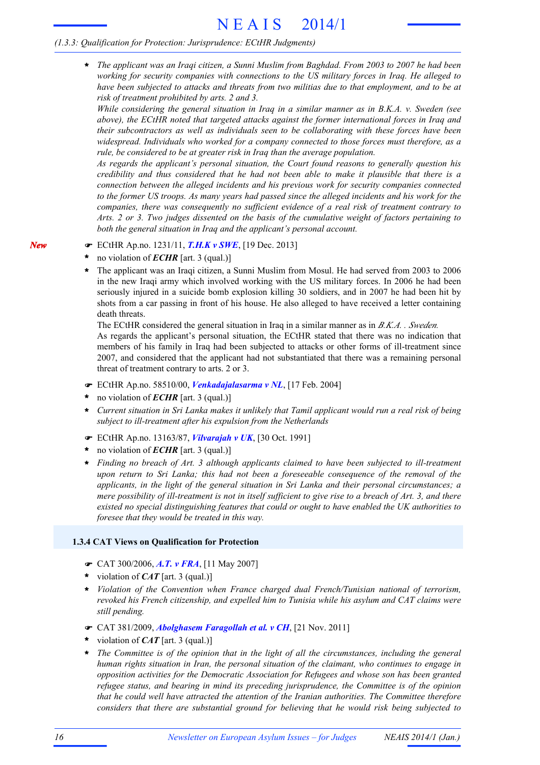* *The applicant was an Iraqi citizen, a Sunni Muslim from Baghdad. From 2003 to 2007 he had been working for security companies with connections to the US military forces in Iraq. He alleged to have been subjected to attacks and threats from two militias due to that employment, and to be at risk of treatment prohibited by arts. 2 and 3.*

  *While considering the general situation in Iraq in a similar manner as in B.K.A. v. Sweden (see above), the ECtHR noted that targeted attacks against the former international forces in Iraq and their subcontractors as well as individuals seen to be collaborating with these forces have been widespread. Individuals who worked for a company connected to those forces must therefore, as a rule, be considered to be at greater risk in Iraq than the average population.*

  *As regards the applicant's personal situation, the Court found reasons to generally question his credibility and thus considered that he had not been able to make it plausible that there is a connection between the alleged incidents and his previous work for security companies connected to the former US troops. As many years had passed since the alleged incidents and his work for the companies, there was consequently no sufficient evidence of a real risk of treatment contrary to Arts. 2 or 3. Two judges dissented on the basis of the cumulative weight of factors pertaining to both the general situation in Iraq and the applicant's personal account.*

*New*

☛ ECtHR Ap.no. 1231/11, ***T.H.K v SWE***, [19 Dec. 2013]

* no violation of ***ECHR*** [art. 3 (qual.)]
* The applicant was an Iraqi citizen, a Sunni Muslim from Mosul. He had served from 2003 to 2006 in the new Iraqi army which involved working with the US military forces. In 2006 he had been seriously injured in a suicide bomb explosion killing 30 soldiers, and in 2007 he had been hit by shots from a car passing in front of his house. He also alleged to have received a letter containing death threats.

  The ECtHR considered the general situation in Iraq in a similar manner as in *B.K.A. . Sweden.*

  As regards the applicant's personal situation, the ECtHR stated that there was no indication that members of his family in Iraq had been subjected to attacks or other forms of ill-treatment since 2007, and considered that the applicant had not substantiated that there was a remaining personal threat of treatment contrary to arts. 2 or 3.

☛ ECtHR Ap.no. 58510/00, ***Venkadajalasarma v NL***, [17 Feb. 2004]

* no violation of ***ECHR*** [art. 3 (qual.)]
* *Current situation in Sri Lanka makes it unlikely that Tamil applicant would run a real risk of being subject to ill-treatment after his expulsion from the Netherlands*

☛ ECtHR Ap.no. 13163/87, ***Vilvarajah v UK***, [30 Oct. 1991]

* no violation of ***ECHR*** [art. 3 (qual.)]
* *Finding no breach of Art. 3 although applicants claimed to have been subjected to ill-treatment upon return to Sri Lanka; this had not been a foreseeable consequence of the removal of the applicants, in the light of the general situation in Sri Lanka and their personal circumstances; a mere possibility of ill-treatment is not in itself sufficient to give rise to a breach of Art. 3, and there existed no special distinguishing features that could or ought to have enabled the UK authorities to foresee that they would be treated in this way.*

### 1.3.4 CAT Views on Qualification for Protection

☛ CAT 300/2006, ***A.T. v FRA***, [11 May 2007]

* violation of ***CAT*** [art. 3 (qual.)]
* *Violation of the Convention when France charged dual French/Tunisian national of terrorism, revoked his French citizenship, and expelled him to Tunisia while his asylum and CAT claims were still pending.*

☛ CAT 381/2009, ***Abolghasem Faragollah et al. v CH***, [21 Nov. 2011]

* violation of ***CAT*** [art. 3 (qual.)]
* *The Committee is of the opinion that in the light of all the circumstances, including the general human rights situation in Iran, the personal situation of the claimant, who continues to engage in opposition activities for the Democratic Association for Refugees and whose son has been granted refugee status, and bearing in mind its preceding jurisprudence, the Committee is of the opinion that he could well have attracted the attention of the Iranian authorities. The Committee therefore considers that there are substantial ground for believing that he would risk being subjected to*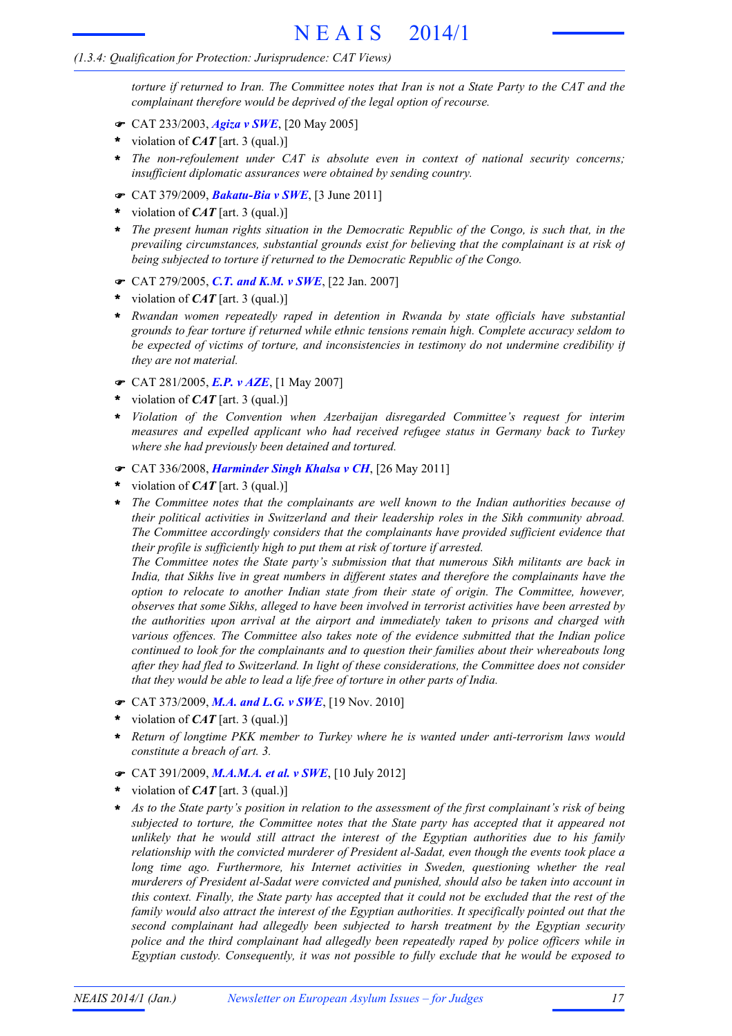*torture if returned to Iran. The Committee notes that Iran is not a State Party to the CAT and the complainant therefore would be deprived of the legal option of recourse.*

- ☛ CAT 233/2003, ***Agiza v SWE***, [20 May 2005]
- **\*** violation of ***CAT*** [art. 3 (qual.)]
- **\*** *The non-refoulement under CAT is absolute even in context of national security concerns; insufficient diplomatic assurances were obtained by sending country.*

- ☛ CAT 379/2009, ***Bakatu-Bia v SWE***, [3 June 2011]
- **\*** violation of ***CAT*** [art. 3 (qual.)]
- **\*** *The present human rights situation in the Democratic Republic of the Congo, is such that, in the prevailing circumstances, substantial grounds exist for believing that the complainant is at risk of being subjected to torture if returned to the Democratic Republic of the Congo.*

- ☛ CAT 279/2005, ***C.T. and K.M. v SWE***, [22 Jan. 2007]
- **\*** violation of ***CAT*** [art. 3 (qual.)]
- **\*** *Rwandan women repeatedly raped in detention in Rwanda by state officials have substantial grounds to fear torture if returned while ethnic tensions remain high. Complete accuracy seldom to be expected of victims of torture, and inconsistencies in testimony do not undermine credibility if they are not material.*

- ☛ CAT 281/2005, ***E.P. v AZE***, [1 May 2007]
- **\*** violation of ***CAT*** [art. 3 (qual.)]
- **\*** *Violation of the Convention when Azerbaijan disregarded Committee's request for interim measures and expelled applicant who had received refugee status in Germany back to Turkey where she had previously been detained and tortured.*

- ☛ CAT 336/2008, ***Harminder Singh Khalsa v CH***, [26 May 2011]
- **\*** violation of ***CAT*** [art. 3 (qual.)]
- **\*** *The Committee notes that the complainants are well known to the Indian authorities because of their political activities in Switzerland and their leadership roles in the Sikh community abroad. The Committee accordingly considers that the complainants have provided sufficient evidence that their profile is sufficiently high to put them at risk of torture if arrested.*
  *The Committee notes the State party's submission that that numerous Sikh militants are back in India, that Sikhs live in great numbers in different states and therefore the complainants have the option to relocate to another Indian state from their state of origin. The Committee, however, observes that some Sikhs, alleged to have been involved in terrorist activities have been arrested by the authorities upon arrival at the airport and immediately taken to prisons and charged with various offences. The Committee also takes note of the evidence submitted that the Indian police continued to look for the complainants and to question their families about their whereabouts long after they had fled to Switzerland. In light of these considerations, the Committee does not consider that they would be able to lead a life free of torture in other parts of India.*

- ☛ CAT 373/2009, ***M.A. and L.G. v SWE***, [19 Nov. 2010]
- **\*** violation of ***CAT*** [art. 3 (qual.)]
- **\*** *Return of longtime PKK member to Turkey where he is wanted under anti-terrorism laws would constitute a breach of art. 3.*

- ☛ CAT 391/2009, ***M.A.M.A. et al. v SWE***, [10 July 2012]
- **\*** violation of ***CAT*** [art. 3 (qual.)]
- **\*** *As to the State party's position in relation to the assessment of the first complainant's risk of being subjected to torture, the Committee notes that the State party has accepted that it appeared not unlikely that he would still attract the interest of the Egyptian authorities due to his family relationship with the convicted murderer of President al-Sadat, even though the events took place a long time ago. Furthermore, his Internet activities in Sweden, questioning whether the real murderers of President al-Sadat were convicted and punished, should also be taken into account in this context. Finally, the State party has accepted that it could not be excluded that the rest of the family would also attract the interest of the Egyptian authorities. It specifically pointed out that the second complainant had allegedly been subjected to harsh treatment by the Egyptian security police and the third complainant had allegedly been repeatedly raped by police officers while in Egyptian custody. Consequently, it was not possible to fully exclude that he would be exposed to*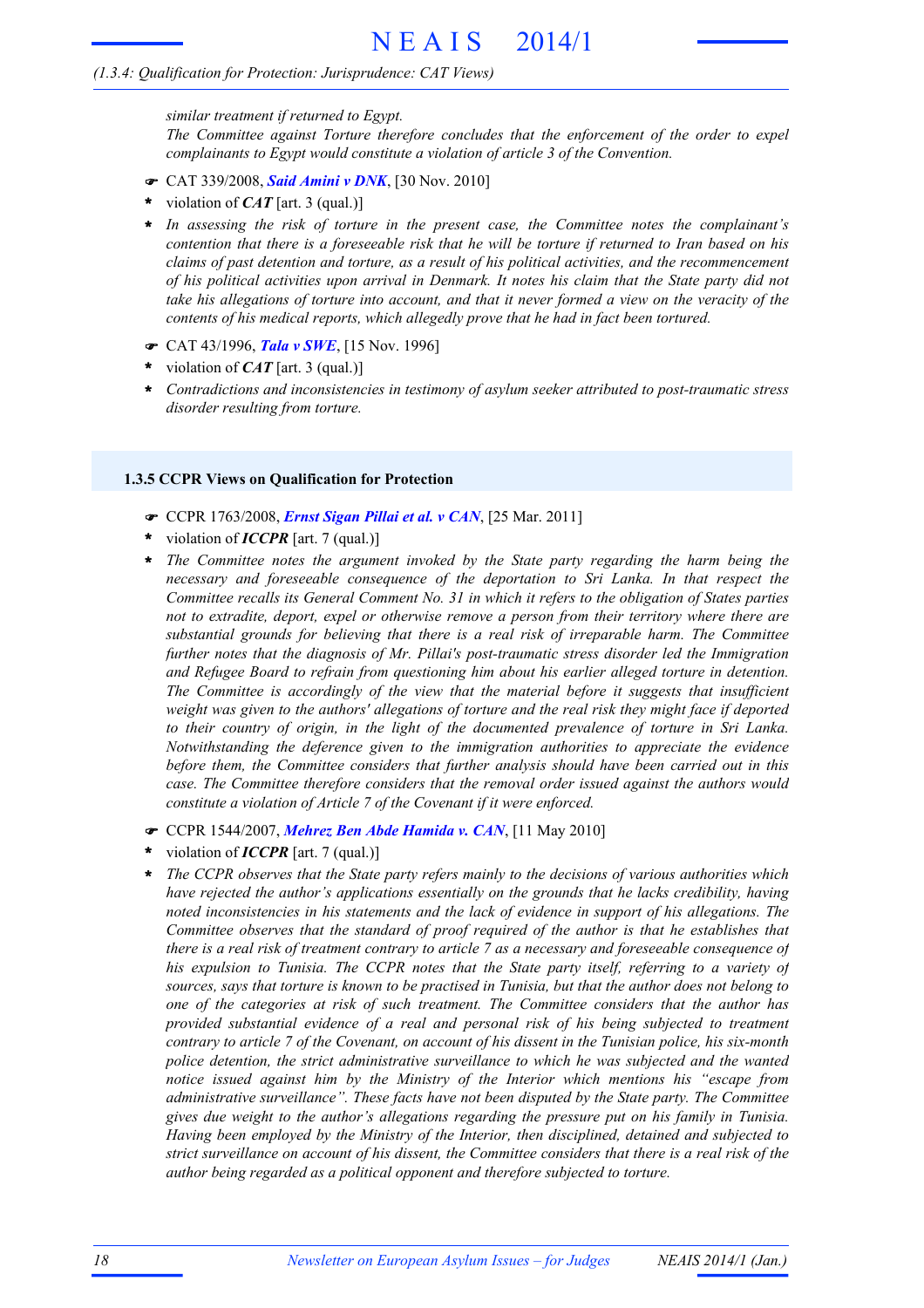*similar treatment if returned to Egypt.*
*The Committee against Torture therefore concludes that the enforcement of the order to expel complainants to Egypt would constitute a violation of article 3 of the Convention.*

- ☛ CAT 339/2008, ***Said Amini v DNK***, [30 Nov. 2010]
- \* violation of ***CAT*** [art. 3 (qual.)]
- \* *In assessing the risk of torture in the present case, the Committee notes the complainant's contention that there is a foreseeable risk that he will be torture if returned to Iran based on his claims of past detention and torture, as a result of his political activities, and the recommencement of his political activities upon arrival in Denmark. It notes his claim that the State party did not take his allegations of torture into account, and that it never formed a view on the veracity of the contents of his medical reports, which allegedly prove that he had in fact been tortured.*

- ☛ CAT 43/1996, ***Tala v SWE***, [15 Nov. 1996]
- \* violation of ***CAT*** [art. 3 (qual.)]
- \* *Contradictions and inconsistencies in testimony of asylum seeker attributed to post-traumatic stress disorder resulting from torture.*

### 1.3.5 CCPR Views on Qualification for Protection

- ☛ CCPR 1763/2008, ***Ernst Sigan Pillai et al. v CAN***, [25 Mar. 2011]
- \* violation of ***ICCPR*** [art. 7 (qual.)]
- \* *The Committee notes the argument invoked by the State party regarding the harm being the necessary and foreseeable consequence of the deportation to Sri Lanka. In that respect the Committee recalls its General Comment No. 31 in which it refers to the obligation of States parties not to extradite, deport, expel or otherwise remove a person from their territory where there are substantial grounds for believing that there is a real risk of irreparable harm. The Committee further notes that the diagnosis of Mr. Pillai's post-traumatic stress disorder led the Immigration and Refugee Board to refrain from questioning him about his earlier alleged torture in detention. The Committee is accordingly of the view that the material before it suggests that insufficient weight was given to the authors' allegations of torture and the real risk they might face if deported to their country of origin, in the light of the documented prevalence of torture in Sri Lanka. Notwithstanding the deference given to the immigration authorities to appreciate the evidence before them, the Committee considers that further analysis should have been carried out in this case. The Committee therefore considers that the removal order issued against the authors would constitute a violation of Article 7 of the Covenant if it were enforced.*

- ☛ CCPR 1544/2007, ***Mehrez Ben Abde Hamida v. CAN***, [11 May 2010]
- \* violation of ***ICCPR*** [art. 7 (qual.)]
- \* *The CCPR observes that the State party refers mainly to the decisions of various authorities which have rejected the author's applications essentially on the grounds that he lacks credibility, having noted inconsistencies in his statements and the lack of evidence in support of his allegations. The Committee observes that the standard of proof required of the author is that he establishes that there is a real risk of treatment contrary to article 7 as a necessary and foreseeable consequence of his expulsion to Tunisia. The CCPR notes that the State party itself, referring to a variety of sources, says that torture is known to be practised in Tunisia, but that the author does not belong to one of the categories at risk of such treatment. The Committee considers that the author has provided substantial evidence of a real and personal risk of his being subjected to treatment contrary to article 7 of the Covenant, on account of his dissent in the Tunisian police, his six-month police detention, the strict administrative surveillance to which he was subjected and the wanted notice issued against him by the Ministry of the Interior which mentions his "escape from administrative surveillance". These facts have not been disputed by the State party. The Committee gives due weight to the author's allegations regarding the pressure put on his family in Tunisia. Having been employed by the Ministry of the Interior, then disciplined, detained and subjected to strict surveillance on account of his dissent, the Committee considers that there is a real risk of the author being regarded as a political opponent and therefore subjected to torture.*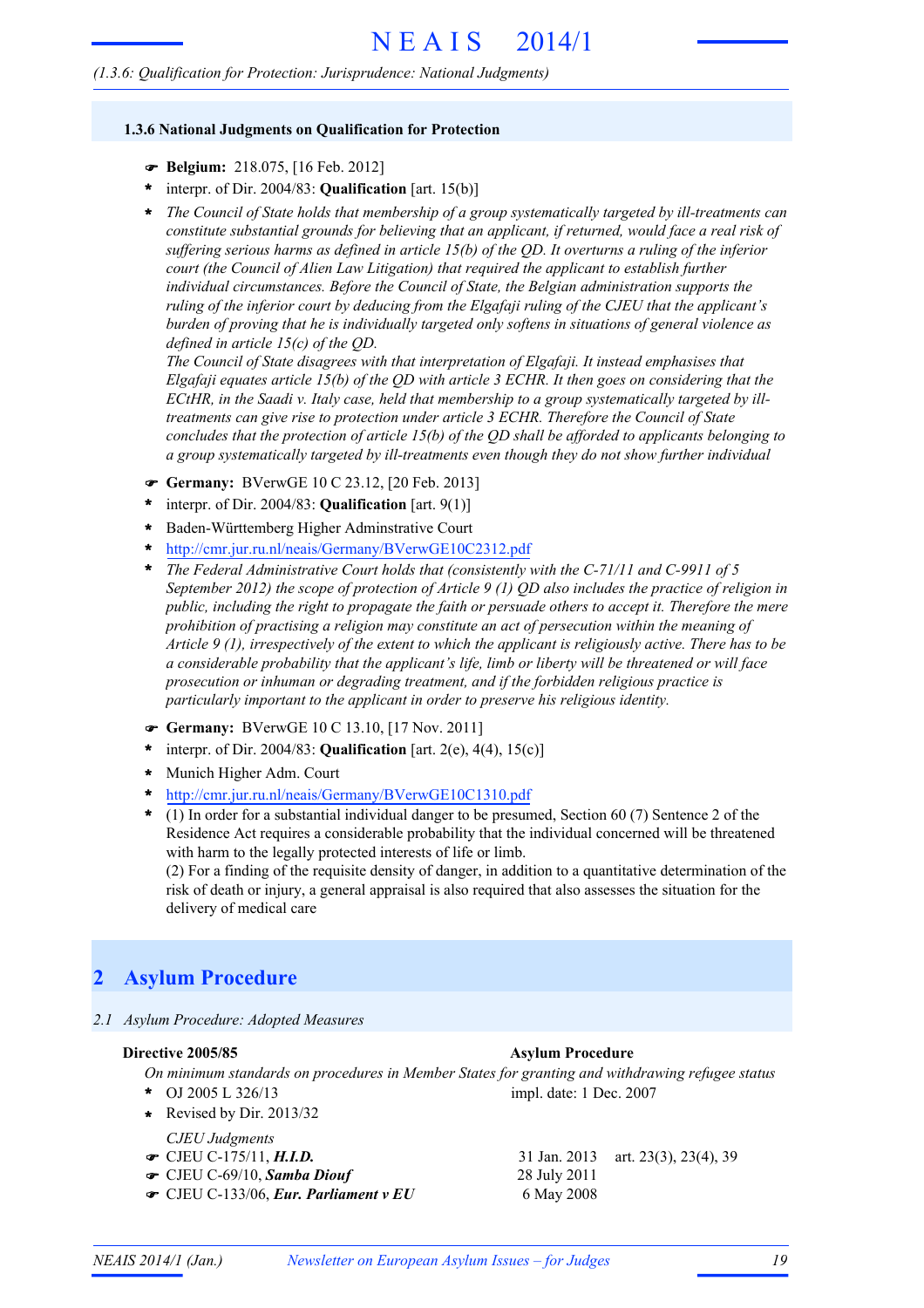### 1.3.6 National Judgments on Qualification for Protection

☛ **Belgium:** 218.075, [16 Feb. 2012]

* interpr. of Dir. 2004/83: **Qualification** [art. 15(b)]
* *The Council of State holds that membership of a group systematically targeted by ill-treatments can constitute substantial grounds for believing that an applicant, if returned, would face a real risk of suffering serious harms as defined in article 15(b) of the QD. It overturns a ruling of the inferior court (the Council of Alien Law Litigation) that required the applicant to establish further individual circumstances. Before the Council of State, the Belgian administration supports the ruling of the inferior court by deducing from the Elgafaji ruling of the CJEU that the applicant's burden of proving that he is individually targeted only softens in situations of general violence as defined in article 15(c) of the QD.*
  *The Council of State disagrees with that interpretation of Elgafaji. It instead emphasises that Elgafaji equates article 15(b) of the QD with article 3 ECHR. It then goes on considering that the ECtHR, in the Saadi v. Italy case, held that membership to a group systematically targeted by ill-treatments can give rise to protection under article 3 ECHR. Therefore the Council of State concludes that the protection of article 15(b) of the QD shall be afforded to applicants belonging to a group systematically targeted by ill-treatments even though they do not show further individual*

☛ **Germany:** BVerwGE 10 C 23.12, [20 Feb. 2013]

* interpr. of Dir. 2004/83: **Qualification** [art. 9(1)]
* Baden-Württemberg Higher Adminstrative Court
* http://cmr.jur.ru.nl/neais/Germany/BVerwGE10C2312.pdf
* *The Federal Administrative Court holds that (consistently with the C-71/11 and C-9911 of 5 September 2012) the scope of protection of Article 9 (1) QD also includes the practice of religion in public, including the right to propagate the faith or persuade others to accept it. Therefore the mere prohibition of practising a religion may constitute an act of persecution within the meaning of Article 9 (1), irrespectively of the extent to which the applicant is religiously active. There has to be a considerable probability that the applicant's life, limb or liberty will be threatened or will face prosecution or inhuman or degrading treatment, and if the forbidden religious practice is particularly important to the applicant in order to preserve his religious identity.*

☛ **Germany:** BVerwGE 10 C 13.10, [17 Nov. 2011]

* interpr. of Dir. 2004/83: **Qualification** [art. 2(e), 4(4), 15(c)]
* Munich Higher Adm. Court
* http://cmr.jur.ru.nl/neais/Germany/BVerwGE10C1310.pdf
* (1) In order for a substantial individual danger to be presumed, Section 60 (7) Sentence 2 of the Residence Act requires a considerable probability that the individual concerned will be threatened with harm to the legally protected interests of life or limb.
  (2) For a finding of the requisite density of danger, in addition to a quantitative determination of the risk of death or injury, a general appraisal is also required that also assesses the situation for the delivery of medical care

# 2 Asylum Procedure

*2.1 Asylum Procedure: Adopted Measures*

**Directive 2005/85** — **Asylum Procedure**

*On minimum standards on procedures in Member States for granting and withdrawing refugee status*

* OJ 2005 L 326/13 — impl. date: 1 Dec. 2007
* Revised by Dir. 2013/32

*CJEU Judgments*

☛ CJEU C-175/11, ***H.I.D.*** — 31 Jan. 2013 — art. 23(3), 23(4), 39

☛ CJEU C-69/10, ***Samba Diouf*** — 28 July 2011

☛ CJEU C-133/06, ***Eur. Parliament v EU*** — 6 May 2008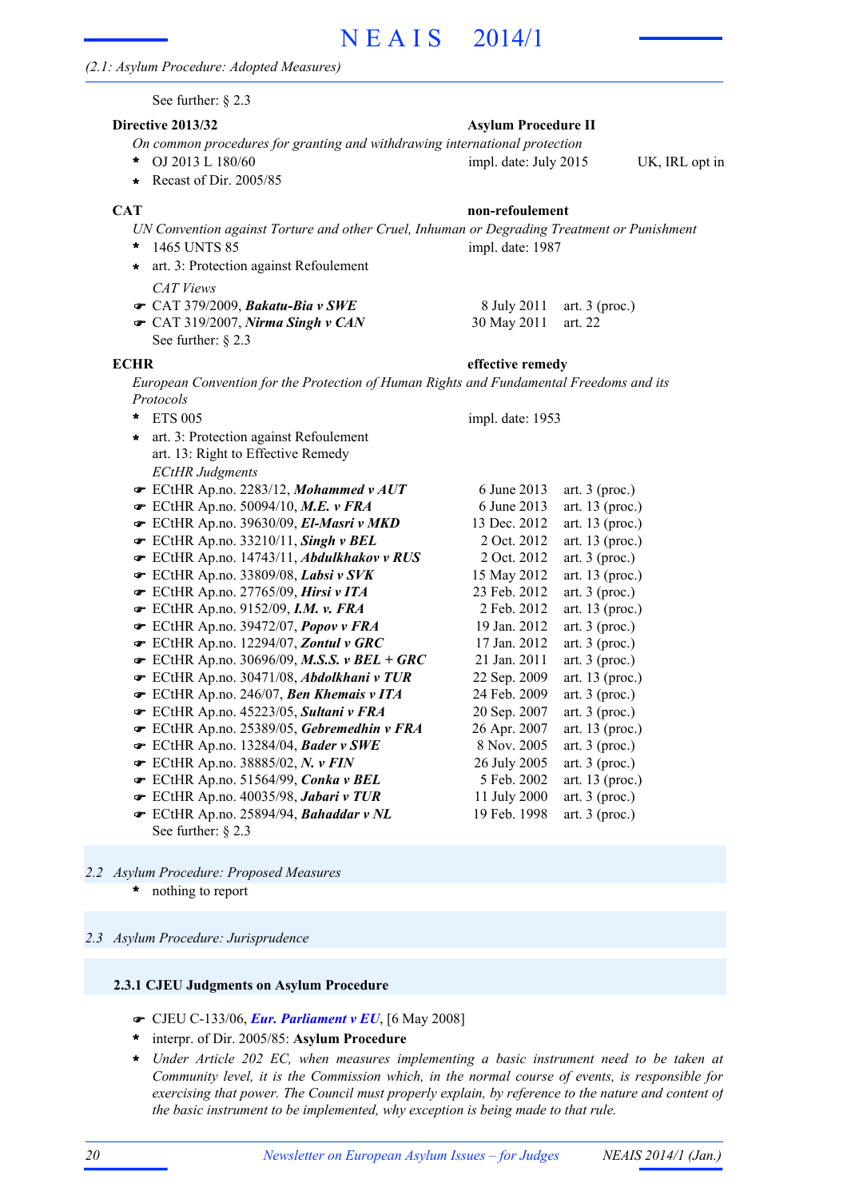See further: § 2.3

**Directive 2013/32** — **Asylum Procedure II**

*On common procedures for granting and withdrawing international protection*

- OJ 2013 L 180/60 — impl. date: July 2015 — UK, IRL opt in
- Recast of Dir. 2005/85

**CAT** — **non-refoulement**

*UN Convention against Torture and other Cruel, Inhuman or Degrading Treatment or Punishment*

- 1465 UNTS 85 — impl. date: 1987
- art. 3: Protection against Refoulement

*CAT Views*

- ☛ CAT 379/2009, ***Bakatu-Bia v SWE*** — 8 July 2011 — art. 3 (proc.)
- ☛ CAT 319/2007, ***Nirma Singh v CAN*** — 30 May 2011 — art. 22

See further: § 2.3

**ECHR** — **effective remedy**

*European Convention for the Protection of Human Rights and Fundamental Freedoms and its Protocols*

- ETS 005 — impl. date: 1953
- art. 3: Protection against Refoulement
  art. 13: Right to Effective Remedy

*ECtHR Judgments*

- ☛ ECtHR Ap.no. 2283/12, ***Mohammed v AUT*** — 6 June 2013 — art. 3 (proc.)
- ☛ ECtHR Ap.no. 50094/10, ***M.E. v FRA*** — 6 June 2013 — art. 13 (proc.)
- ☛ ECtHR Ap.no. 39630/09, ***El-Masri v MKD*** — 13 Dec. 2012 — art. 13 (proc.)
- ☛ ECtHR Ap.no. 33210/11, ***Singh v BEL*** — 2 Oct. 2012 — art. 13 (proc.)
- ☛ ECtHR Ap.no. 14743/11, ***Abdulkhakov v RUS*** — 2 Oct. 2012 — art. 3 (proc.)
- ☛ ECtHR Ap.no. 33809/08, ***Labsi v SVK*** — 15 May 2012 — art. 13 (proc.)
- ☛ ECtHR Ap.no. 27765/09, ***Hirsi v ITA*** — 23 Feb. 2012 — art. 3 (proc.)
- ☛ ECtHR Ap.no. 9152/09, ***I.M. v. FRA*** — 2 Feb. 2012 — art. 13 (proc.)
- ☛ ECtHR Ap.no. 39472/07, ***Popov v FRA*** — 19 Jan. 2012 — art. 3 (proc.)
- ☛ ECtHR Ap.no. 12294/07, ***Zontul v GRC*** — 17 Jan. 2012 — art. 3 (proc.)
- ☛ ECtHR Ap.no. 30696/09, ***M.S.S. v BEL + GRC*** — 21 Jan. 2011 — art. 3 (proc.)
- ☛ ECtHR Ap.no. 30471/08, ***Abdolkhani v TUR*** — 22 Sep. 2009 — art. 13 (proc.)
- ☛ ECtHR Ap.no. 246/07, ***Ben Khemais v ITA*** — 24 Feb. 2009 — art. 3 (proc.)
- ☛ ECtHR Ap.no. 45223/05, ***Sultani v FRA*** — 20 Sep. 2007 — art. 3 (proc.)
- ☛ ECtHR Ap.no. 25389/05, ***Gebremedhin v FRA*** — 26 Apr. 2007 — art. 13 (proc.)
- ☛ ECtHR Ap.no. 13284/04, ***Bader v SWE*** — 8 Nov. 2005 — art. 3 (proc.)
- ☛ ECtHR Ap.no. 38885/02, ***N. v FIN*** — 26 July 2005 — art. 3 (proc.)
- ☛ ECtHR Ap.no. 51564/99, ***Conka v BEL*** — 5 Feb. 2002 — art. 13 (proc.)
- ☛ ECtHR Ap.no. 40035/98, ***Jabari v TUR*** — 11 July 2000 — art. 3 (proc.)
- ☛ ECtHR Ap.no. 25894/94, ***Bahaddar v NL*** — 19 Feb. 1998 — art. 3 (proc.)

See further: § 2.3

## 2.2 Asylum Procedure: Proposed Measures

- nothing to report

## 2.3 Asylum Procedure: Jurisprudence

### 2.3.1 CJEU Judgments on Asylum Procedure

- ☛ CJEU C-133/06, ***Eur. Parliament v EU***, [6 May 2008]
- interpr. of Dir. 2005/85: **Asylum Procedure**
- *Under Article 202 EC, when measures implementing a basic instrument need to be taken at Community level, it is the Commission which, in the normal course of events, is responsible for exercising that power. The Council must properly explain, by reference to the nature and content of the basic instrument to be implemented, why exception is being made to that rule.*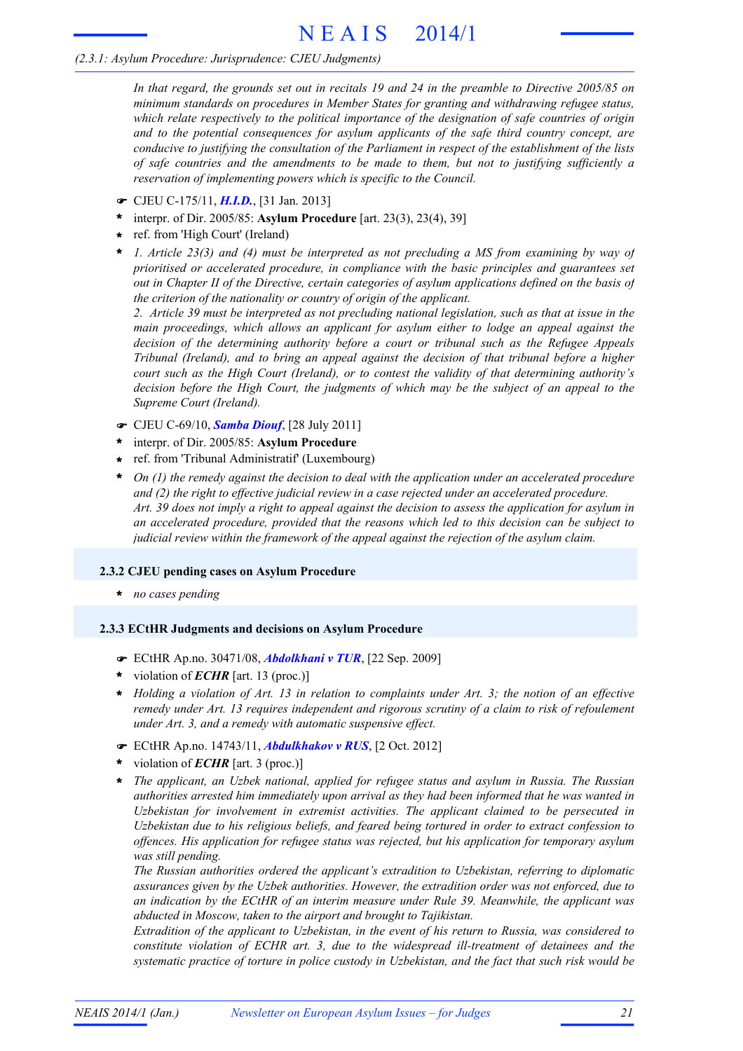*In that regard, the grounds set out in recitals 19 and 24 in the preamble to Directive 2005/85 on minimum standards on procedures in Member States for granting and withdrawing refugee status, which relate respectively to the political importance of the designation of safe countries of origin and to the potential consequences for asylum applicants of the safe third country concept, are conducive to justifying the consultation of the Parliament in respect of the establishment of the lists of safe countries and the amendments to be made to them, but not to justifying sufficiently a reservation of implementing powers which is specific to the Council.*

☛ CJEU C-175/11, ***H.I.D.***, [31 Jan. 2013]

- interpr. of Dir. 2005/85: **Asylum Procedure** [art. 23(3), 23(4), 39]
- ref. from 'High Court' (Ireland)
- *1. Article 23(3) and (4) must be interpreted as not precluding a MS from examining by way of prioritised or accelerated procedure, in compliance with the basic principles and guarantees set out in Chapter II of the Directive, certain categories of asylum applications defined on the basis of the criterion of the nationality or country of origin of the applicant.*
  *2. Article 39 must be interpreted as not precluding national legislation, such as that at issue in the main proceedings, which allows an applicant for asylum either to lodge an appeal against the decision of the determining authority before a court or tribunal such as the Refugee Appeals Tribunal (Ireland), and to bring an appeal against the decision of that tribunal before a higher court such as the High Court (Ireland), or to contest the validity of that determining authority's decision before the High Court, the judgments of which may be the subject of an appeal to the Supreme Court (Ireland).*

☛ CJEU C-69/10, ***Samba Diouf***, [28 July 2011]

- interpr. of Dir. 2005/85: **Asylum Procedure**
- ref. from 'Tribunal Administratif' (Luxembourg)
- *On (1) the remedy against the decision to deal with the application under an accelerated procedure and (2) the right to effective judicial review in a case rejected under an accelerated procedure.*
  *Art. 39 does not imply a right to appeal against the decision to assess the application for asylum in an accelerated procedure, provided that the reasons which led to this decision can be subject to judicial review within the framework of the appeal against the rejection of the asylum claim.*

### 2.3.2 CJEU pending cases on Asylum Procedure

- *no cases pending*

### 2.3.3 ECtHR Judgments and decisions on Asylum Procedure

☛ ECtHR Ap.no. 30471/08, ***Abdolkhani v TUR***, [22 Sep. 2009]

- violation of ***ECHR*** [art. 13 (proc.)]
- *Holding a violation of Art. 13 in relation to complaints under Art. 3; the notion of an effective remedy under Art. 13 requires independent and rigorous scrutiny of a claim to risk of refoulement under Art. 3, and a remedy with automatic suspensive effect.*

☛ ECtHR Ap.no. 14743/11, ***Abdulkhakov v RUS***, [2 Oct. 2012]

- violation of ***ECHR*** [art. 3 (proc.)]
- *The applicant, an Uzbek national, applied for refugee status and asylum in Russia. The Russian authorities arrested him immediately upon arrival as they had been informed that he was wanted in Uzbekistan for involvement in extremist activities. The applicant claimed to be persecuted in Uzbekistan due to his religious beliefs, and feared being tortured in order to extract confession to offences. His application for refugee status was rejected, but his application for temporary asylum was still pending.*
  *The Russian authorities ordered the applicant's extradition to Uzbekistan, referring to diplomatic assurances given by the Uzbek authorities. However, the extradition order was not enforced, due to an indication by the ECtHR of an interim measure under Rule 39. Meanwhile, the applicant was abducted in Moscow, taken to the airport and brought to Tajikistan.*
  *Extradition of the applicant to Uzbekistan, in the event of his return to Russia, was considered to constitute violation of ECHR art. 3, due to the widespread ill-treatment of detainees and the systematic practice of torture in police custody in Uzbekistan, and the fact that such risk would be*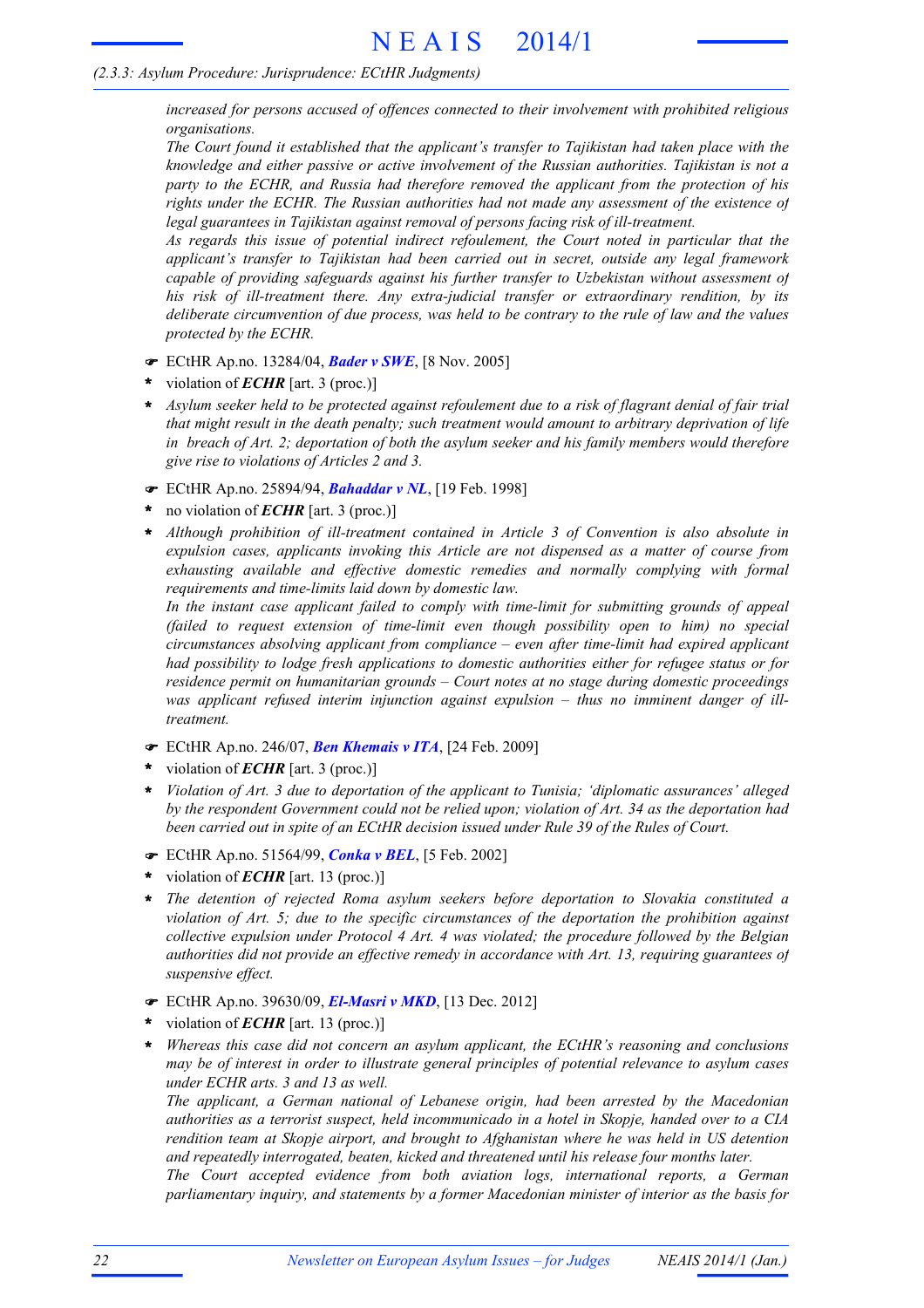*increased for persons accused of offences connected to their involvement with prohibited religious organisations.*
*The Court found it established that the applicant's transfer to Tajikistan had taken place with the knowledge and either passive or active involvement of the Russian authorities. Tajikistan is not a party to the ECHR, and Russia had therefore removed the applicant from the protection of his rights under the ECHR. The Russian authorities had not made any assessment of the existence of legal guarantees in Tajikistan against removal of persons facing risk of ill-treatment.*
*As regards this issue of potential indirect refoulement, the Court noted in particular that the applicant's transfer to Tajikistan had been carried out in secret, outside any legal framework capable of providing safeguards against his further transfer to Uzbekistan without assessment of his risk of ill-treatment there. Any extra-judicial transfer or extraordinary rendition, by its deliberate circumvention of due process, was held to be contrary to the rule of law and the values protected by the ECHR.*

☛ ECtHR Ap.no. 13284/04, ***Bader v SWE***, [8 Nov. 2005]

- \* violation of ***ECHR*** [art. 3 (proc.)]
- \* *Asylum seeker held to be protected against refoulement due to a risk of flagrant denial of fair trial that might result in the death penalty; such treatment would amount to arbitrary deprivation of life in breach of Art. 2; deportation of both the asylum seeker and his family members would therefore give rise to violations of Articles 2 and 3.*

☛ ECtHR Ap.no. 25894/94, ***Bahaddar v NL***, [19 Feb. 1998]

- \* no violation of ***ECHR*** [art. 3 (proc.)]
- \* *Although prohibition of ill-treatment contained in Article 3 of Convention is also absolute in expulsion cases, applicants invoking this Article are not dispensed as a matter of course from exhausting available and effective domestic remedies and normally complying with formal requirements and time-limits laid down by domestic law.*
*In the instant case applicant failed to comply with time-limit for submitting grounds of appeal (failed to request extension of time-limit even though possibility open to him) no special circumstances absolving applicant from compliance – even after time-limit had expired applicant had possibility to lodge fresh applications to domestic authorities either for refugee status or for residence permit on humanitarian grounds – Court notes at no stage during domestic proceedings was applicant refused interim injunction against expulsion – thus no imminent danger of ill-treatment.*

☛ ECtHR Ap.no. 246/07, ***Ben Khemais v ITA***, [24 Feb. 2009]

- \* violation of ***ECHR*** [art. 3 (proc.)]
- \* *Violation of Art. 3 due to deportation of the applicant to Tunisia; 'diplomatic assurances' alleged by the respondent Government could not be relied upon; violation of Art. 34 as the deportation had been carried out in spite of an ECtHR decision issued under Rule 39 of the Rules of Court.*

☛ ECtHR Ap.no. 51564/99, ***Conka v BEL***, [5 Feb. 2002]

- \* violation of ***ECHR*** [art. 13 (proc.)]
- \* *The detention of rejected Roma asylum seekers before deportation to Slovakia constituted a violation of Art. 5; due to the specific circumstances of the deportation the prohibition against collective expulsion under Protocol 4 Art. 4 was violated; the procedure followed by the Belgian authorities did not provide an effective remedy in accordance with Art. 13, requiring guarantees of suspensive effect.*

☛ ECtHR Ap.no. 39630/09, ***El-Masri v MKD***, [13 Dec. 2012]

- \* violation of ***ECHR*** [art. 13 (proc.)]
- \* *Whereas this case did not concern an asylum applicant, the ECtHR's reasoning and conclusions may be of interest in order to illustrate general principles of potential relevance to asylum cases under ECHR arts. 3 and 13 as well.*
*The applicant, a German national of Lebanese origin, had been arrested by the Macedonian authorities as a terrorist suspect, held incommunicado in a hotel in Skopje, handed over to a CIA rendition team at Skopje airport, and brought to Afghanistan where he was held in US detention and repeatedly interrogated, beaten, kicked and threatened until his release four months later.*
*The Court accepted evidence from both aviation logs, international reports, a German parliamentary inquiry, and statements by a former Macedonian minister of interior as the basis for*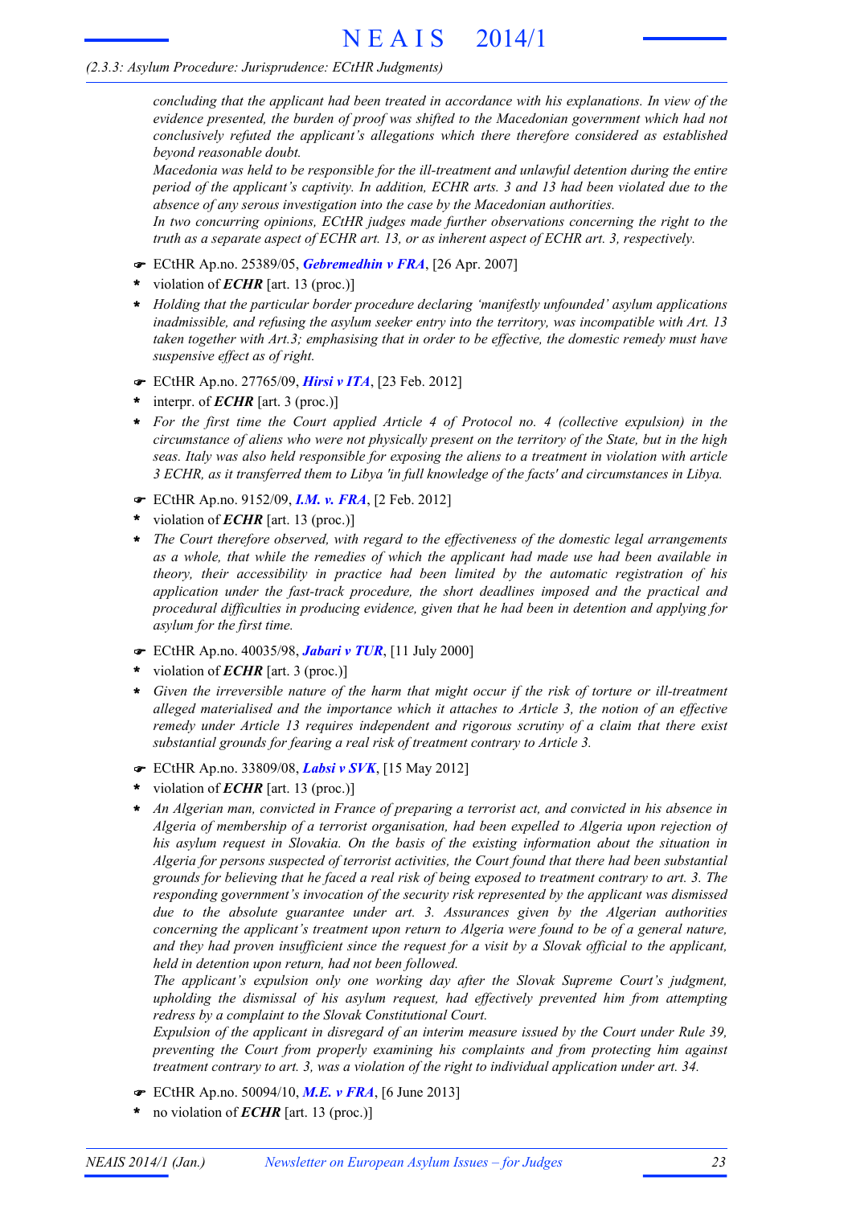*concluding that the applicant had been treated in accordance with his explanations. In view of the evidence presented, the burden of proof was shifted to the Macedonian government which had not conclusively refuted the applicant's allegations which there therefore considered as established beyond reasonable doubt.*
*Macedonia was held to be responsible for the ill-treatment and unlawful detention during the entire period of the applicant's captivity. In addition, ECHR arts. 3 and 13 had been violated due to the absence of any serous investigation into the case by the Macedonian authorities.*
*In two concurring opinions, ECtHR judges made further observations concerning the right to the truth as a separate aspect of ECHR art. 13, or as inherent aspect of ECHR art. 3, respectively.*

☛ ECtHR Ap.no. 25389/05, ***Gebremedhin v FRA***, [26 Apr. 2007]
- \* violation of ***ECHR*** [art. 13 (proc.)]
- \* *Holding that the particular border procedure declaring 'manifestly unfounded' asylum applications inadmissible, and refusing the asylum seeker entry into the territory, was incompatible with Art. 13 taken together with Art.3; emphasising that in order to be effective, the domestic remedy must have suspensive effect as of right.*

☛ ECtHR Ap.no. 27765/09, ***Hirsi v ITA***, [23 Feb. 2012]
- \* interpr. of ***ECHR*** [art. 3 (proc.)]
- \* *For the first time the Court applied Article 4 of Protocol no. 4 (collective expulsion) in the circumstance of aliens who were not physically present on the territory of the State, but in the high seas. Italy was also held responsible for exposing the aliens to a treatment in violation with article 3 ECHR, as it transferred them to Libya 'in full knowledge of the facts' and circumstances in Libya.*

☛ ECtHR Ap.no. 9152/09, ***I.M. v. FRA***, [2 Feb. 2012]
- \* violation of ***ECHR*** [art. 13 (proc.)]
- \* *The Court therefore observed, with regard to the effectiveness of the domestic legal arrangements as a whole, that while the remedies of which the applicant had made use had been available in theory, their accessibility in practice had been limited by the automatic registration of his application under the fast-track procedure, the short deadlines imposed and the practical and procedural difficulties in producing evidence, given that he had been in detention and applying for asylum for the first time.*

☛ ECtHR Ap.no. 40035/98, ***Jabari v TUR***, [11 July 2000]
- \* violation of ***ECHR*** [art. 3 (proc.)]
- \* *Given the irreversible nature of the harm that might occur if the risk of torture or ill-treatment alleged materialised and the importance which it attaches to Article 3, the notion of an effective remedy under Article 13 requires independent and rigorous scrutiny of a claim that there exist substantial grounds for fearing a real risk of treatment contrary to Article 3.*

☛ ECtHR Ap.no. 33809/08, ***Labsi v SVK***, [15 May 2012]
- \* violation of ***ECHR*** [art. 13 (proc.)]
- \* *An Algerian man, convicted in France of preparing a terrorist act, and convicted in his absence in Algeria of membership of a terrorist organisation, had been expelled to Algeria upon rejection of his asylum request in Slovakia. On the basis of the existing information about the situation in Algeria for persons suspected of terrorist activities, the Court found that there had been substantial grounds for believing that he faced a real risk of being exposed to treatment contrary to art. 3. The responding government's invocation of the security risk represented by the applicant was dismissed due to the absolute guarantee under art. 3. Assurances given by the Algerian authorities concerning the applicant's treatment upon return to Algeria were found to be of a general nature, and they had proven insufficient since the request for a visit by a Slovak official to the applicant, held in detention upon return, had not been followed.*
*The applicant's expulsion only one working day after the Slovak Supreme Court's judgment, upholding the dismissal of his asylum request, had effectively prevented him from attempting redress by a complaint to the Slovak Constitutional Court.*
*Expulsion of the applicant in disregard of an interim measure issued by the Court under Rule 39, preventing the Court from properly examining his complaints and from protecting him against treatment contrary to art. 3, was a violation of the right to individual application under art. 34.*

☛ ECtHR Ap.no. 50094/10, ***M.E. v FRA***, [6 June 2013]
- \* no violation of ***ECHR*** [art. 13 (proc.)]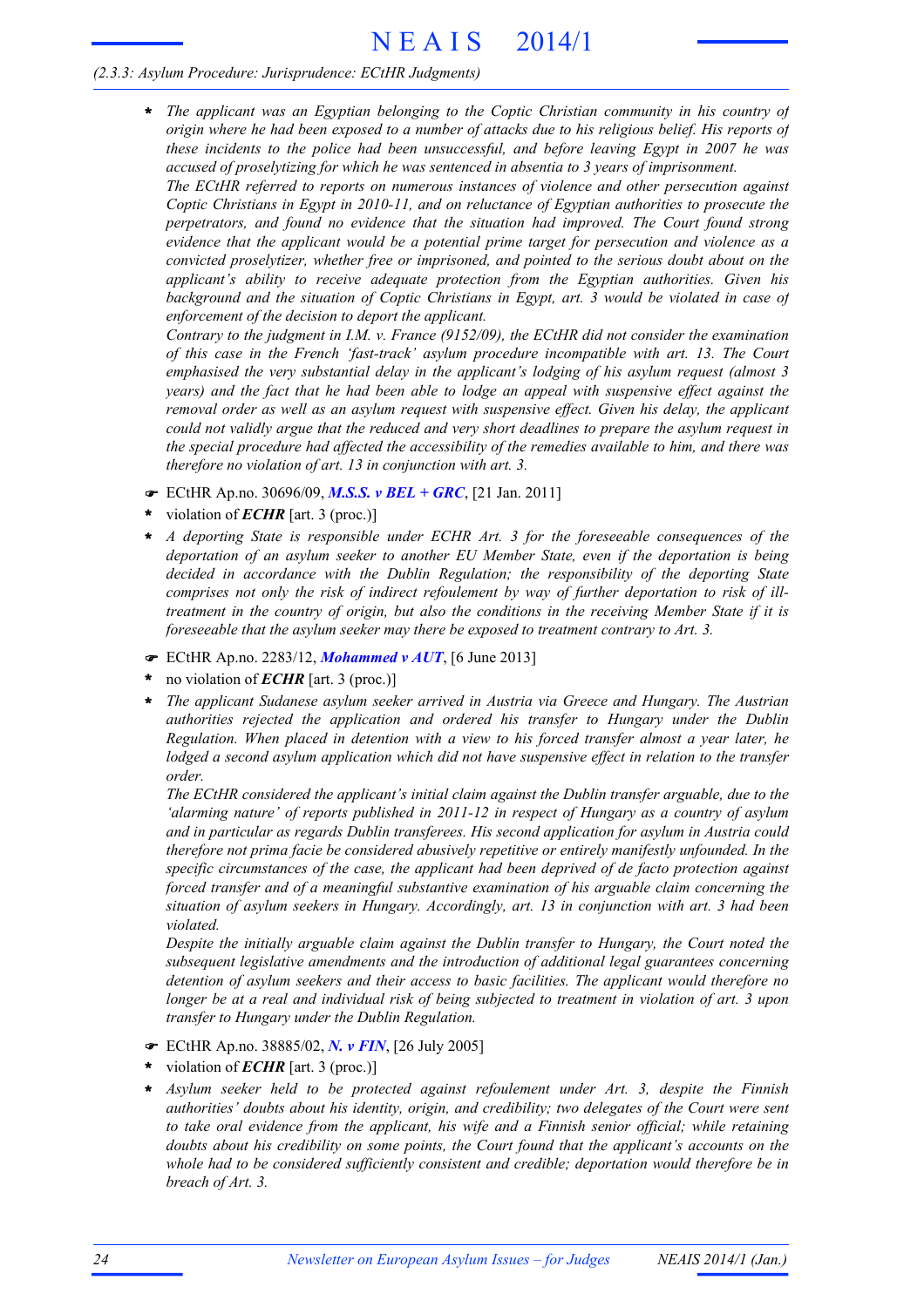*(2.3.3: Asylum Procedure: Jurisprudence: ECtHR Judgments)*

- *The applicant was an Egyptian belonging to the Coptic Christian community in his country of origin where he had been exposed to a number of attacks due to his religious belief. His reports of these incidents to the police had been unsuccessful, and before leaving Egypt in 2007 he was accused of proselytizing for which he was sentenced in absentia to 3 years of imprisonment.*

  *The ECtHR referred to reports on numerous instances of violence and other persecution against Coptic Christians in Egypt in 2010-11, and on reluctance of Egyptian authorities to prosecute the perpetrators, and found no evidence that the situation had improved. The Court found strong evidence that the applicant would be a potential prime target for persecution and violence as a convicted proselytizer, whether free or imprisoned, and pointed to the serious doubt about on the applicant's ability to receive adequate protection from the Egyptian authorities. Given his background and the situation of Coptic Christians in Egypt, art. 3 would be violated in case of enforcement of the decision to deport the applicant.*

  *Contrary to the judgment in I.M. v. France (9152/09), the ECtHR did not consider the examination of this case in the French 'fast-track' asylum procedure incompatible with art. 13. The Court emphasised the very substantial delay in the applicant's lodging of his asylum request (almost 3 years) and the fact that he had been able to lodge an appeal with suspensive effect against the removal order as well as an asylum request with suspensive effect. Given his delay, the applicant could not validly argue that the reduced and very short deadlines to prepare the asylum request in the special procedure had affected the accessibility of the remedies available to him, and there was therefore no violation of art. 13 in conjunction with art. 3.*

☛ ECtHR Ap.no. 30696/09, ***M.S.S. v BEL + GRC***, [21 Jan. 2011]

- violation of ***ECHR*** [art. 3 (proc.)]
- *A deporting State is responsible under ECHR Art. 3 for the foreseeable consequences of the deportation of an asylum seeker to another EU Member State, even if the deportation is being decided in accordance with the Dublin Regulation; the responsibility of the deporting State comprises not only the risk of indirect refoulement by way of further deportation to risk of ill-treatment in the country of origin, but also the conditions in the receiving Member State if it is foreseeable that the asylum seeker may there be exposed to treatment contrary to Art. 3.*

☛ ECtHR Ap.no. 2283/12, ***Mohammed v AUT***, [6 June 2013]

- no violation of ***ECHR*** [art. 3 (proc.)]
- *The applicant Sudanese asylum seeker arrived in Austria via Greece and Hungary. The Austrian authorities rejected the application and ordered his transfer to Hungary under the Dublin Regulation. When placed in detention with a view to his forced transfer almost a year later, he lodged a second asylum application which did not have suspensive effect in relation to the transfer order.*

  *The ECtHR considered the applicant's initial claim against the Dublin transfer arguable, due to the 'alarming nature' of reports published in 2011-12 in respect of Hungary as a country of asylum and in particular as regards Dublin transferees. His second application for asylum in Austria could therefore not prima facie be considered abusively repetitive or entirely manifestly unfounded. In the specific circumstances of the case, the applicant had been deprived of de facto protection against forced transfer and of a meaningful substantive examination of his arguable claim concerning the situation of asylum seekers in Hungary. Accordingly, art. 13 in conjunction with art. 3 had been violated.*

  *Despite the initially arguable claim against the Dublin transfer to Hungary, the Court noted the subsequent legislative amendments and the introduction of additional legal guarantees concerning detention of asylum seekers and their access to basic facilities. The applicant would therefore no longer be at a real and individual risk of being subjected to treatment in violation of art. 3 upon transfer to Hungary under the Dublin Regulation.*

☛ ECtHR Ap.no. 38885/02, ***N. v FIN***, [26 July 2005]

- violation of ***ECHR*** [art. 3 (proc.)]
- *Asylum seeker held to be protected against refoulement under Art. 3, despite the Finnish authorities' doubts about his identity, origin, and credibility; two delegates of the Court were sent to take oral evidence from the applicant, his wife and a Finnish senior official; while retaining doubts about his credibility on some points, the Court found that the applicant's accounts on the whole had to be considered sufficiently consistent and credible; deportation would therefore be in breach of Art. 3.*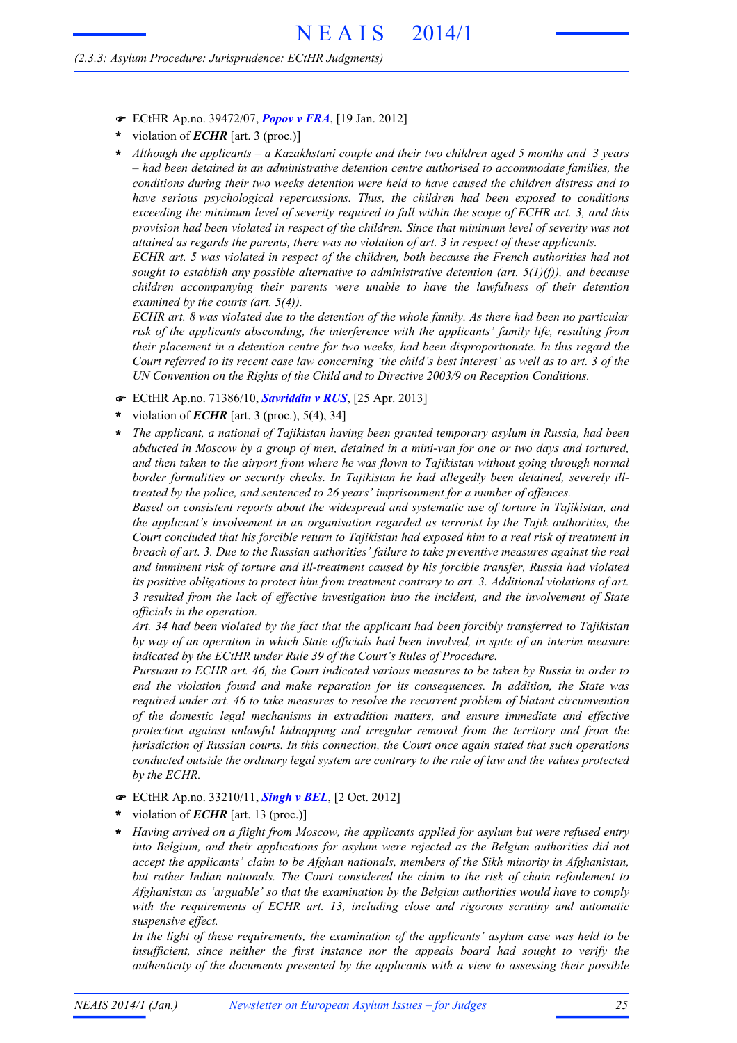- ☛ ECtHR Ap.no. 39472/07, ***Popov v FRA***, [19 Jan. 2012]
- **\*** violation of ***ECHR*** [art. 3 (proc.)]
- **\*** *Although the applicants – a Kazakhstani couple and their two children aged 5 months and 3 years – had been detained in an administrative detention centre authorised to accommodate families, the conditions during their two weeks detention were held to have caused the children distress and to have serious psychological repercussions. Thus, the children had been exposed to conditions exceeding the minimum level of severity required to fall within the scope of ECHR art. 3, and this provision had been violated in respect of the children. Since that minimum level of severity was not attained as regards the parents, there was no violation of art. 3 in respect of these applicants.*

  *ECHR art. 5 was violated in respect of the children, both because the French authorities had not sought to establish any possible alternative to administrative detention (art. 5(1)(f)), and because children accompanying their parents were unable to have the lawfulness of their detention examined by the courts (art. 5(4)).*

  *ECHR art. 8 was violated due to the detention of the whole family. As there had been no particular risk of the applicants absconding, the interference with the applicants' family life, resulting from their placement in a detention centre for two weeks, had been disproportionate. In this regard the Court referred to its recent case law concerning 'the child's best interest' as well as to art. 3 of the UN Convention on the Rights of the Child and to Directive 2003/9 on Reception Conditions.*

- ☛ ECtHR Ap.no. 71386/10, ***Savriddin v RUS***, [25 Apr. 2013]
- **\*** violation of ***ECHR*** [art. 3 (proc.), 5(4), 34]
- **\*** *The applicant, a national of Tajikistan having been granted temporary asylum in Russia, had been abducted in Moscow by a group of men, detained in a mini-van for one or two days and tortured, and then taken to the airport from where he was flown to Tajikistan without going through normal border formalities or security checks. In Tajikistan he had allegedly been detained, severely ill-treated by the police, and sentenced to 26 years' imprisonment for a number of offences.*

  *Based on consistent reports about the widespread and systematic use of torture in Tajikistan, and the applicant's involvement in an organisation regarded as terrorist by the Tajik authorities, the Court concluded that his forcible return to Tajikistan had exposed him to a real risk of treatment in breach of art. 3. Due to the Russian authorities' failure to take preventive measures against the real and imminent risk of torture and ill-treatment caused by his forcible transfer, Russia had violated its positive obligations to protect him from treatment contrary to art. 3. Additional violations of art. 3 resulted from the lack of effective investigation into the incident, and the involvement of State officials in the operation.*

  *Art. 34 had been violated by the fact that the applicant had been forcibly transferred to Tajikistan by way of an operation in which State officials had been involved, in spite of an interim measure indicated by the ECtHR under Rule 39 of the Court's Rules of Procedure.*

  *Pursuant to ECHR art. 46, the Court indicated various measures to be taken by Russia in order to end the violation found and make reparation for its consequences. In addition, the State was required under art. 46 to take measures to resolve the recurrent problem of blatant circumvention of the domestic legal mechanisms in extradition matters, and ensure immediate and effective protection against unlawful kidnapping and irregular removal from the territory and from the jurisdiction of Russian courts. In this connection, the Court once again stated that such operations conducted outside the ordinary legal system are contrary to the rule of law and the values protected by the ECHR.*

- ☛ ECtHR Ap.no. 33210/11, ***Singh v BEL***, [2 Oct. 2012]
- **\*** violation of ***ECHR*** [art. 13 (proc.)]
- **\*** *Having arrived on a flight from Moscow, the applicants applied for asylum but were refused entry into Belgium, and their applications for asylum were rejected as the Belgian authorities did not accept the applicants' claim to be Afghan nationals, members of the Sikh minority in Afghanistan, but rather Indian nationals. The Court considered the claim to the risk of chain refoulement to Afghanistan as 'arguable' so that the examination by the Belgian authorities would have to comply with the requirements of ECHR art. 13, including close and rigorous scrutiny and automatic suspensive effect.*

  *In the light of these requirements, the examination of the applicants' asylum case was held to be insufficient, since neither the first instance nor the appeals board had sought to verify the authenticity of the documents presented by the applicants with a view to assessing their possible*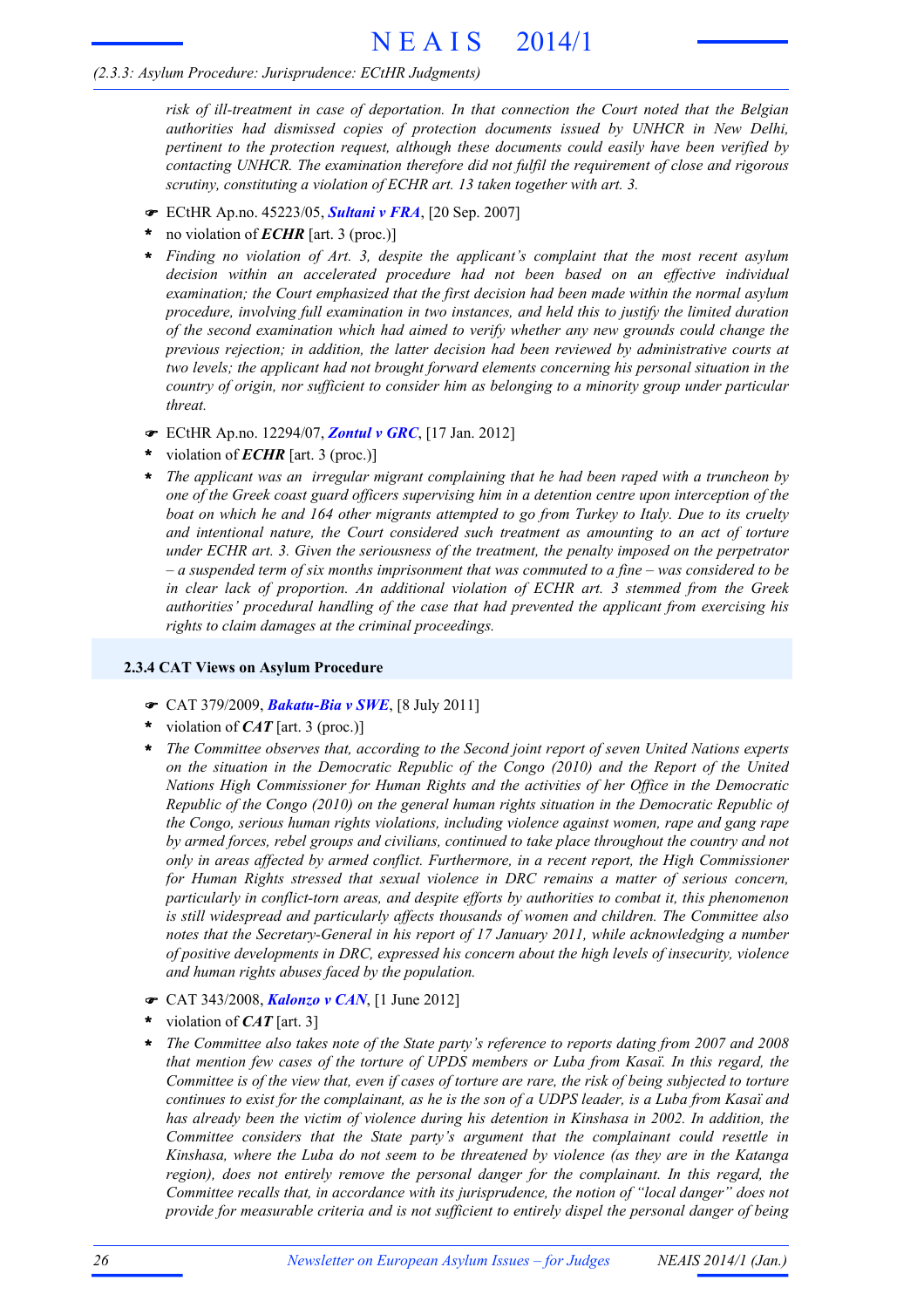*risk of ill-treatment in case of deportation. In that connection the Court noted that the Belgian authorities had dismissed copies of protection documents issued by UNHCR in New Delhi, pertinent to the protection request, although these documents could easily have been verified by contacting UNHCR. The examination therefore did not fulfil the requirement of close and rigorous scrutiny, constituting a violation of ECHR art. 13 taken together with art. 3.*

☛ ECtHR Ap.no. 45223/05, ***Sultani v FRA***, [20 Sep. 2007]

* no violation of ***ECHR*** [art. 3 (proc.)]
* *Finding no violation of Art. 3, despite the applicant's complaint that the most recent asylum decision within an accelerated procedure had not been based on an effective individual examination; the Court emphasized that the first decision had been made within the normal asylum procedure, involving full examination in two instances, and held this to justify the limited duration of the second examination which had aimed to verify whether any new grounds could change the previous rejection; in addition, the latter decision had been reviewed by administrative courts at two levels; the applicant had not brought forward elements concerning his personal situation in the country of origin, nor sufficient to consider him as belonging to a minority group under particular threat.*

☛ ECtHR Ap.no. 12294/07, ***Zontul v GRC***, [17 Jan. 2012]

* violation of ***ECHR*** [art. 3 (proc.)]
* *The applicant was an irregular migrant complaining that he had been raped with a truncheon by one of the Greek coast guard officers supervising him in a detention centre upon interception of the boat on which he and 164 other migrants attempted to go from Turkey to Italy. Due to its cruelty and intentional nature, the Court considered such treatment as amounting to an act of torture under ECHR art. 3. Given the seriousness of the treatment, the penalty imposed on the perpetrator – a suspended term of six months imprisonment that was commuted to a fine – was considered to be in clear lack of proportion. An additional violation of ECHR art. 3 stemmed from the Greek authorities' procedural handling of the case that had prevented the applicant from exercising his rights to claim damages at the criminal proceedings.*

### 2.3.4 CAT Views on Asylum Procedure

☛ CAT 379/2009, ***Bakatu-Bia v SWE***, [8 July 2011]

* violation of ***CAT*** [art. 3 (proc.)]
* *The Committee observes that, according to the Second joint report of seven United Nations experts on the situation in the Democratic Republic of the Congo (2010) and the Report of the United Nations High Commissioner for Human Rights and the activities of her Office in the Democratic Republic of the Congo (2010) on the general human rights situation in the Democratic Republic of the Congo, serious human rights violations, including violence against women, rape and gang rape by armed forces, rebel groups and civilians, continued to take place throughout the country and not only in areas affected by armed conflict. Furthermore, in a recent report, the High Commissioner for Human Rights stressed that sexual violence in DRC remains a matter of serious concern, particularly in conflict-torn areas, and despite efforts by authorities to combat it, this phenomenon is still widespread and particularly affects thousands of women and children. The Committee also notes that the Secretary-General in his report of 17 January 2011, while acknowledging a number of positive developments in DRC, expressed his concern about the high levels of insecurity, violence and human rights abuses faced by the population.*

☛ CAT 343/2008, ***Kalonzo v CAN***, [1 June 2012]

* violation of ***CAT*** [art. 3]
* *The Committee also takes note of the State party's reference to reports dating from 2007 and 2008 that mention few cases of the torture of UPDS members or Luba from Kasaï. In this regard, the Committee is of the view that, even if cases of torture are rare, the risk of being subjected to torture continues to exist for the complainant, as he is the son of a UDPS leader, is a Luba from Kasaï and has already been the victim of violence during his detention in Kinshasa in 2002. In addition, the Committee considers that the State party's argument that the complainant could resettle in Kinshasa, where the Luba do not seem to be threatened by violence (as they are in the Katanga region), does not entirely remove the personal danger for the complainant. In this regard, the Committee recalls that, in accordance with its jurisprudence, the notion of "local danger" does not provide for measurable criteria and is not sufficient to entirely dispel the personal danger of being*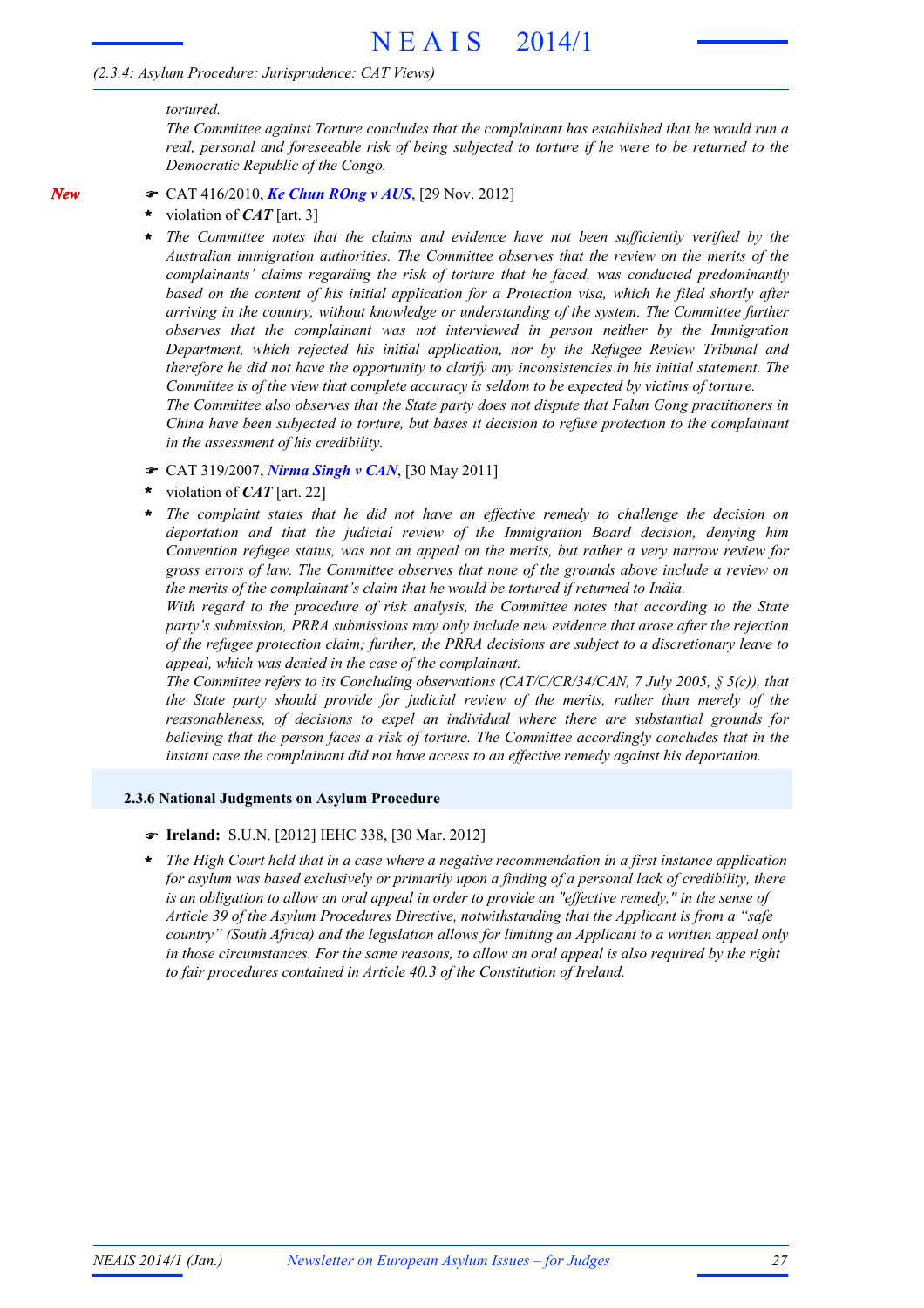*tortured.*

*The Committee against Torture concludes that the complainant has established that he would run a real, personal and foreseeable risk of being subjected to torture if he were to be returned to the Democratic Republic of the Congo.*

*New*

☛ CAT 416/2010, ***Ke Chun ROng v AUS***, [29 Nov. 2012]

- violation of ***CAT*** [art. 3]
- *The Committee notes that the claims and evidence have not been sufficiently verified by the Australian immigration authorities. The Committee observes that the review on the merits of the complainants' claims regarding the risk of torture that he faced, was conducted predominantly based on the content of his initial application for a Protection visa, which he filed shortly after arriving in the country, without knowledge or understanding of the system. The Committee further observes that the complainant was not interviewed in person neither by the Immigration Department, which rejected his initial application, nor by the Refugee Review Tribunal and therefore he did not have the opportunity to clarify any inconsistencies in his initial statement. The Committee is of the view that complete accuracy is seldom to be expected by victims of torture.*
  *The Committee also observes that the State party does not dispute that Falun Gong practitioners in China have been subjected to torture, but bases it decision to refuse protection to the complainant in the assessment of his credibility.*

☛ CAT 319/2007, ***Nirma Singh v CAN***, [30 May 2011]

- violation of ***CAT*** [art. 22]
- *The complaint states that he did not have an effective remedy to challenge the decision on deportation and that the judicial review of the Immigration Board decision, denying him Convention refugee status, was not an appeal on the merits, but rather a very narrow review for gross errors of law. The Committee observes that none of the grounds above include a review on the merits of the complainant's claim that he would be tortured if returned to India.*
  *With regard to the procedure of risk analysis, the Committee notes that according to the State party's submission, PRRA submissions may only include new evidence that arose after the rejection of the refugee protection claim; further, the PRRA decisions are subject to a discretionary leave to appeal, which was denied in the case of the complainant.*
  *The Committee refers to its Concluding observations (CAT/C/CR/34/CAN, 7 July 2005, § 5(c)), that the State party should provide for judicial review of the merits, rather than merely of the reasonableness, of decisions to expel an individual where there are substantial grounds for believing that the person faces a risk of torture. The Committee accordingly concludes that in the instant case the complainant did not have access to an effective remedy against his deportation.*

### 2.3.6 National Judgments on Asylum Procedure

☛ **Ireland:** S.U.N. [2012] IEHC 338, [30 Mar. 2012]

- *The High Court held that in a case where a negative recommendation in a first instance application for asylum was based exclusively or primarily upon a finding of a personal lack of credibility, there is an obligation to allow an oral appeal in order to provide an "effective remedy," in the sense of Article 39 of the Asylum Procedures Directive, notwithstanding that the Applicant is from a "safe country" (South Africa) and the legislation allows for limiting an Applicant to a written appeal only in those circumstances. For the same reasons, to allow an oral appeal is also required by the right to fair procedures contained in Article 40.3 of the Constitution of Ireland.*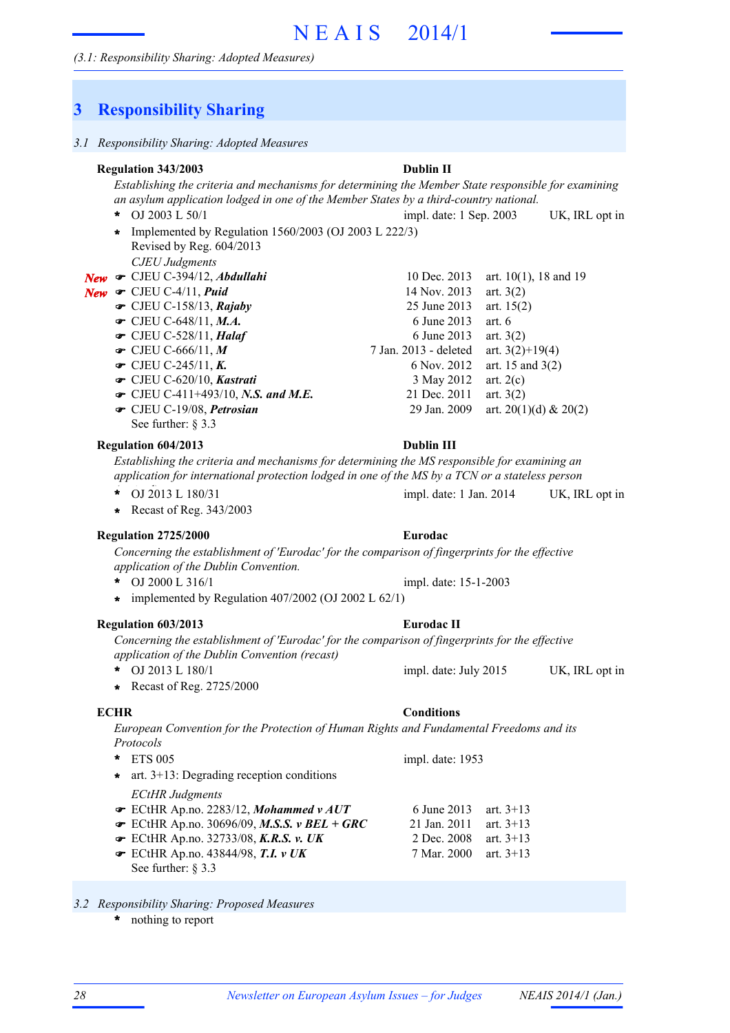# 3 Responsibility Sharing

*3.1 Responsibility Sharing: Adopted Measures*

**Regulation 343/2003** **Dublin II**

*Establishing the criteria and mechanisms for determining the Member State responsible for examining an asylum application lodged in one of the Member States by a third-country national.*

- OJ 2003 L 50/1 — impl. date: 1 Sep. 2003 — UK, IRL opt in
- Implemented by Regulation 1560/2003 (OJ 2003 L 222/3)
  Revised by Reg. 604/2013

  *CJEU Judgments*

| | Case | Date | Articles |
|---|---|---|---|
| ***New*** | ☛ CJEU C-394/12, ***Abdullahi*** | 10 Dec. 2013 | art. 10(1), 18 and 19 |
| ***New*** | ☛ CJEU C-4/11, ***Puid*** | 14 Nov. 2013 | art. 3(2) |
| | ☛ CJEU C-158/13, ***Rajaby*** | 25 June 2013 | art. 15(2) |
| | ☛ CJEU C-648/11, ***M.A.*** | 6 June 2013 | art. 6 |
| | ☛ CJEU C-528/11, ***Halaf*** | 6 June 2013 | art. 3(2) |
| | ☛ CJEU C-666/11, ***M*** | 7 Jan. 2013 - deleted | art. 3(2)+19(4) |
| | ☛ CJEU C-245/11, ***K.*** | 6 Nov. 2012 | art. 15 and 3(2) |
| | ☛ CJEU C-620/10, ***Kastrati*** | 3 May 2012 | art. 2(c) |
| | ☛ CJEU C-411+493/10, ***N.S. and M.E.*** | 21 Dec. 2011 | art. 3(2) |
| | ☛ CJEU C-19/08, ***Petrosian*** | 29 Jan. 2009 | art. 20(1)(d) & 20(2) |

  See further: § 3.3

**Regulation 604/2013** **Dublin III**

*Establishing the criteria and mechanisms for determining the MS responsible for examining an application for international protection lodged in one of the MS by a TCN or a stateless person*

- OJ 2013 L 180/31 — impl. date: 1 Jan. 2014 — UK, IRL opt in
- Recast of Reg. 343/2003

**Regulation 2725/2000** **Eurodac**

*Concerning the establishment of 'Eurodac' for the comparison of fingerprints for the effective application of the Dublin Convention.*

- OJ 2000 L 316/1 — impl. date: 15-1-2003
- implemented by Regulation 407/2002 (OJ 2002 L 62/1)

**Regulation 603/2013** **Eurodac II**

*Concerning the establishment of 'Eurodac' for the comparison of fingerprints for the effective application of the Dublin Convention (recast)*

- OJ 2013 L 180/1 — impl. date: July 2015 — UK, IRL opt in
- Recast of Reg. 2725/2000

**ECHR** **Conditions**

*European Convention for the Protection of Human Rights and Fundamental Freedoms and its Protocols*

- ETS 005 — impl. date: 1953
- art. 3+13: Degrading reception conditions

  *ECtHR Judgments*

| Case | Date | Articles |
|---|---|---|
| ☛ ECtHR Ap.no. 2283/12, ***Mohammed v AUT*** | 6 June 2013 | art. 3+13 |
| ☛ ECtHR Ap.no. 30696/09, ***M.S.S. v BEL + GRC*** | 21 Jan. 2011 | art. 3+13 |
| ☛ ECtHR Ap.no. 32733/08, ***K.R.S. v. UK*** | 2 Dec. 2008 | art. 3+13 |
| ☛ ECtHR Ap.no. 43844/98, ***T.I. v UK*** | 7 Mar. 2000 | art. 3+13 |

  See further: § 3.3

*3.2 Responsibility Sharing: Proposed Measures*

- nothing to report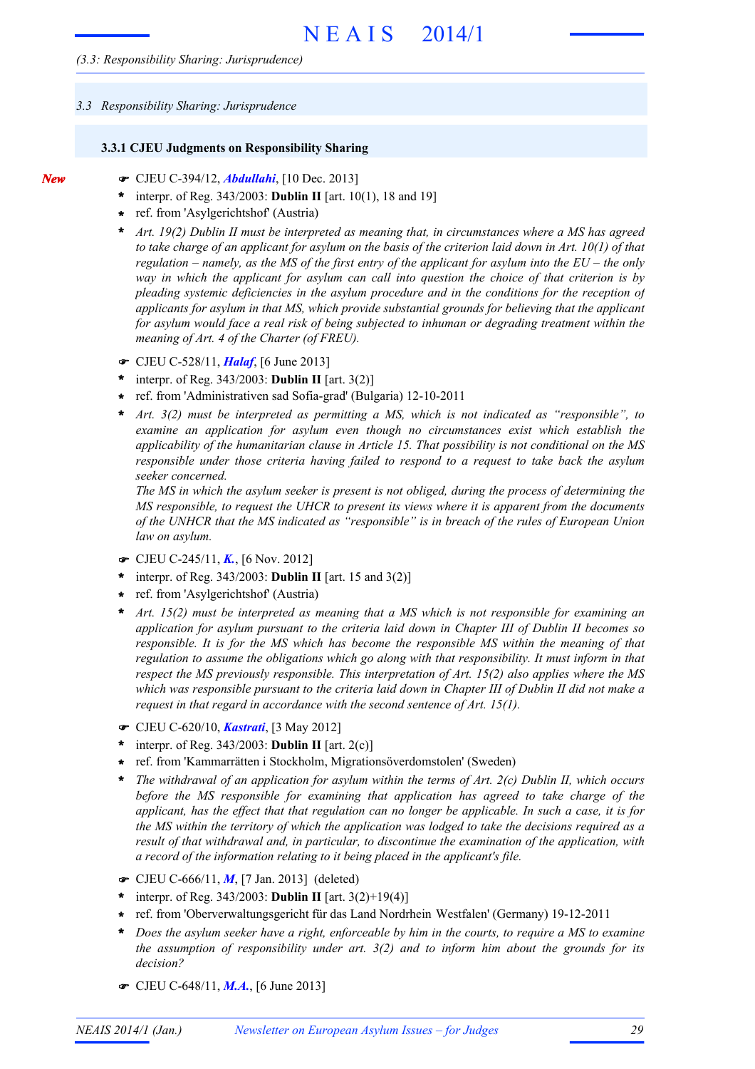## 3.3 Responsibility Sharing: Jurisprudence

### 3.3.1 CJEU Judgments on Responsibility Sharing

*New*

- ☛ CJEU C-394/12, ***Abdullahi***, [10 Dec. 2013]
  - \* interpr. of Reg. 343/2003: **Dublin II** [art. 10(1), 18 and 19]
  - \* ref. from 'Asylgerichtshof' (Austria)
  - \* *Art. 19(2) Dublin II must be interpreted as meaning that, in circumstances where a MS has agreed to take charge of an applicant for asylum on the basis of the criterion laid down in Art. 10(1) of that regulation – namely, as the MS of the first entry of the applicant for asylum into the EU – the only way in which the applicant for asylum can call into question the choice of that criterion is by pleading systemic deficiencies in the asylum procedure and in the conditions for the reception of applicants for asylum in that MS, which provide substantial grounds for believing that the applicant for asylum would face a real risk of being subjected to inhuman or degrading treatment within the meaning of Art. 4 of the Charter (of FREU).*

- ☛ CJEU C-528/11, ***Halaf***, [6 June 2013]
  - \* interpr. of Reg. 343/2003: **Dublin II** [art. 3(2)]
  - \* ref. from 'Administrativen sad Sofia-grad' (Bulgaria) 12-10-2011
  - \* *Art. 3(2) must be interpreted as permitting a MS, which is not indicated as "responsible", to examine an application for asylum even though no circumstances exist which establish the applicability of the humanitarian clause in Article 15. That possibility is not conditional on the MS responsible under those criteria having failed to respond to a request to take back the asylum seeker concerned.*
    *The MS in which the asylum seeker is present is not obliged, during the process of determining the MS responsible, to request the UHCR to present its views where it is apparent from the documents of the UNHCR that the MS indicated as "responsible" is in breach of the rules of European Union law on asylum.*

- ☛ CJEU C-245/11, ***K.***, [6 Nov. 2012]
  - \* interpr. of Reg. 343/2003: **Dublin II** [art. 15 and 3(2)]
  - \* ref. from 'Asylgerichtshof' (Austria)
  - \* *Art. 15(2) must be interpreted as meaning that a MS which is not responsible for examining an application for asylum pursuant to the criteria laid down in Chapter III of Dublin II becomes so responsible. It is for the MS which has become the responsible MS within the meaning of that regulation to assume the obligations which go along with that responsibility. It must inform in that respect the MS previously responsible. This interpretation of Art. 15(2) also applies where the MS which was responsible pursuant to the criteria laid down in Chapter III of Dublin II did not make a request in that regard in accordance with the second sentence of Art. 15(1).*

- ☛ CJEU C-620/10, ***Kastrati***, [3 May 2012]
  - \* interpr. of Reg. 343/2003: **Dublin II** [art. 2(c)]
  - \* ref. from 'Kammarrätten i Stockholm, Migrationsöverdomstolen' (Sweden)
  - \* *The withdrawal of an application for asylum within the terms of Art. 2(c) Dublin II, which occurs before the MS responsible for examining that application has agreed to take charge of the applicant, has the effect that that regulation can no longer be applicable. In such a case, it is for the MS within the territory of which the application was lodged to take the decisions required as a result of that withdrawal and, in particular, to discontinue the examination of the application, with a record of the information relating to it being placed in the applicant's file.*

- ☛ CJEU C-666/11, ***M***, [7 Jan. 2013] (deleted)
  - \* interpr. of Reg. 343/2003: **Dublin II** [art. 3(2)+19(4)]
  - \* ref. from 'Oberverwaltungsgericht für das Land Nordrhein Westfalen' (Germany) 19-12-2011
  - \* *Does the asylum seeker have a right, enforceable by him in the courts, to require a MS to examine the assumption of responsibility under art. 3(2) and to inform him about the grounds for its decision?*

- ☛ CJEU C-648/11, ***M.A.***, [6 June 2013]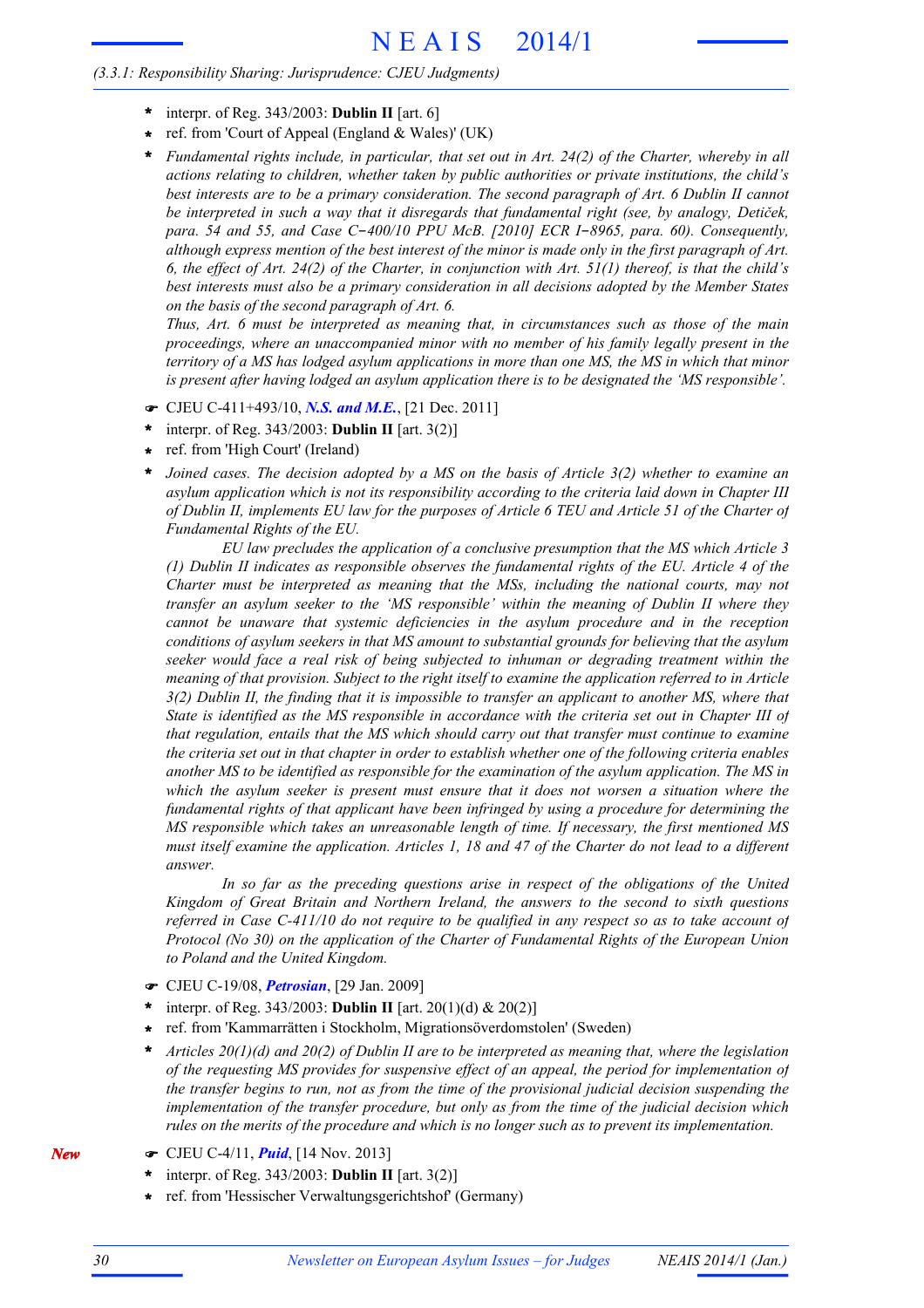(3.3.1: Responsibility Sharing: Jurisprudence: CJEU Judgments)

- interpr. of Reg. 343/2003: **Dublin II** [art. 6]
- ref. from 'Court of Appeal (England & Wales)' (UK)
- *Fundamental rights include, in particular, that set out in Art. 24(2) of the Charter, whereby in all actions relating to children, whether taken by public authorities or private institutions, the child's best interests are to be a primary consideration. The second paragraph of Art. 6 Dublin II cannot be interpreted in such a way that it disregards that fundamental right (see, by analogy, Detiček, para. 54 and 55, and Case C‑400/10 PPU McB. [2010] ECR I‑8965, para. 60). Consequently, although express mention of the best interest of the minor is made only in the first paragraph of Art. 6, the effect of Art. 24(2) of the Charter, in conjunction with Art. 51(1) thereof, is that the child's best interests must also be a primary consideration in all decisions adopted by the Member States on the basis of the second paragraph of Art. 6.*
  *Thus, Art. 6 must be interpreted as meaning that, in circumstances such as those of the main proceedings, where an unaccompanied minor with no member of his family legally present in the territory of a MS has lodged asylum applications in more than one MS, the MS in which that minor is present after having lodged an asylum application there is to be designated the 'MS responsible'.*

☛ CJEU C-411+493/10, ***N.S. and M.E.***, [21 Dec. 2011]

- interpr. of Reg. 343/2003: **Dublin II** [art. 3(2)]
- ref. from 'High Court' (Ireland)
- *Joined cases. The decision adopted by a MS on the basis of Article 3(2) whether to examine an asylum application which is not its responsibility according to the criteria laid down in Chapter III of Dublin II, implements EU law for the purposes of Article 6 TEU and Article 51 of the Charter of Fundamental Rights of the EU.*
  *EU law precludes the application of a conclusive presumption that the MS which Article 3 (1) Dublin II indicates as responsible observes the fundamental rights of the EU. Article 4 of the Charter must be interpreted as meaning that the MSs, including the national courts, may not transfer an asylum seeker to the 'MS responsible' within the meaning of Dublin II where they cannot be unaware that systemic deficiencies in the asylum procedure and in the reception conditions of asylum seekers in that MS amount to substantial grounds for believing that the asylum seeker would face a real risk of being subjected to inhuman or degrading treatment within the meaning of that provision. Subject to the right itself to examine the application referred to in Article 3(2) Dublin II, the finding that it is impossible to transfer an applicant to another MS, where that State is identified as the MS responsible in accordance with the criteria set out in Chapter III of that regulation, entails that the MS which should carry out that transfer must continue to examine the criteria set out in that chapter in order to establish whether one of the following criteria enables another MS to be identified as responsible for the examination of the asylum application. The MS in which the asylum seeker is present must ensure that it does not worsen a situation where the fundamental rights of that applicant have been infringed by using a procedure for determining the MS responsible which takes an unreasonable length of time. If necessary, the first mentioned MS must itself examine the application. Articles 1, 18 and 47 of the Charter do not lead to a different answer.*
  *In so far as the preceding questions arise in respect of the obligations of the United Kingdom of Great Britain and Northern Ireland, the answers to the second to sixth questions referred in Case C-411/10 do not require to be qualified in any respect so as to take account of Protocol (No 30) on the application of the Charter of Fundamental Rights of the European Union to Poland and the United Kingdom.*

☛ CJEU C-19/08, ***Petrosian***, [29 Jan. 2009]

- interpr. of Reg. 343/2003: **Dublin II** [art. 20(1)(d) & 20(2)]
- ref. from 'Kammarrätten i Stockholm, Migrationsöverdomstolen' (Sweden)
- *Articles 20(1)(d) and 20(2) of Dublin II are to be interpreted as meaning that, where the legislation of the requesting MS provides for suspensive effect of an appeal, the period for implementation of the transfer begins to run, not as from the time of the provisional judicial decision suspending the implementation of the transfer procedure, but only as from the time of the judicial decision which rules on the merits of the procedure and which is no longer such as to prevent its implementation.*

*New* ☛ CJEU C-4/11, ***Puid***, [14 Nov. 2013]

- interpr. of Reg. 343/2003: **Dublin II** [art. 3(2)]
- ref. from 'Hessischer Verwaltungsgerichtshof' (Germany)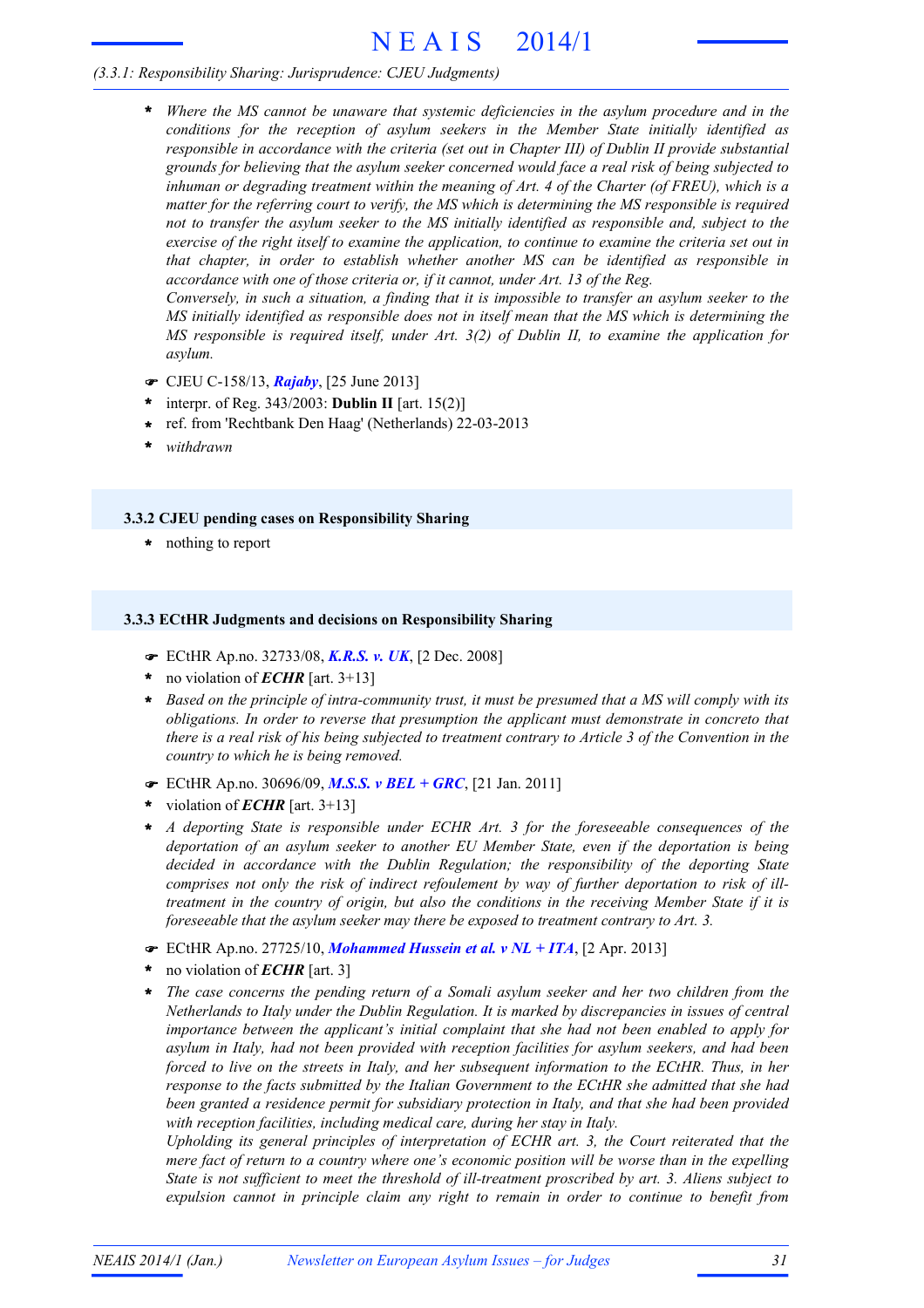* *Where the MS cannot be unaware that systemic deficiencies in the asylum procedure and in the conditions for the reception of asylum seekers in the Member State initially identified as responsible in accordance with the criteria (set out in Chapter III) of Dublin II provide substantial grounds for believing that the asylum seeker concerned would face a real risk of being subjected to inhuman or degrading treatment within the meaning of Art. 4 of the Charter (of FREU), which is a matter for the referring court to verify, the MS which is determining the MS responsible is required not to transfer the asylum seeker to the MS initially identified as responsible and, subject to the exercise of the right itself to examine the application, to continue to examine the criteria set out in that chapter, in order to establish whether another MS can be identified as responsible in accordance with one of those criteria or, if it cannot, under Art. 13 of the Reg.*
  *Conversely, in such a situation, a finding that it is impossible to transfer an asylum seeker to the MS initially identified as responsible does not in itself mean that the MS which is determining the MS responsible is required itself, under Art. 3(2) of Dublin II, to examine the application for asylum.*

☛ CJEU C-158/13, ***Rajaby***, [25 June 2013]
* interpr. of Reg. 343/2003: **Dublin II** [art. 15(2)]
* ref. from 'Rechtbank Den Haag' (Netherlands) 22-03-2013
* *withdrawn*

### 3.3.2 CJEU pending cases on Responsibility Sharing

* nothing to report

### 3.3.3 ECtHR Judgments and decisions on Responsibility Sharing

☛ ECtHR Ap.no. 32733/08, ***K.R.S. v. UK***, [2 Dec. 2008]
* no violation of ***ECHR*** [art. 3+13]
* *Based on the principle of intra-community trust, it must be presumed that a MS will comply with its obligations. In order to reverse that presumption the applicant must demonstrate in concreto that there is a real risk of his being subjected to treatment contrary to Article 3 of the Convention in the country to which he is being removed.*

☛ ECtHR Ap.no. 30696/09, ***M.S.S. v BEL + GRC***, [21 Jan. 2011]
* violation of ***ECHR*** [art. 3+13]
* *A deporting State is responsible under ECHR Art. 3 for the foreseeable consequences of the deportation of an asylum seeker to another EU Member State, even if the deportation is being decided in accordance with the Dublin Regulation; the responsibility of the deporting State comprises not only the risk of indirect refoulement by way of further deportation to risk of ill-treatment in the country of origin, but also the conditions in the receiving Member State if it is foreseeable that the asylum seeker may there be exposed to treatment contrary to Art. 3.*

☛ ECtHR Ap.no. 27725/10, ***Mohammed Hussein et al. v NL + ITA***, [2 Apr. 2013]
* no violation of ***ECHR*** [art. 3]
* *The case concerns the pending return of a Somali asylum seeker and her two children from the Netherlands to Italy under the Dublin Regulation. It is marked by discrepancies in issues of central importance between the applicant's initial complaint that she had not been enabled to apply for asylum in Italy, had not been provided with reception facilities for asylum seekers, and had been forced to live on the streets in Italy, and her subsequent information to the ECtHR. Thus, in her response to the facts submitted by the Italian Government to the ECtHR she admitted that she had been granted a residence permit for subsidiary protection in Italy, and that she had been provided with reception facilities, including medical care, during her stay in Italy.*
  *Upholding its general principles of interpretation of ECHR art. 3, the Court reiterated that the mere fact of return to a country where one's economic position will be worse than in the expelling State is not sufficient to meet the threshold of ill-treatment proscribed by art. 3. Aliens subject to expulsion cannot in principle claim any right to remain in order to continue to benefit from*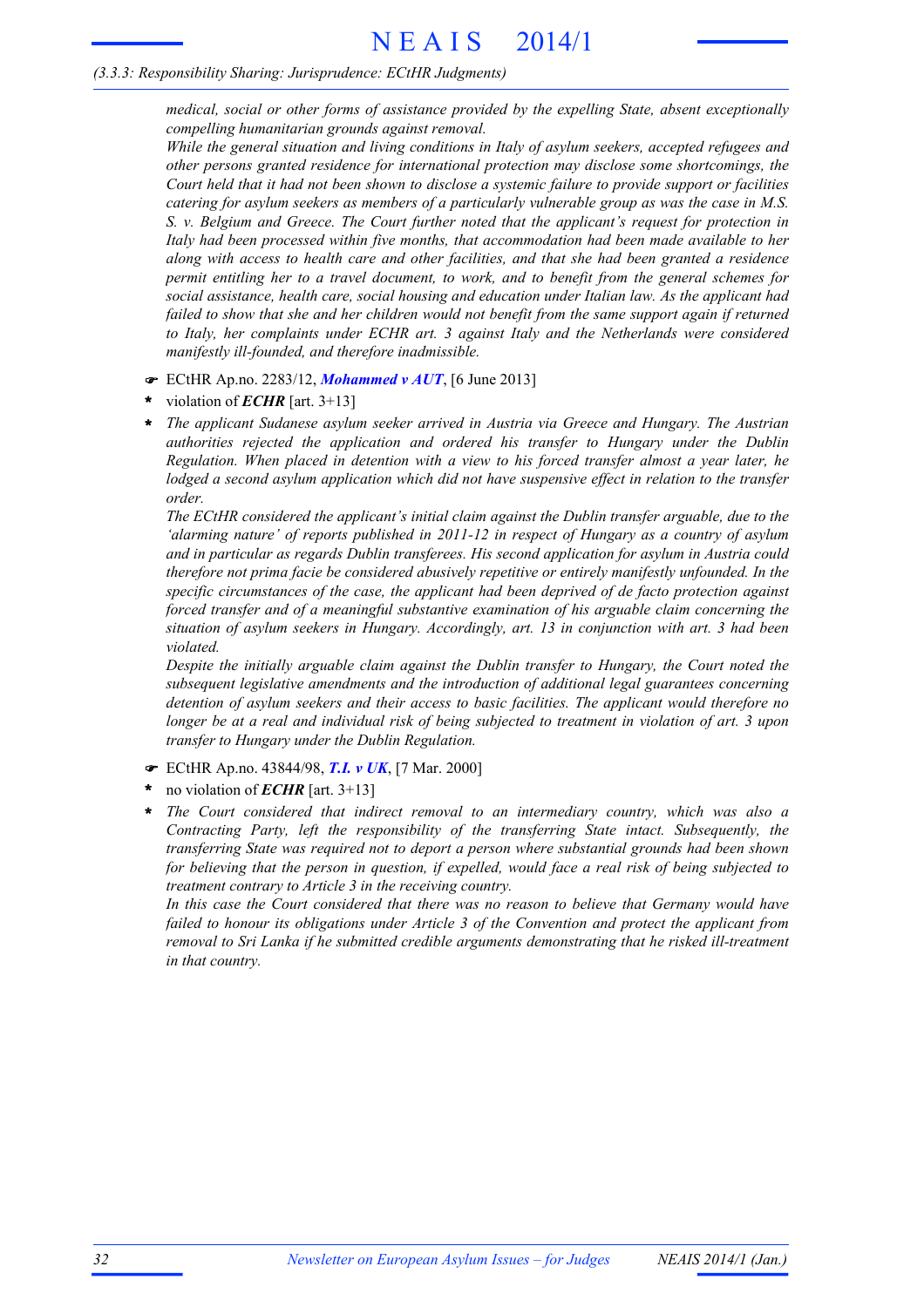*medical, social or other forms of assistance provided by the expelling State, absent exceptionally compelling humanitarian grounds against removal.*

*While the general situation and living conditions in Italy of asylum seekers, accepted refugees and other persons granted residence for international protection may disclose some shortcomings, the Court held that it had not been shown to disclose a systemic failure to provide support or facilities catering for asylum seekers as members of a particularly vulnerable group as was the case in M.S. S. v. Belgium and Greece. The Court further noted that the applicant's request for protection in Italy had been processed within five months, that accommodation had been made available to her along with access to health care and other facilities, and that she had been granted a residence permit entitling her to a travel document, to work, and to benefit from the general schemes for social assistance, health care, social housing and education under Italian law. As the applicant had failed to show that she and her children would not benefit from the same support again if returned to Italy, her complaints under ECHR art. 3 against Italy and the Netherlands were considered manifestly ill-founded, and therefore inadmissible.*

- ☛ ECtHR Ap.no. 2283/12, ***Mohammed v AUT***, [6 June 2013]
- \* violation of ***ECHR*** [art. 3+13]
- \* *The applicant Sudanese asylum seeker arrived in Austria via Greece and Hungary. The Austrian authorities rejected the application and ordered his transfer to Hungary under the Dublin Regulation. When placed in detention with a view to his forced transfer almost a year later, he lodged a second asylum application which did not have suspensive effect in relation to the transfer order.*

  *The ECtHR considered the applicant's initial claim against the Dublin transfer arguable, due to the 'alarming nature' of reports published in 2011-12 in respect of Hungary as a country of asylum and in particular as regards Dublin transferees. His second application for asylum in Austria could therefore not prima facie be considered abusively repetitive or entirely manifestly unfounded. In the specific circumstances of the case, the applicant had been deprived of de facto protection against forced transfer and of a meaningful substantive examination of his arguable claim concerning the situation of asylum seekers in Hungary. Accordingly, art. 13 in conjunction with art. 3 had been violated.*

  *Despite the initially arguable claim against the Dublin transfer to Hungary, the Court noted the subsequent legislative amendments and the introduction of additional legal guarantees concerning detention of asylum seekers and their access to basic facilities. The applicant would therefore no longer be at a real and individual risk of being subjected to treatment in violation of art. 3 upon transfer to Hungary under the Dublin Regulation.*

- ☛ ECtHR Ap.no. 43844/98, ***T.I. v UK***, [7 Mar. 2000]
- \* no violation of ***ECHR*** [art. 3+13]
- \* *The Court considered that indirect removal to an intermediary country, which was also a Contracting Party, left the responsibility of the transferring State intact. Subsequently, the transferring State was required not to deport a person where substantial grounds had been shown for believing that the person in question, if expelled, would face a real risk of being subjected to treatment contrary to Article 3 in the receiving country.*

  *In this case the Court considered that there was no reason to believe that Germany would have failed to honour its obligations under Article 3 of the Convention and protect the applicant from removal to Sri Lanka if he submitted credible arguments demonstrating that he risked ill-treatment in that country.*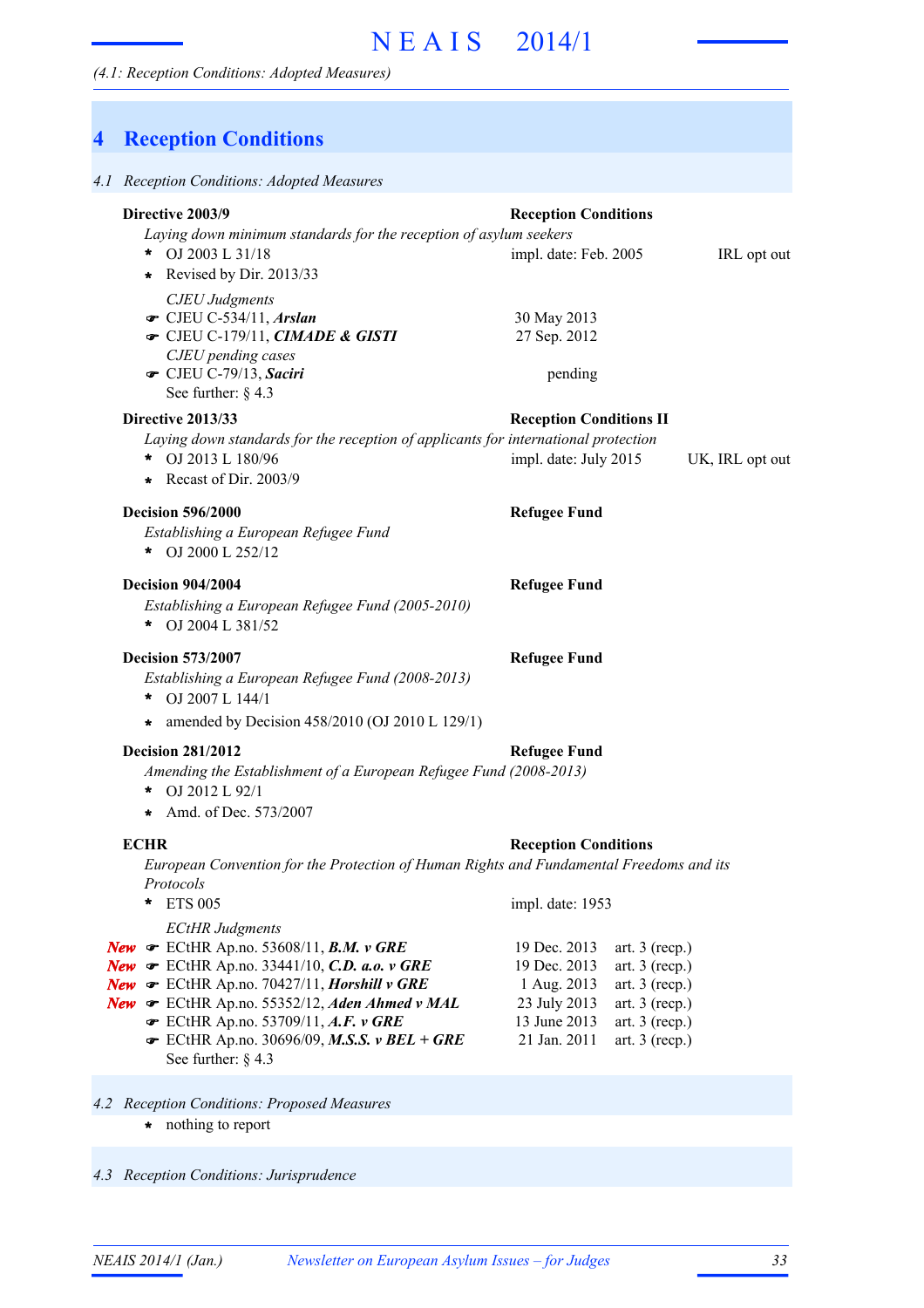# 4 Reception Conditions

*4.1 Reception Conditions: Adopted Measures*

**Directive 2003/9** — **Reception Conditions**

*Laying down minimum standards for the reception of asylum seekers*

- OJ 2003 L 31/18 — impl. date: Feb. 2005 — IRL opt out
- Revised by Dir. 2013/33

*CJEU Judgments*

- ☛ CJEU C-534/11, ***Arslan*** — 30 May 2013
- ☛ CJEU C-179/11, ***CIMADE & GISTI*** — 27 Sep. 2012

*CJEU pending cases*

- ☛ CJEU C-79/13, ***Saciri*** — pending

See further: § 4.3

**Directive 2013/33** — **Reception Conditions II**

*Laying down standards for the reception of applicants for international protection*

- OJ 2013 L 180/96 — impl. date: July 2015 — UK, IRL opt out
- Recast of Dir. 2003/9

**Decision 596/2000** — **Refugee Fund**

*Establishing a European Refugee Fund*

- OJ 2000 L 252/12

**Decision 904/2004** — **Refugee Fund**

*Establishing a European Refugee Fund (2005-2010)*

- OJ 2004 L 381/52

**Decision 573/2007** — **Refugee Fund**

*Establishing a European Refugee Fund (2008-2013)*

- OJ 2007 L 144/1
- amended by Decision 458/2010 (OJ 2010 L 129/1)

**Decision 281/2012** — **Refugee Fund**

*Amending the Establishment of a European Refugee Fund (2008-2013)*

- OJ 2012 L 92/1
- Amd. of Dec. 573/2007

**ECHR** — **Reception Conditions**

*European Convention for the Protection of Human Rights and Fundamental Freedoms and its Protocols*

- ETS 005 — impl. date: 1953

*ECtHR Judgments*

- ***New*** ☛ ECtHR Ap.no. 53608/11, ***B.M. v GRE*** — 19 Dec. 2013 — art. 3 (recp.)
- ***New*** ☛ ECtHR Ap.no. 33441/10, ***C.D. a.o. v GRE*** — 19 Dec. 2013 — art. 3 (recp.)
- ***New*** ☛ ECtHR Ap.no. 70427/11, ***Horshill v GRE*** — 1 Aug. 2013 — art. 3 (recp.)
- ***New*** ☛ ECtHR Ap.no. 55352/12, ***Aden Ahmed v MAL*** — 23 July 2013 — art. 3 (recp.)
- ☛ ECtHR Ap.no. 53709/11, ***A.F. v GRE*** — 13 June 2013 — art. 3 (recp.)
- ☛ ECtHR Ap.no. 30696/09, ***M.S.S. v BEL + GRE*** — 21 Jan. 2011 — art. 3 (recp.)

See further: § 4.3

*4.2 Reception Conditions: Proposed Measures*

- nothing to report

*4.3 Reception Conditions: Jurisprudence*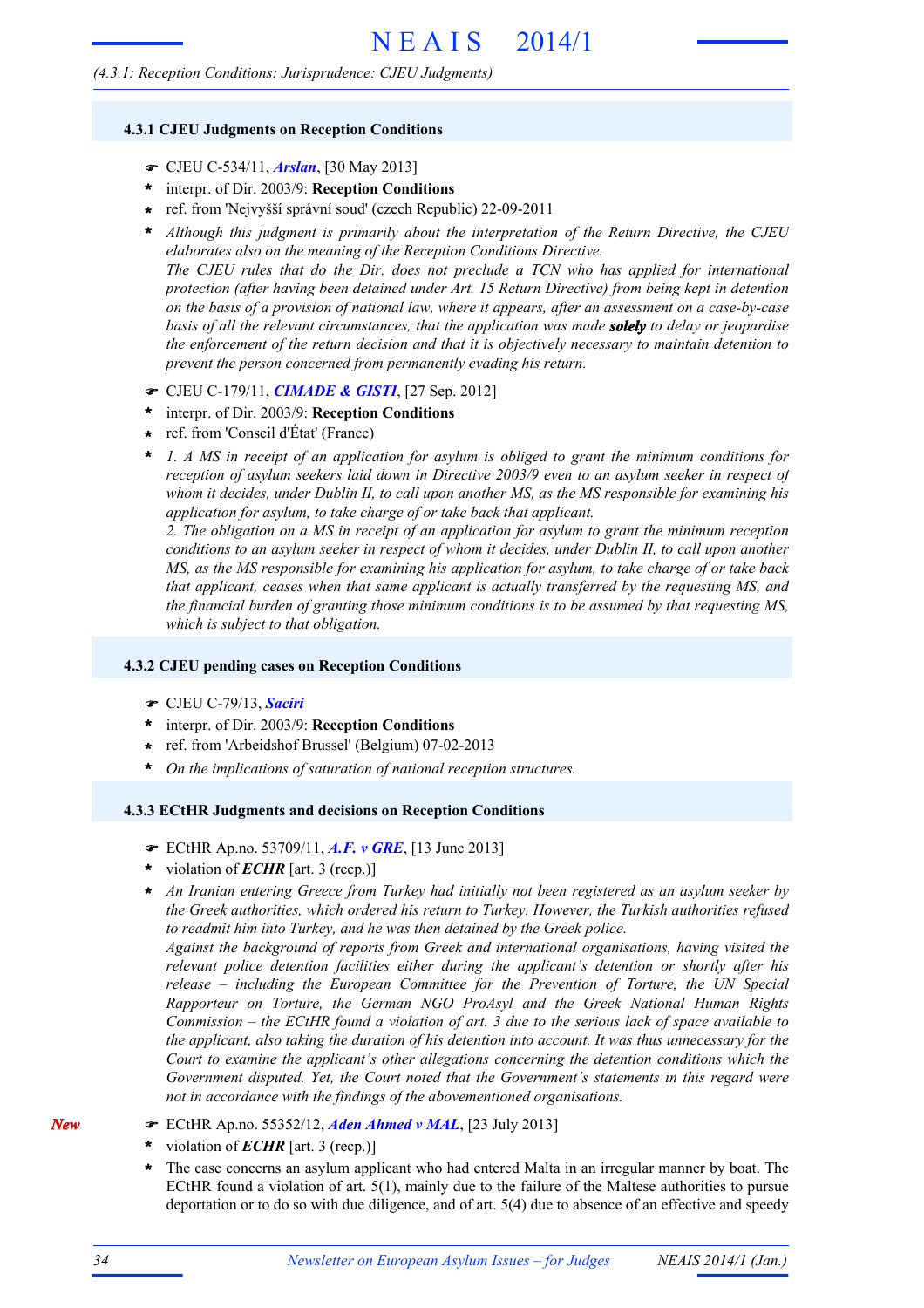## 4.3.1 CJEU Judgments on Reception Conditions

- ☛ CJEU C-534/11, ***Arslan***, [30 May 2013]
- \* interpr. of Dir. 2003/9: **Reception Conditions**
- \* ref. from 'Nejvyšší správní soud' (czech Republic) 22-09-2011
- \* *Although this judgment is primarily about the interpretation of the Return Directive, the CJEU elaborates also on the meaning of the Reception Conditions Directive.*
  *The CJEU rules that do the Dir. does not preclude a TCN who has applied for international protection (after having been detained under Art. 15 Return Directive) from being kept in detention on the basis of a provision of national law, where it appears, after an assessment on a case-by-case basis of all the relevant circumstances, that the application was made **solely** to delay or jeopardise the enforcement of the return decision and that it is objectively necessary to maintain detention to prevent the person concerned from permanently evading his return.*

- ☛ CJEU C-179/11, ***CIMADE & GISTI***, [27 Sep. 2012]
- \* interpr. of Dir. 2003/9: **Reception Conditions**
- \* ref. from 'Conseil d'État' (France)
- \* *1. A MS in receipt of an application for asylum is obliged to grant the minimum conditions for reception of asylum seekers laid down in Directive 2003/9 even to an asylum seeker in respect of whom it decides, under Dublin II, to call upon another MS, as the MS responsible for examining his application for asylum, to take charge of or take back that applicant.*
  *2. The obligation on a MS in receipt of an application for asylum to grant the minimum reception conditions to an asylum seeker in respect of whom it decides, under Dublin II, to call upon another MS, as the MS responsible for examining his application for asylum, to take charge of or take back that applicant, ceases when that same applicant is actually transferred by the requesting MS, and the financial burden of granting those minimum conditions is to be assumed by that requesting MS, which is subject to that obligation.*

## 4.3.2 CJEU pending cases on Reception Conditions

- ☛ CJEU C-79/13, ***Saciri***
- \* interpr. of Dir. 2003/9: **Reception Conditions**
- \* ref. from 'Arbeidshof Brussel' (Belgium) 07-02-2013
- \* *On the implications of saturation of national reception structures.*

## 4.3.3 ECtHR Judgments and decisions on Reception Conditions

- ☛ ECtHR Ap.no. 53709/11, ***A.F. v GRE***, [13 June 2013]
- \* violation of ***ECHR*** [art. 3 (recp.)]
- \* *An Iranian entering Greece from Turkey had initially not been registered as an asylum seeker by the Greek authorities, which ordered his return to Turkey. However, the Turkish authorities refused to readmit him into Turkey, and he was then detained by the Greek police.*
  *Against the background of reports from Greek and international organisations, having visited the relevant police detention facilities either during the applicant's detention or shortly after his release – including the European Committee for the Prevention of Torture, the UN Special Rapporteur on Torture, the German NGO ProAsyl and the Greek National Human Rights Commission – the ECtHR found a violation of art. 3 due to the serious lack of space available to the applicant, also taking the duration of his detention into account. It was thus unnecessary for the Court to examine the applicant's other allegations concerning the detention conditions which the Government disputed. Yet, the Court noted that the Government's statements in this regard were not in accordance with the findings of the abovementioned organisations.*

***New***
- ☛ ECtHR Ap.no. 55352/12, ***Aden Ahmed v MAL***, [23 July 2013]
- \* violation of ***ECHR*** [art. 3 (recp.)]
- \* The case concerns an asylum applicant who had entered Malta in an irregular manner by boat. The ECtHR found a violation of art. 5(1), mainly due to the failure of the Maltese authorities to pursue deportation or to do so with due diligence, and of art. 5(4) due to absence of an effective and speedy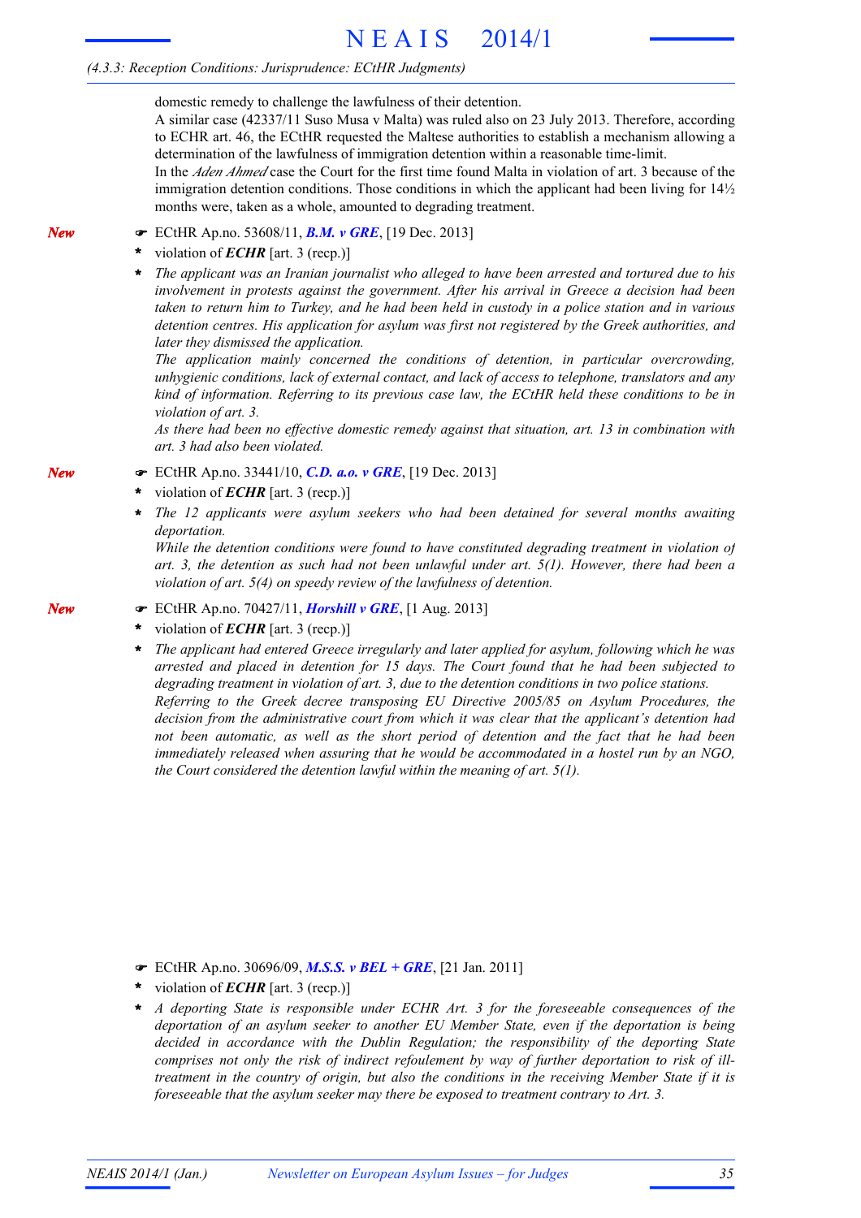domestic remedy to challenge the lawfulness of their detention.

A similar case (42337/11 Suso Musa v Malta) was ruled also on 23 July 2013. Therefore, according to ECHR art. 46, the ECtHR requested the Maltese authorities to establish a mechanism allowing a determination of the lawfulness of immigration detention within a reasonable time-limit.

In the *Aden Ahmed* case the Court for the first time found Malta in violation of art. 3 because of the immigration detention conditions. Those conditions in which the applicant had been living for 14½ months were, taken as a whole, amounted to degrading treatment.

*New*

☛ ECtHR Ap.no. 53608/11, ***B.M. v GRE***, [19 Dec. 2013]

- violation of ***ECHR*** [art. 3 (recp.)]
- *The applicant was an Iranian journalist who alleged to have been arrested and tortured due to his involvement in protests against the government. After his arrival in Greece a decision had been taken to return him to Turkey, and he had been held in custody in a police station and in various detention centres. His application for asylum was first not registered by the Greek authorities, and later they dismissed the application.*
  *The application mainly concerned the conditions of detention, in particular overcrowding, unhygienic conditions, lack of external contact, and lack of access to telephone, translators and any kind of information. Referring to its previous case law, the ECtHR held these conditions to be in violation of art. 3.*
  *As there had been no effective domestic remedy against that situation, art. 13 in combination with art. 3 had also been violated.*

*New*

☛ ECtHR Ap.no. 33441/10, ***C.D. a.o. v GRE***, [19 Dec. 2013]

- violation of ***ECHR*** [art. 3 (recp.)]
- *The 12 applicants were asylum seekers who had been detained for several months awaiting deportation.*
  *While the detention conditions were found to have constituted degrading treatment in violation of art. 3, the detention as such had not been unlawful under art. 5(1). However, there had been a violation of art. 5(4) on speedy review of the lawfulness of detention.*

*New*

☛ ECtHR Ap.no. 70427/11, ***Horshill v GRE***, [1 Aug. 2013]

- violation of ***ECHR*** [art. 3 (recp.)]
- *The applicant had entered Greece irregularly and later applied for asylum, following which he was arrested and placed in detention for 15 days. The Court found that he had been subjected to degrading treatment in violation of art. 3, due to the detention conditions in two police stations.*
  *Referring to the Greek decree transposing EU Directive 2005/85 on Asylum Procedures, the decision from the administrative court from which it was clear that the applicant's detention had not been automatic, as well as the short period of detention and the fact that he had been immediately released when assuring that he would be accommodated in a hostel run by an NGO, the Court considered the detention lawful within the meaning of art. 5(1).*

☛ ECtHR Ap.no. 30696/09, ***M.S.S. v BEL + GRE***, [21 Jan. 2011]

- violation of ***ECHR*** [art. 3 (recp.)]
- *A deporting State is responsible under ECHR Art. 3 for the foreseeable consequences of the deportation of an asylum seeker to another EU Member State, even if the deportation is being decided in accordance with the Dublin Regulation; the responsibility of the deporting State comprises not only the risk of indirect refoulement by way of further deportation to risk of ill-treatment in the country of origin, but also the conditions in the receiving Member State if it is foreseeable that the asylum seeker may there be exposed to treatment contrary to Art. 3.*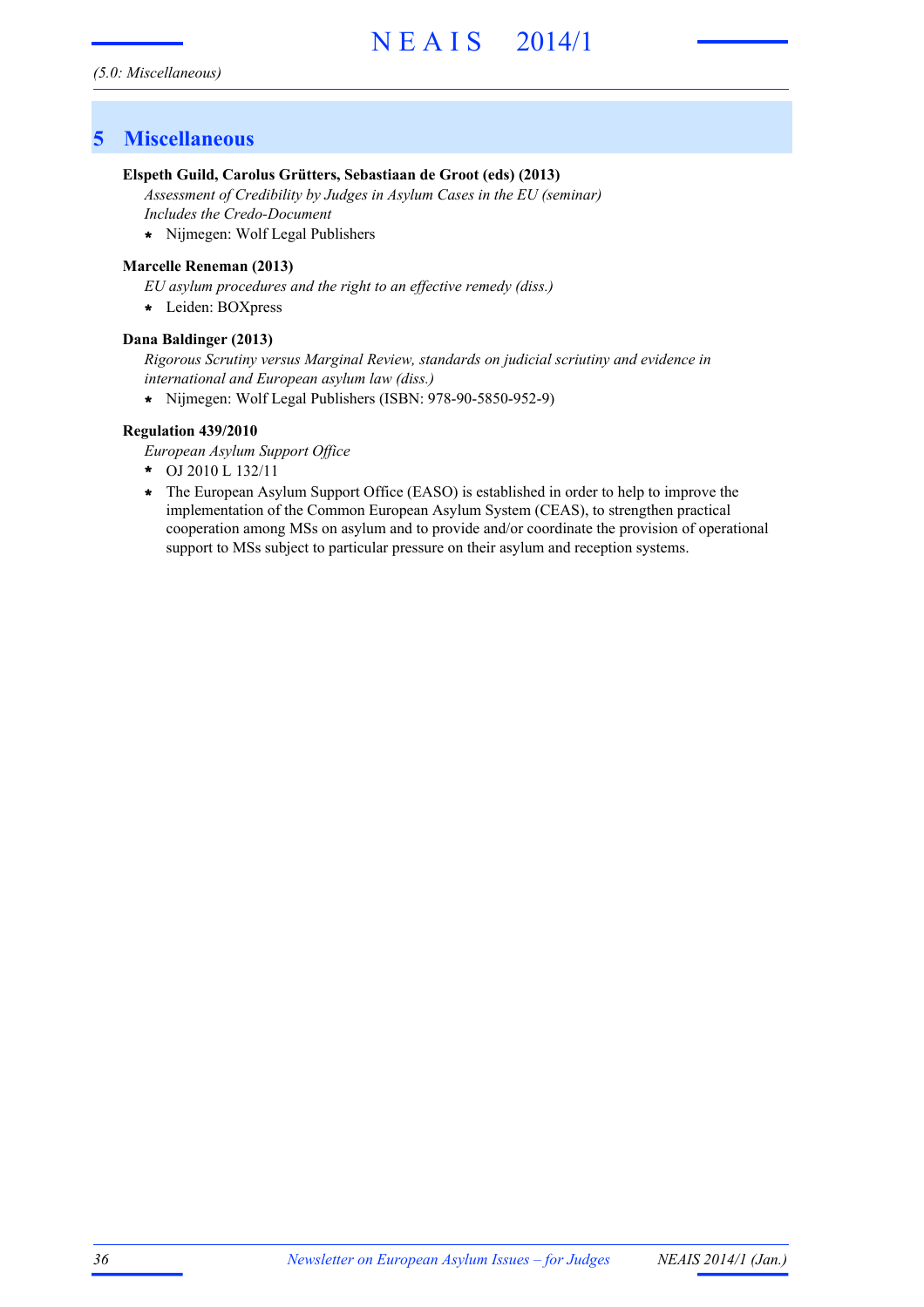# 5 Miscellaneous

**Elspeth Guild, Carolus Grütters, Sebastiaan de Groot (eds) (2013)**

*Assessment of Credibility by Judges in Asylum Cases in the EU (seminar)*
*Includes the Credo-Document*

- Nijmegen: Wolf Legal Publishers

**Marcelle Reneman (2013)**

*EU asylum procedures and the right to an effective remedy (diss.)*

- Leiden: BOXpress

**Dana Baldinger (2013)**

*Rigorous Scrutiny versus Marginal Review, standards on judicial scriutiny and evidence in international and European asylum law (diss.)*

- Nijmegen: Wolf Legal Publishers (ISBN: 978-90-5850-952-9)

**Regulation 439/2010**

*European Asylum Support Office*

- OJ 2010 L 132/11
- The European Asylum Support Office (EASO) is established in order to help to improve the implementation of the Common European Asylum System (CEAS), to strengthen practical cooperation among MSs on asylum and to provide and/or coordinate the provision of operational support to MSs subject to particular pressure on their asylum and reception systems.